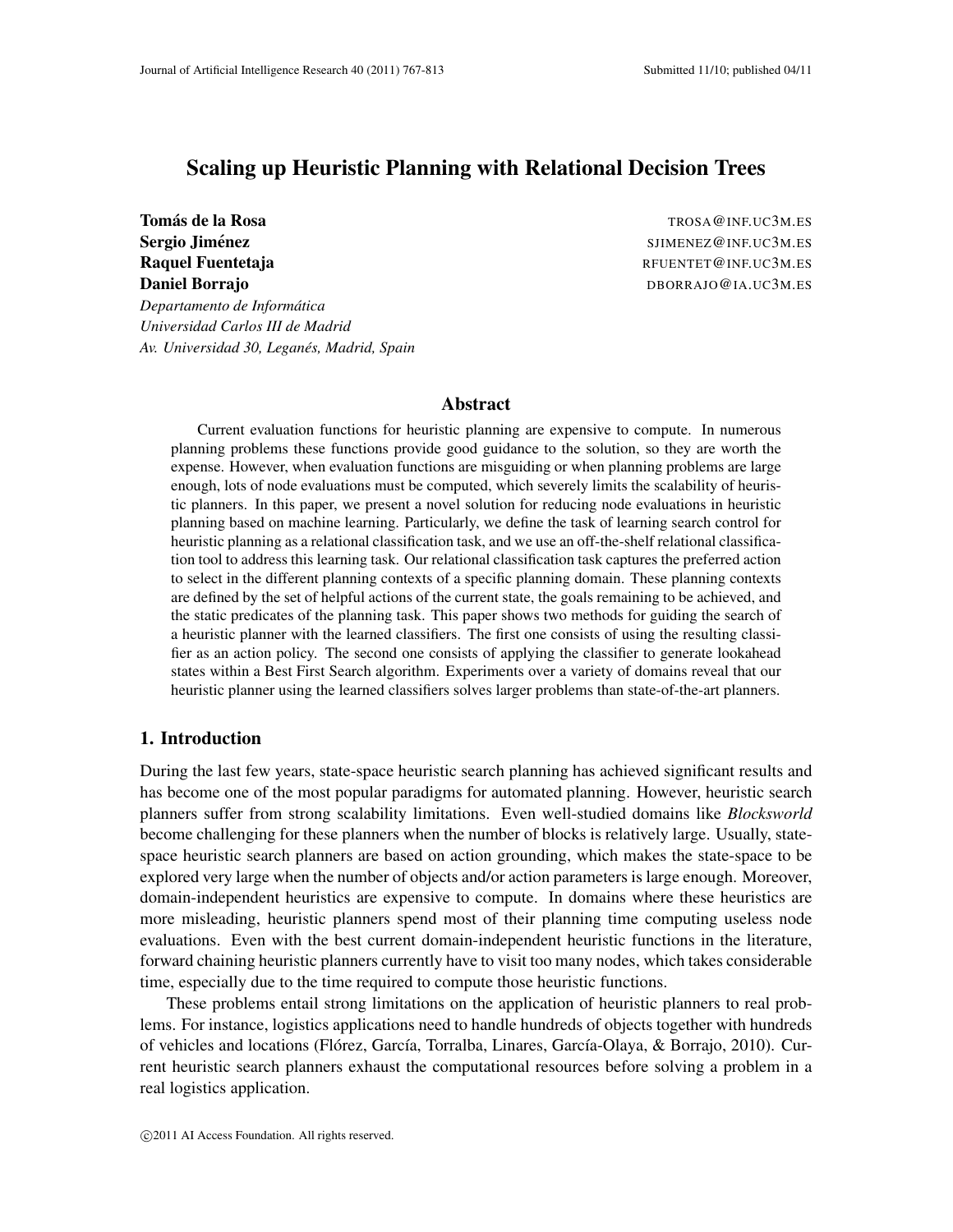# Scaling up Heuristic Planning with Relational Decision Trees

**Tomás de la Rosa** TROSA@INF.UC3M.ES
**Sergio Jiménez** SJIMENEZ@INF.UC3M.ES
**Raquel Fuentetaja** RFUENTET@INF.UC3M.ES
**Daniel Borrajo** DBORRAJO@IA.UC3M.ES

*Departamento de Informática*
*Universidad Carlos III de Madrid*
*Av. Universidad 30, Leganés, Madrid, Spain*

## Abstract

Current evaluation functions for heuristic planning are expensive to compute. In numerous planning problems these functions provide good guidance to the solution, so they are worth the expense. However, when evaluation functions are misguiding or when planning problems are large enough, lots of node evaluations must be computed, which severely limits the scalability of heuristic planners. In this paper, we present a novel solution for reducing node evaluations in heuristic planning based on machine learning. Particularly, we define the task of learning search control for heuristic planning as a relational classification task, and we use an off-the-shelf relational classification tool to address this learning task. Our relational classification task captures the preferred action to select in the different planning contexts of a specific planning domain. These planning contexts are defined by the set of helpful actions of the current state, the goals remaining to be achieved, and the static predicates of the planning task. This paper shows two methods for guiding the search of a heuristic planner with the learned classifiers. The first one consists of using the resulting classifier as an action policy. The second one consists of applying the classifier to generate lookahead states within a Best First Search algorithm. Experiments over a variety of domains reveal that our heuristic planner using the learned classifiers solves larger problems than state-of-the-art planners.

## 1. Introduction

During the last few years, state-space heuristic search planning has achieved significant results and has become one of the most popular paradigms for automated planning. However, heuristic search planners suffer from strong scalability limitations. Even well-studied domains like *Blocksworld* become challenging for these planners when the number of blocks is relatively large. Usually, state-space heuristic search planners are based on action grounding, which makes the state-space to be explored very large when the number of objects and/or action parameters is large enough. Moreover, domain-independent heuristics are expensive to compute. In domains where these heuristics are more misleading, heuristic planners spend most of their planning time computing useless node evaluations. Even with the best current domain-independent heuristic functions in the literature, forward chaining heuristic planners currently have to visit too many nodes, which takes considerable time, especially due to the time required to compute those heuristic functions.

These problems entail strong limitations on the application of heuristic planners to real problems. For instance, logistics applications need to handle hundreds of objects together with hundreds of vehicles and locations (Flórez, García, Torralba, Linares, García-Olaya, & Borrajo, 2010). Current heuristic search planners exhaust the computational resources before solving a problem in a real logistics application.

©2011 AI Access Foundation. All rights reserved.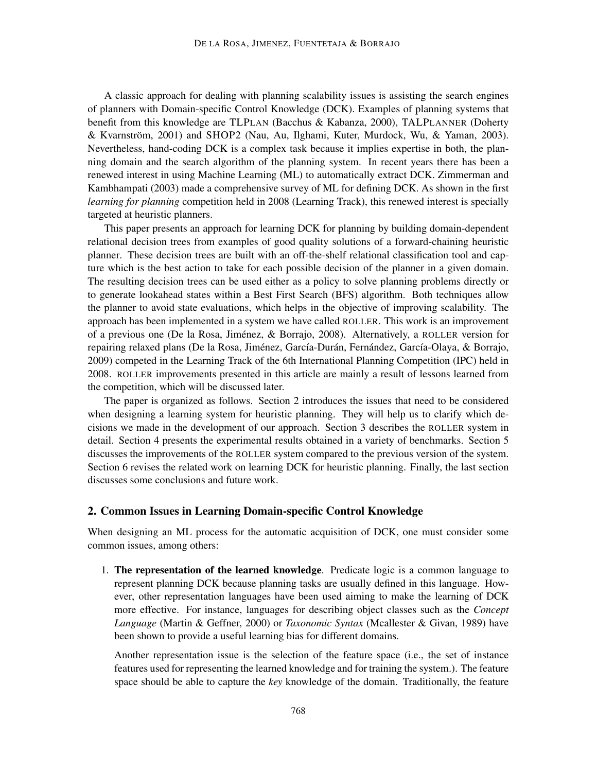A classic approach for dealing with planning scalability issues is assisting the search engines of planners with Domain-specific Control Knowledge (DCK). Examples of planning systems that benefit from this knowledge are TLPLAN (Bacchus & Kabanza, 2000), TALPLANNER (Doherty & Kvarnström, 2001) and SHOP2 (Nau, Au, Ilghami, Kuter, Murdock, Wu, & Yaman, 2003). Nevertheless, hand-coding DCK is a complex task because it implies expertise in both, the planning domain and the search algorithm of the planning system. In recent years there has been a renewed interest in using Machine Learning (ML) to automatically extract DCK. Zimmerman and Kambhampati (2003) made a comprehensive survey of ML for defining DCK. As shown in the first *learning for planning* competition held in 2008 (Learning Track), this renewed interest is specially targeted at heuristic planners.

This paper presents an approach for learning DCK for planning by building domain-dependent relational decision trees from examples of good quality solutions of a forward-chaining heuristic planner. These decision trees are built with an off-the-shelf relational classification tool and capture which is the best action to take for each possible decision of the planner in a given domain. The resulting decision trees can be used either as a policy to solve planning problems directly or to generate lookahead states within a Best First Search (BFS) algorithm. Both techniques allow the planner to avoid state evaluations, which helps in the objective of improving scalability. The approach has been implemented in a system we have called ROLLER. This work is an improvement of a previous one (De la Rosa, Jiménez, & Borrajo, 2008). Alternatively, a ROLLER version for repairing relaxed plans (De la Rosa, Jiménez, García-Durán, Fernández, García-Olaya, & Borrajo, 2009) competed in the Learning Track of the 6th International Planning Competition (IPC) held in 2008. ROLLER improvements presented in this article are mainly a result of lessons learned from the competition, which will be discussed later.

The paper is organized as follows. Section 2 introduces the issues that need to be considered when designing a learning system for heuristic planning. They will help us to clarify which decisions we made in the development of our approach. Section 3 describes the ROLLER system in detail. Section 4 presents the experimental results obtained in a variety of benchmarks. Section 5 discusses the improvements of the ROLLER system compared to the previous version of the system. Section 6 revises the related work on learning DCK for heuristic planning. Finally, the last section discusses some conclusions and future work.

## 2. Common Issues in Learning Domain-specific Control Knowledge

When designing an ML process for the automatic acquisition of DCK, one must consider some common issues, among others:

1. **The representation of the learned knowledge**. Predicate logic is a common language to represent planning DCK because planning tasks are usually defined in this language. However, other representation languages have been used aiming to make the learning of DCK more effective. For instance, languages for describing object classes such as the *Concept Language* (Martin & Geffner, 2000) or *Taxonomic Syntax* (Mcallester & Givan, 1989) have been shown to provide a useful learning bias for different domains.

   Another representation issue is the selection of the feature space (i.e., the set of instance features used for representing the learned knowledge and for training the system.). The feature space should be able to capture the *key* knowledge of the domain. Traditionally, the feature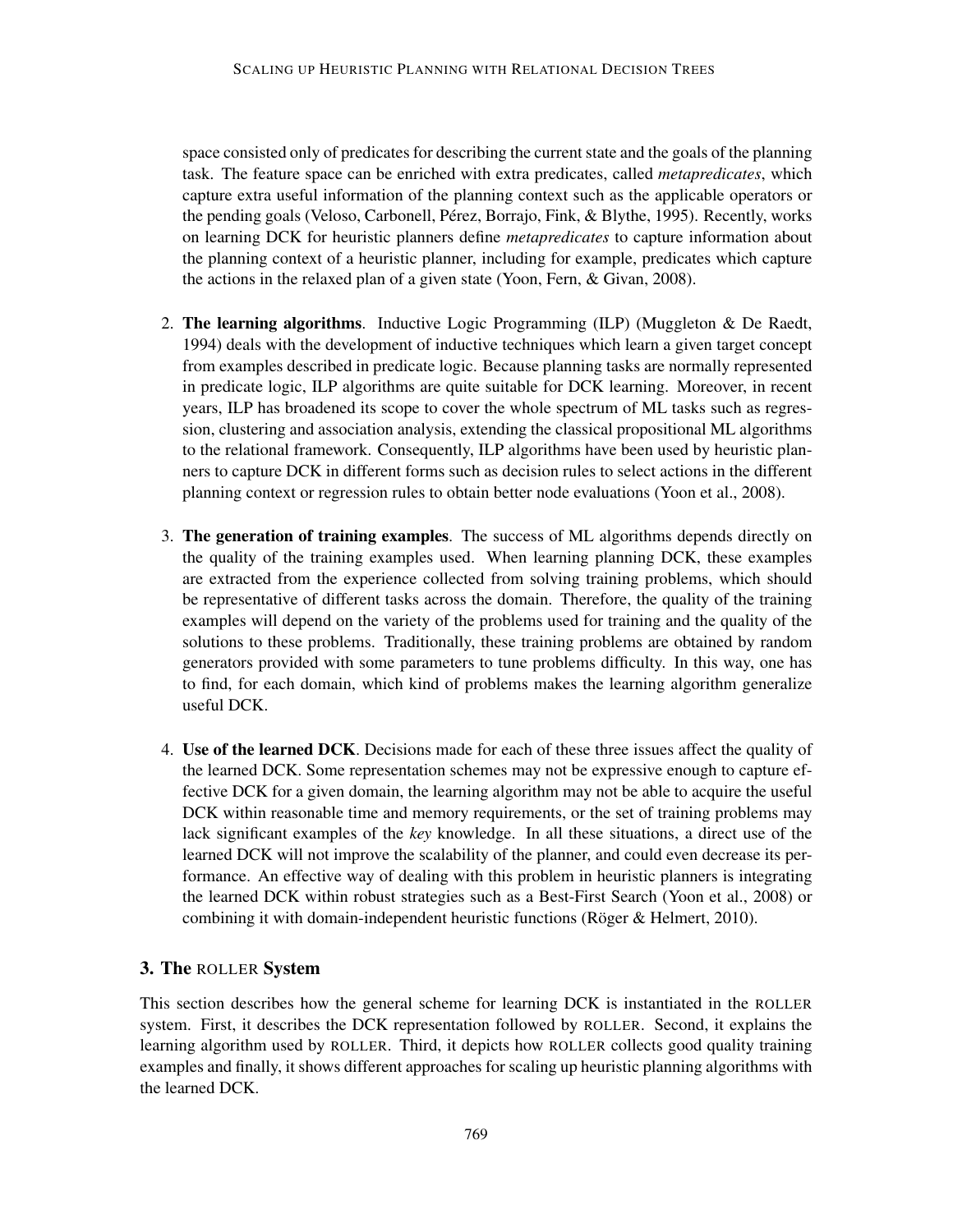space consisted only of predicates for describing the current state and the goals of the planning task. The feature space can be enriched with extra predicates, called *metapredicates*, which capture extra useful information of the planning context such as the applicable operators or the pending goals (Veloso, Carbonell, Pérez, Borrajo, Fink, & Blythe, 1995). Recently, works on learning DCK for heuristic planners define *metapredicates* to capture information about the planning context of a heuristic planner, including for example, predicates which capture the actions in the relaxed plan of a given state (Yoon, Fern, & Givan, 2008).

2. **The learning algorithms**. Inductive Logic Programming (ILP) (Muggleton & De Raedt, 1994) deals with the development of inductive techniques which learn a given target concept from examples described in predicate logic. Because planning tasks are normally represented in predicate logic, ILP algorithms are quite suitable for DCK learning. Moreover, in recent years, ILP has broadened its scope to cover the whole spectrum of ML tasks such as regression, clustering and association analysis, extending the classical propositional ML algorithms to the relational framework. Consequently, ILP algorithms have been used by heuristic planners to capture DCK in different forms such as decision rules to select actions in the different planning context or regression rules to obtain better node evaluations (Yoon et al., 2008).

3. **The generation of training examples**. The success of ML algorithms depends directly on the quality of the training examples used. When learning planning DCK, these examples are extracted from the experience collected from solving training problems, which should be representative of different tasks across the domain. Therefore, the quality of the training examples will depend on the variety of the problems used for training and the quality of the solutions to these problems. Traditionally, these training problems are obtained by random generators provided with some parameters to tune problems difficulty. In this way, one has to find, for each domain, which kind of problems makes the learning algorithm generalize useful DCK.

4. **Use of the learned DCK**. Decisions made for each of these three issues affect the quality of the learned DCK. Some representation schemes may not be expressive enough to capture effective DCK for a given domain, the learning algorithm may not be able to acquire the useful DCK within reasonable time and memory requirements, or the set of training problems may lack significant examples of the *key* knowledge. In all these situations, a direct use of the learned DCK will not improve the scalability of the planner, and could even decrease its performance. An effective way of dealing with this problem in heuristic planners is integrating the learned DCK within robust strategies such as a Best-First Search (Yoon et al., 2008) or combining it with domain-independent heuristic functions (Röger & Helmert, 2010).

## 3. The ROLLER System

This section describes how the general scheme for learning DCK is instantiated in the ROLLER system. First, it describes the DCK representation followed by ROLLER. Second, it explains the learning algorithm used by ROLLER. Third, it depicts how ROLLER collects good quality training examples and finally, it shows different approaches for scaling up heuristic planning algorithms with the learned DCK.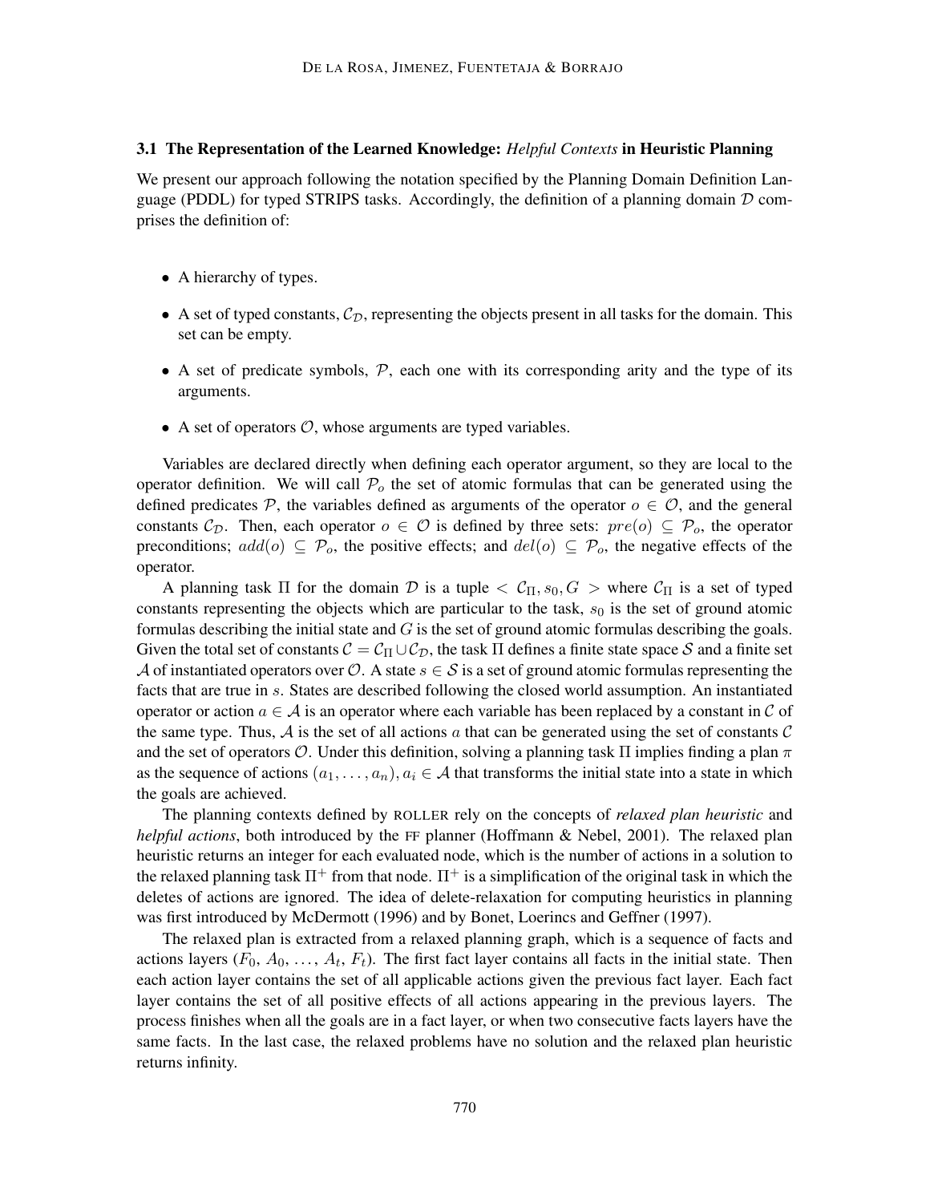### 3.1 The Representation of the Learned Knowledge: *Helpful Contexts* in Heuristic Planning

We present our approach following the notation specified by the Planning Domain Definition Language (PDDL) for typed STRIPS tasks. Accordingly, the definition of a planning domain $\mathcal{D}$ comprises the definition of:

- A hierarchy of types.
- A set of typed constants, $\mathcal{C}_\mathcal{D}$, representing the objects present in all tasks for the domain. This set can be empty.
- A set of predicate symbols, $\mathcal{P}$, each one with its corresponding arity and the type of its arguments.
- A set of operators $\mathcal{O}$, whose arguments are typed variables.

Variables are declared directly when defining each operator argument, so they are local to the operator definition. We will call $\mathcal{P}_o$ the set of atomic formulas that can be generated using the defined predicates $\mathcal{P}$, the variables defined as arguments of the operator $o \in \mathcal{O}$, and the general constants $\mathcal{C}_\mathcal{D}$. Then, each operator $o \in \mathcal{O}$ is defined by three sets: $pre(o) \subseteq \mathcal{P}_o$, the operator preconditions; $add(o) \subseteq \mathcal{P}_o$, the positive effects; and $del(o) \subseteq \mathcal{P}_o$, the negative effects of the operator.

A planning task $\Pi$ for the domain $\mathcal{D}$ is a tuple $< \mathcal{C}_\Pi, s_0, G >$ where $\mathcal{C}_\Pi$ is a set of typed constants representing the objects which are particular to the task, $s_0$ is the set of ground atomic formulas describing the initial state and $G$ is the set of ground atomic formulas describing the goals. Given the total set of constants $\mathcal{C} = \mathcal{C}_\Pi \cup \mathcal{C}_\mathcal{D}$, the task $\Pi$ defines a finite state space $\mathcal{S}$ and a finite set $\mathcal{A}$ of instantiated operators over $\mathcal{O}$. A state $s \in \mathcal{S}$ is a set of ground atomic formulas representing the facts that are true in $s$. States are described following the closed world assumption. An instantiated operator or action $a \in \mathcal{A}$ is an operator where each variable has been replaced by a constant in $\mathcal{C}$ of the same type. Thus, $\mathcal{A}$ is the set of all actions $a$ that can be generated using the set of constants $\mathcal{C}$ and the set of operators $\mathcal{O}$. Under this definition, solving a planning task $\Pi$ implies finding a plan $\pi$ as the sequence of actions $(a_1, \ldots, a_n), a_i \in \mathcal{A}$ that transforms the initial state into a state in which the goals are achieved.

The planning contexts defined by ROLLER rely on the concepts of *relaxed plan heuristic* and *helpful actions*, both introduced by the FF planner (Hoffmann & Nebel, 2001). The relaxed plan heuristic returns an integer for each evaluated node, which is the number of actions in a solution to the relaxed planning task $\Pi^+$ from that node. $\Pi^+$ is a simplification of the original task in which the deletes of actions are ignored. The idea of delete-relaxation for computing heuristics in planning was first introduced by McDermott (1996) and by Bonet, Loerincs and Geffner (1997).

The relaxed plan is extracted from a relaxed planning graph, which is a sequence of facts and actions layers ($F_0$, $A_0$, ..., $A_t$, $F_t$). The first fact layer contains all facts in the initial state. Then each action layer contains the set of all applicable actions given the previous fact layer. Each fact layer contains the set of all positive effects of all actions appearing in the previous layers. The process finishes when all the goals are in a fact layer, or when two consecutive facts layers have the same facts. In the last case, the relaxed problems have no solution and the relaxed plan heuristic returns infinity.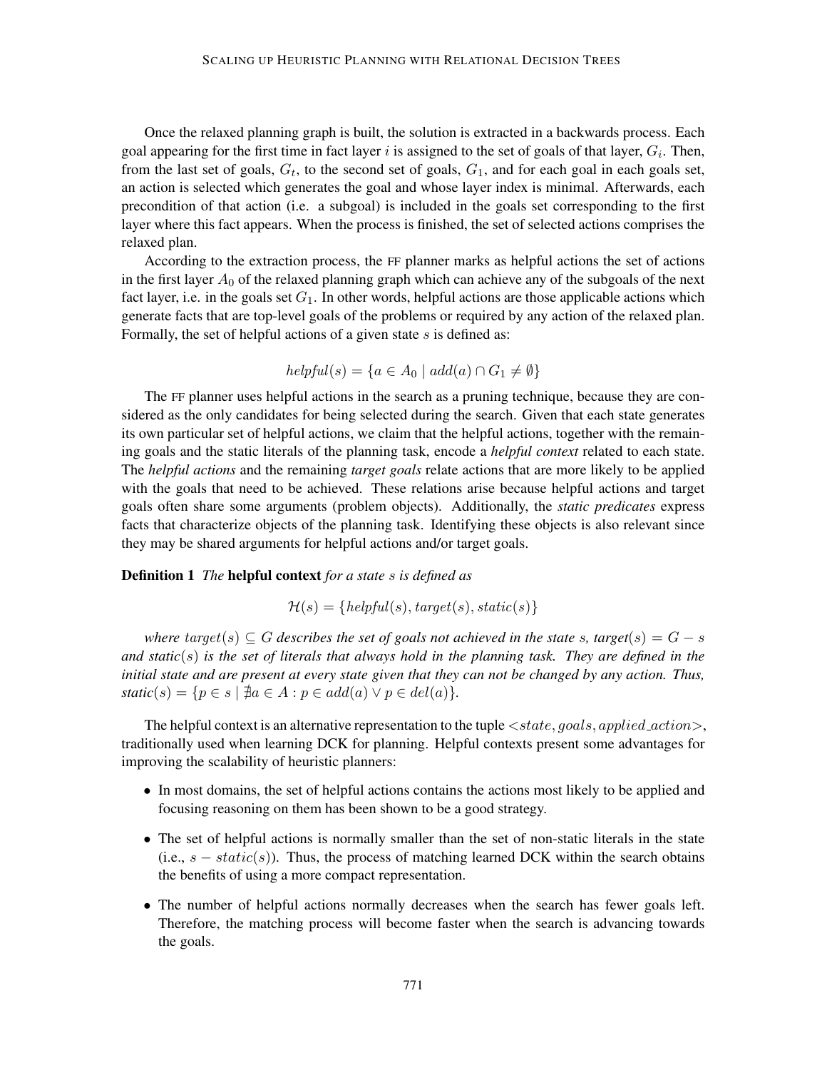Once the relaxed planning graph is built, the solution is extracted in a backwards process. Each goal appearing for the first time in fact layer $i$ is assigned to the set of goals of that layer, $G_i$. Then, from the last set of goals, $G_t$, to the second set of goals, $G_1$, and for each goal in each goals set, an action is selected which generates the goal and whose layer index is minimal. Afterwards, each precondition of that action (i.e. a subgoal) is included in the goals set corresponding to the first layer where this fact appears. When the process is finished, the set of selected actions comprises the relaxed plan.

According to the extraction process, the FF planner marks as helpful actions the set of actions in the first layer $A_0$ of the relaxed planning graph which can achieve any of the subgoals of the next fact layer, i.e. in the goals set $G_1$. In other words, helpful actions are those applicable actions which generate facts that are top-level goals of the problems or required by any action of the relaxed plan. Formally, the set of helpful actions of a given state $s$ is defined as:

$$helpful(s) = \{a \in A_0 \mid add(a) \cap G_1 \neq \emptyset\}$$

The FF planner uses helpful actions in the search as a pruning technique, because they are considered as the only candidates for being selected during the search. Given that each state generates its own particular set of helpful actions, we claim that the helpful actions, together with the remaining goals and the static literals of the planning task, encode a *helpful context* related to each state. The *helpful actions* and the remaining *target goals* relate actions that are more likely to be applied with the goals that need to be achieved. These relations arise because helpful actions and target goals often share some arguments (problem objects). Additionally, the *static predicates* express facts that characterize objects of the planning task. Identifying these objects is also relevant since they may be shared arguments for helpful actions and/or target goals.

**Definition 1** *The* **helpful context** *for a state $s$ is defined as*

$$\mathcal{H}(s) = \{helpful(s), target(s), static(s)\}$$

*where $target(s) \subseteq G$ describes the set of goals not achieved in the state $s$, $target(s) = G - s$ and $static(s)$ is the set of literals that always hold in the planning task. They are defined in the initial state and are present at every state given that they can not be changed by any action. Thus, $static(s) = \{p \in s \mid \nexists a \in A : p \in add(a) \vee p \in del(a)\}$.*

The helpful context is an alternative representation to the tuple $<state, goals, applied\_action>$, traditionally used when learning DCK for planning. Helpful contexts present some advantages for improving the scalability of heuristic planners:

- In most domains, the set of helpful actions contains the actions most likely to be applied and focusing reasoning on them has been shown to be a good strategy.
- The set of helpful actions is normally smaller than the set of non-static literals in the state (i.e., $s - static(s)$). Thus, the process of matching learned DCK within the search obtains the benefits of using a more compact representation.
- The number of helpful actions normally decreases when the search has fewer goals left. Therefore, the matching process will become faster when the search is advancing towards the goals.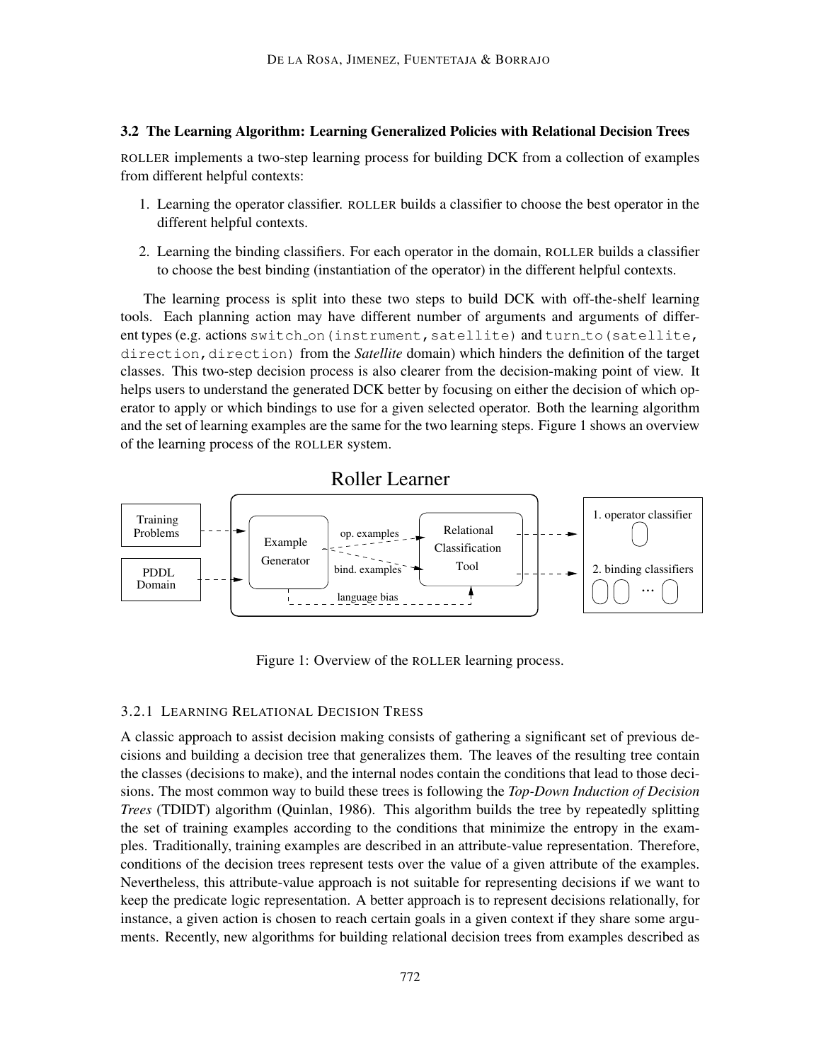### 3.2 The Learning Algorithm: Learning Generalized Policies with Relational Decision Trees

ROLLER implements a two-step learning process for building DCK from a collection of examples from different helpful contexts:

1. Learning the operator classifier. ROLLER builds a classifier to choose the best operator in the different helpful contexts.
2. Learning the binding classifiers. For each operator in the domain, ROLLER builds a classifier to choose the best binding (instantiation of the operator) in the different helpful contexts.

The learning process is split into these two steps to build DCK with off-the-shelf learning tools. Each planning action may have different number of arguments and arguments of different types (e.g. actions `switch_on(instrument,satellite)` and `turn_to(satellite, direction,direction)` from the *Satellite* domain) which hinders the definition of the target classes. This two-step decision process is also clearer from the decision-making point of view. It helps users to understand the generated DCK better by focusing on either the decision of which operator to apply or which bindings to use for a given selected operator. Both the learning algorithm and the set of learning examples are the same for the two learning steps. Figure 1 shows an overview of the learning process of the ROLLER system.

Roller Learner

Training Problems → Example Generator; PDDL Domain → Example Generator; Example Generator → (op. examples, bind. examples) → Relational Classification Tool; Example Generator → (language bias) → Relational Classification Tool; Relational Classification Tool → 1. operator classifier; 2. binding classifiers ...

Figure 1: Overview of the ROLLER learning process.

#### 3.2.1 Learning Relational Decision Tress

A classic approach to assist decision making consists of gathering a significant set of previous decisions and building a decision tree that generalizes them. The leaves of the resulting tree contain the classes (decisions to make), and the internal nodes contain the conditions that lead to those decisions. The most common way to build these trees is following the *Top-Down Induction of Decision Trees* (TDIDT) algorithm (Quinlan, 1986). This algorithm builds the tree by repeatedly splitting the set of training examples according to the conditions that minimize the entropy in the examples. Traditionally, training examples are described in an attribute-value representation. Therefore, conditions of the decision trees represent tests over the value of a given attribute of the examples. Nevertheless, this attribute-value approach is not suitable for representing decisions if we want to keep the predicate logic representation. A better approach is to represent decisions relationally, for instance, a given action is chosen to reach certain goals in a given context if they share some arguments. Recently, new algorithms for building relational decision trees from examples described as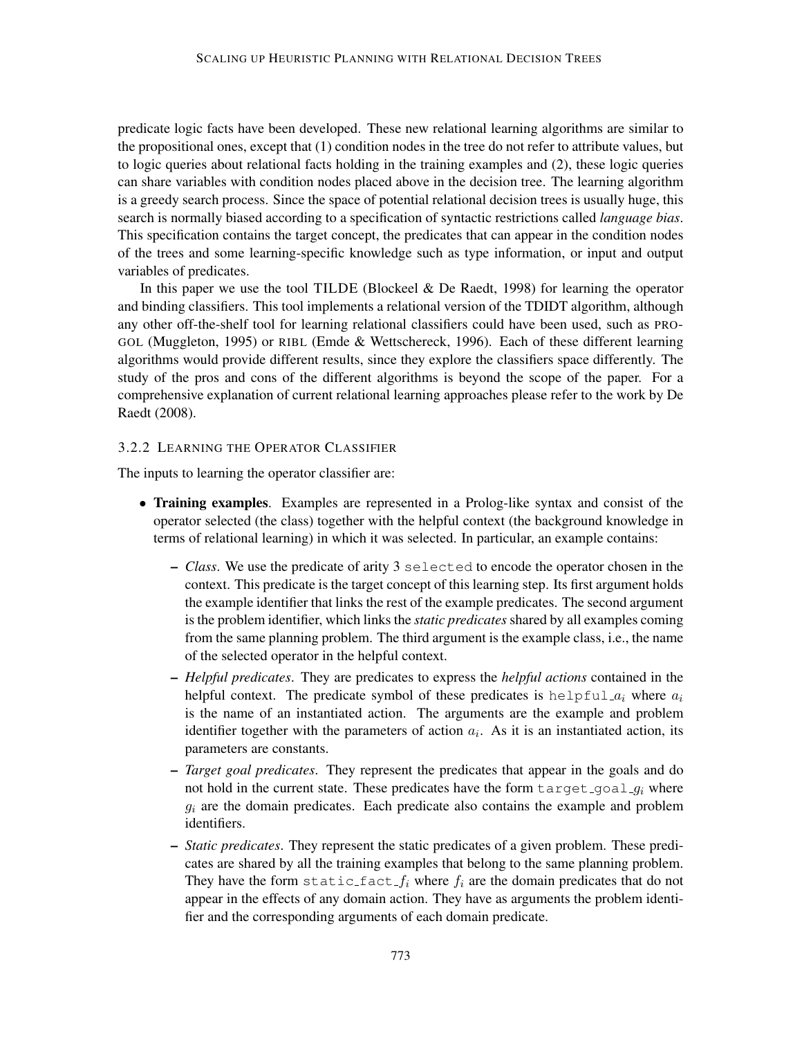predicate logic facts have been developed. These new relational learning algorithms are similar to the propositional ones, except that (1) condition nodes in the tree do not refer to attribute values, but to logic queries about relational facts holding in the training examples and (2), these logic queries can share variables with condition nodes placed above in the decision tree. The learning algorithm is a greedy search process. Since the space of potential relational decision trees is usually huge, this search is normally biased according to a specification of syntactic restrictions called *language bias*. This specification contains the target concept, the predicates that can appear in the condition nodes of the trees and some learning-specific knowledge such as type information, or input and output variables of predicates.

In this paper we use the tool TILDE (Blockeel & De Raedt, 1998) for learning the operator and binding classifiers. This tool implements a relational version of the TDIDT algorithm, although any other off-the-shelf tool for learning relational classifiers could have been used, such as PROGOL (Muggleton, 1995) or RIBL (Emde & Wettschereck, 1996). Each of these different learning algorithms would provide different results, since they explore the classifiers space differently. The study of the pros and cons of the different algorithms is beyond the scope of the paper. For a comprehensive explanation of current relational learning approaches please refer to the work by De Raedt (2008).

### 3.2.2 Learning the Operator Classifier

The inputs to learning the operator classifier are:

- **Training examples**. Examples are represented in a Prolog-like syntax and consist of the operator selected (the class) together with the helpful context (the background knowledge in terms of relational learning) in which it was selected. In particular, an example contains:
  - *Class*. We use the predicate of arity 3 `selected` to encode the operator chosen in the context. This predicate is the target concept of this learning step. Its first argument holds the example identifier that links the rest of the example predicates. The second argument is the problem identifier, which links the *static predicates* shared by all examples coming from the same planning problem. The third argument is the example class, i.e., the name of the selected operator in the helpful context.
  - *Helpful predicates*. They are predicates to express the *helpful actions* contained in the helpful context. The predicate symbol of these predicates is `helpful_`$a_i$ where $a_i$ is the name of an instantiated action. The arguments are the example and problem identifier together with the parameters of action $a_i$. As it is an instantiated action, its parameters are constants.
  - *Target goal predicates*. They represent the predicates that appear in the goals and do not hold in the current state. These predicates have the form `target_goal_`$g_i$ where $g_i$ are the domain predicates. Each predicate also contains the example and problem identifiers.
  - *Static predicates*. They represent the static predicates of a given problem. These predicates are shared by all the training examples that belong to the same planning problem. They have the form `static_fact_`$f_i$ where $f_i$ are the domain predicates that do not appear in the effects of any domain action. They have as arguments the problem identifier and the corresponding arguments of each domain predicate.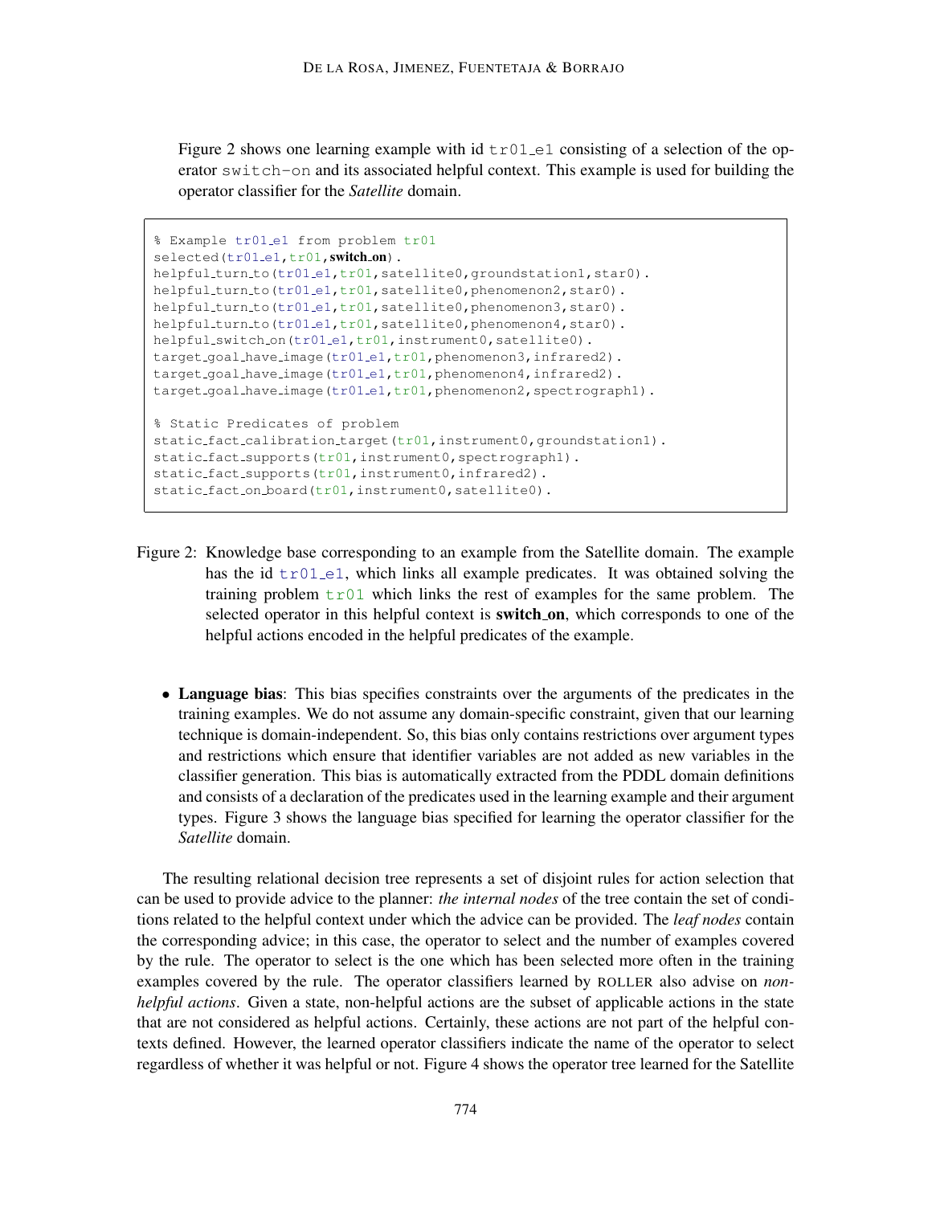Figure 2 shows one learning example with id `tr01_e1` consisting of a selection of the operator `switch-on` and its associated helpful context. This example is used for building the operator classifier for the *Satellite* domain.

```
% Example tr01_e1 from problem tr01
selected(tr01_e1,tr01,switch_on).
helpful_turn_to(tr01_e1,tr01,satellite0,groundstation1,star0).
helpful_turn_to(tr01_e1,tr01,satellite0,phenomenon2,star0).
helpful_turn_to(tr01_e1,tr01,satellite0,phenomenon3,star0).
helpful_turn_to(tr01_e1,tr01,satellite0,phenomenon4,star0).
helpful_switch_on(tr01_e1,tr01,instrument0,satellite0).
target_goal_have_image(tr01_e1,tr01,phenomenon3,infrared2).
target_goal_have_image(tr01_e1,tr01,phenomenon4,infrared2).
target_goal_have_image(tr01_e1,tr01,phenomenon2,spectrograph1).

% Static Predicates of problem
static_fact_calibration_target(tr01,instrument0,groundstation1).
static_fact_supports(tr01,instrument0,spectrograph1).
static_fact_supports(tr01,instrument0,infrared2).
static_fact_on_board(tr01,instrument0,satellite0).
```

Figure 2: Knowledge base corresponding to an example from the Satellite domain. The example has the id `tr01_e1`, which links all example predicates. It was obtained solving the training problem `tr01` which links the rest of examples for the same problem. The selected operator in this helpful context is **switch_on**, which corresponds to one of the helpful actions encoded in the helpful predicates of the example.

- **Language bias**: This bias specifies constraints over the arguments of the predicates in the training examples. We do not assume any domain-specific constraint, given that our learning technique is domain-independent. So, this bias only contains restrictions over argument types and restrictions which ensure that identifier variables are not added as new variables in the classifier generation. This bias is automatically extracted from the PDDL domain definitions and consists of a declaration of the predicates used in the learning example and their argument types. Figure 3 shows the language bias specified for learning the operator classifier for the *Satellite* domain.

The resulting relational decision tree represents a set of disjoint rules for action selection that can be used to provide advice to the planner: *the internal nodes* of the tree contain the set of conditions related to the helpful context under which the advice can be provided. The *leaf nodes* contain the corresponding advice; in this case, the operator to select and the number of examples covered by the rule. The operator to select is the one which has been selected more often in the training examples covered by the rule. The operator classifiers learned by ROLLER also advise on *non-helpful actions*. Given a state, non-helpful actions are the subset of applicable actions in the state that are not considered as helpful actions. Certainly, these actions are not part of the helpful contexts defined. However, the learned operator classifiers indicate the name of the operator to select regardless of whether it was helpful or not. Figure 4 shows the operator tree learned for the Satellite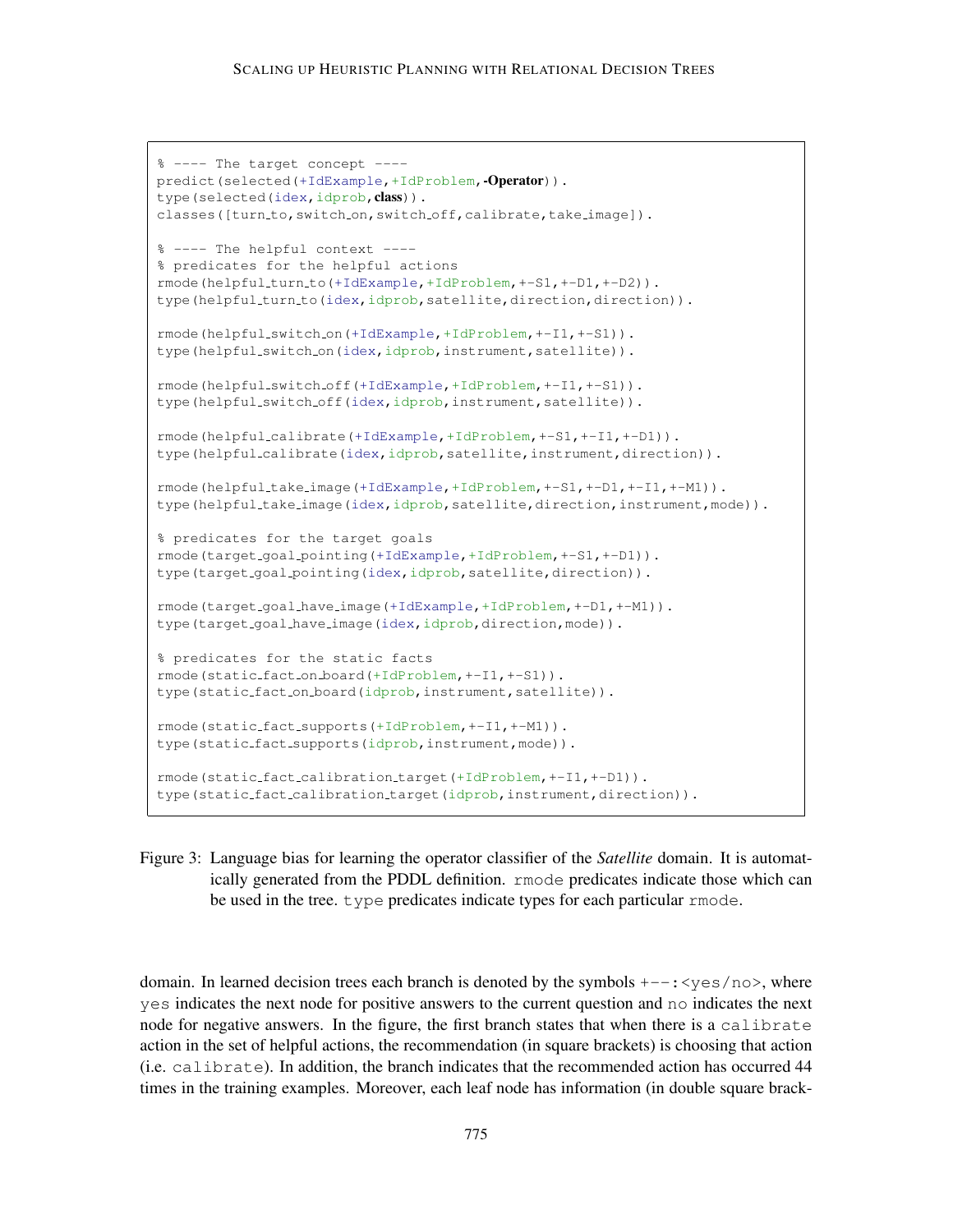```
% ---- The target concept ----
predict(selected(+IdExample,+IdProblem,-Operator)).
type(selected(idex,idprob,class)).
classes([turn_to,switch_on,switch_off,calibrate,take_image]).

% ---- The helpful context ----
% predicates for the helpful actions
rmode(helpful_turn_to(+IdExample,+IdProblem,+-S1,+-D1,+-D2)).
type(helpful_turn_to(idex,idprob,satellite,direction,direction)).

rmode(helpful_switch_on(+IdExample,+IdProblem,+-I1,+-S1)).
type(helpful_switch_on(idex,idprob,instrument,satellite)).

rmode(helpful_switch_off(+IdExample,+IdProblem,+-I1,+-S1)).
type(helpful_switch_off(idex,idprob,instrument,satellite)).

rmode(helpful_calibrate(+IdExample,+IdProblem,+-S1,+-I1,+-D1)).
type(helpful_calibrate(idex,idprob,satellite,instrument,direction)).

rmode(helpful_take_image(+IdExample,+IdProblem,+-S1,+-D1,+-I1,+-M1)).
type(helpful_take_image(idex,idprob,satellite,direction,instrument,mode)).

% predicates for the target goals
rmode(target_goal_pointing(+IdExample,+IdProblem,+-S1,+-D1)).
type(target_goal_pointing(idex,idprob,satellite,direction)).

rmode(target_goal_have_image(+IdExample,+IdProblem,+-D1,+-M1)).
type(target_goal_have_image(idex,idprob,direction,mode)).

% predicates for the static facts
rmode(static_fact_on_board(+IdProblem,+-I1,+-S1)).
type(static_fact_on_board(idprob,instrument,satellite)).

rmode(static_fact_supports(+IdProblem,+-I1,+-M1)).
type(static_fact_supports(idprob,instrument,mode)).

rmode(static_fact_calibration_target(+IdProblem,+-I1,+-D1)).
type(static_fact_calibration_target(idprob,instrument,direction)).
```

Figure 3: Language bias for learning the operator classifier of the *Satellite* domain. It is automatically generated from the PDDL definition. `rmode` predicates indicate those which can be used in the tree. `type` predicates indicate types for each particular `rmode`.

domain. In learned decision trees each branch is denoted by the symbols `+--:<yes/no>`, where `yes` indicates the next node for positive answers to the current question and `no` indicates the next node for negative answers. In the figure, the first branch states that when there is a `calibrate` action in the set of helpful actions, the recommendation (in square brackets) is choosing that action (i.e. `calibrate`). In addition, the branch indicates that the recommended action has occurred 44 times in the training examples. Moreover, each leaf node has information (in double square brack-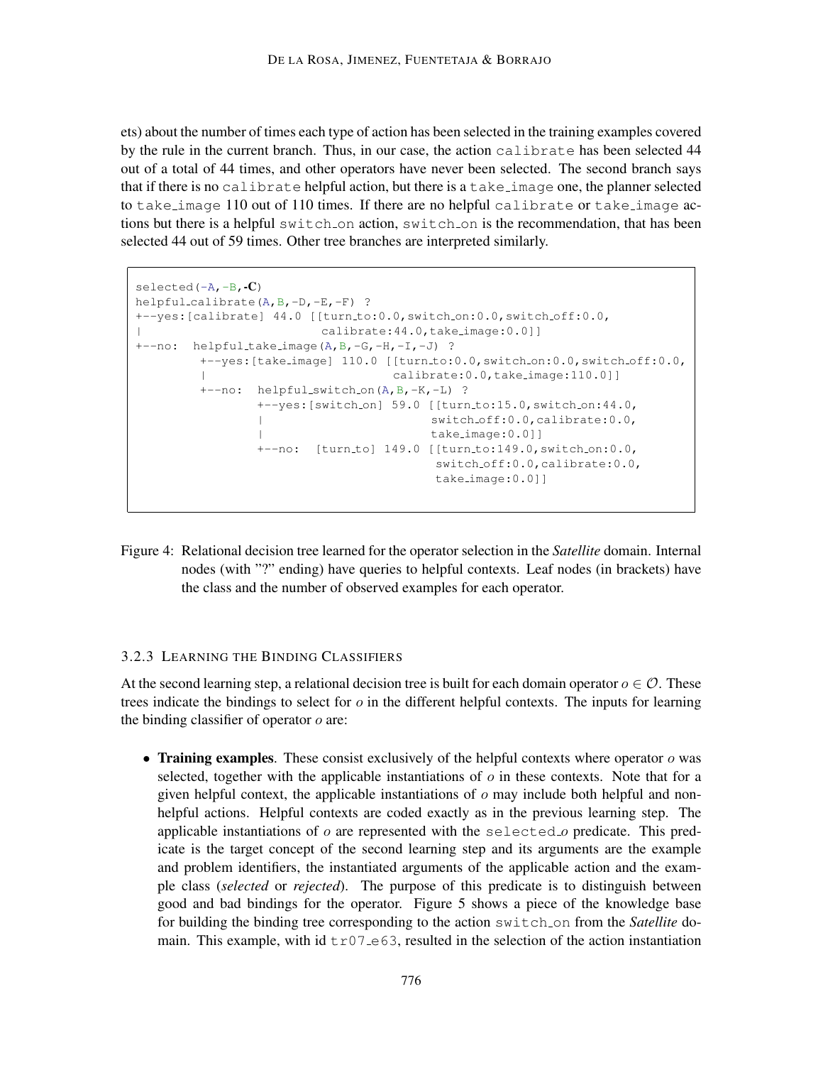ets) about the number of times each type of action has been selected in the training examples covered by the rule in the current branch. Thus, in our case, the action `calibrate` has been selected 44 out of a total of 44 times, and other operators have never been selected. The second branch says that if there is no `calibrate` helpful action, but there is a `take_image` one, the planner selected to `take_image` 110 out of 110 times. If there are no helpful `calibrate` or `take_image` actions but there is a helpful `switch_on` action, `switch_on` is the recommendation, that has been selected 44 out of 59 times. Other tree branches are interpreted similarly.

```
selected(-A,-B,-C)
helpful_calibrate(A,B,-D,-E,-F) ?
+--yes:[calibrate] 44.0 [[turn_to:0.0,switch_on:0.0,switch_off:0.0,
|                         calibrate:44.0,take_image:0.0]]
+--no:  helpful_take_image(A,B,-G,-H,-I,-J) ?
        +--yes:[take_image] 110.0 [[turn_to:0.0,switch_on:0.0,switch_off:0.0,
        |                         calibrate:0.0,take_image:110.0]]
        +--no:  helpful_switch_on(A,B,-K,-L) ?
                +--yes:[switch_on] 59.0 [[turn_to:15.0,switch_on:44.0,
                |                         switch_off:0.0,calibrate:0.0,
                |                         take_image:0.0]]
                +--no:  [turn_to] 149.0 [[turn_to:149.0,switch_on:0.0,
                                          switch_off:0.0,calibrate:0.0,
                                          take_image:0.0]]
```

Figure 4: Relational decision tree learned for the operator selection in the *Satellite* domain. Internal nodes (with "?" ending) have queries to helpful contexts. Leaf nodes (in brackets) have the class and the number of observed examples for each operator.

#### 3.2.3 Learning the Binding Classifiers

At the second learning step, a relational decision tree is built for each domain operator $o \in \mathcal{O}$. These trees indicate the bindings to select for $o$ in the different helpful contexts. The inputs for learning the binding classifier of operator $o$ are:

- **Training examples**. These consist exclusively of the helpful contexts where operator $o$ was selected, together with the applicable instantiations of $o$ in these contexts. Note that for a given helpful context, the applicable instantiations of $o$ may include both helpful and non-helpful actions. Helpful contexts are coded exactly as in the previous learning step. The applicable instantiations of $o$ are represented with the `selected_`$o$ predicate. This predicate is the target concept of the second learning step and its arguments are the example and problem identifiers, the instantiated arguments of the applicable action and the example class (*selected* or *rejected*). The purpose of this predicate is to distinguish between good and bad bindings for the operator. Figure 5 shows a piece of the knowledge base for building the binding tree corresponding to the action `switch_on` from the *Satellite* domain. This example, with id `tr07_e63`, resulted in the selection of the action instantiation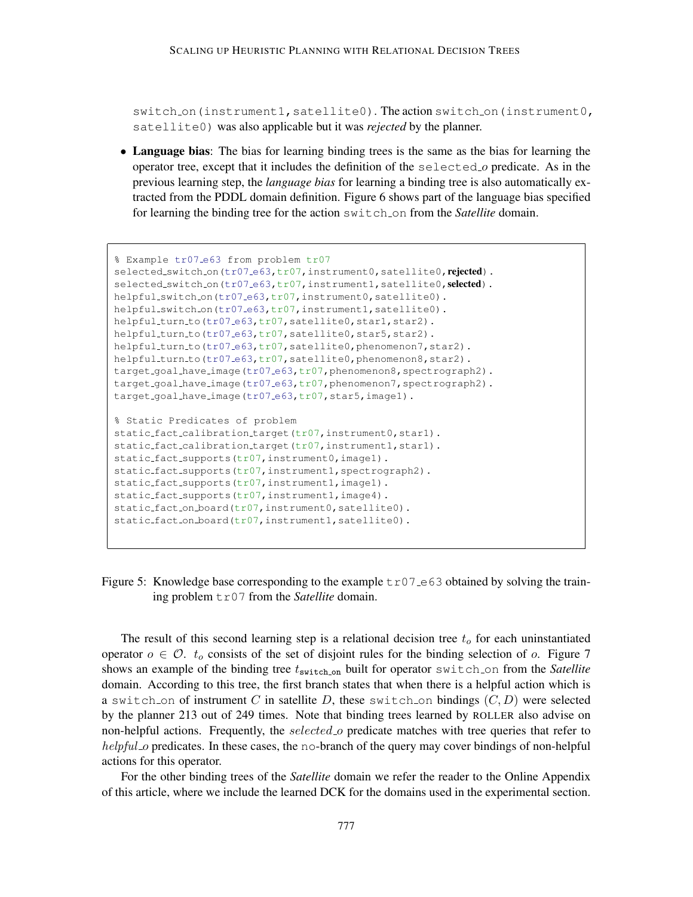switch_on(instrument1,satellite0). The action switch_on(instrument0, satellite0) was also applicable but it was *rejected* by the planner.

- **Language bias**: The bias for learning binding trees is the same as the bias for learning the operator tree, except that it includes the definition of the selected_*o* predicate. As in the previous learning step, the *language bias* for learning a binding tree is also automatically extracted from the PDDL domain definition. Figure 6 shows part of the language bias specified for learning the binding tree for the action switch_on from the *Satellite* domain.

```
% Example tr07_e63 from problem tr07
selected_switch_on(tr07_e63,tr07,instrument0,satellite0,rejected).
selected_switch_on(tr07_e63,tr07,instrument1,satellite0,selected).
helpful_switch_on(tr07_e63,tr07,instrument0,satellite0).
helpful_switch_on(tr07_e63,tr07,instrument1,satellite0).
helpful_turn_to(tr07_e63,tr07,satellite0,star1,star2).
helpful_turn_to(tr07_e63,tr07,satellite0,star5,star2).
helpful_turn_to(tr07_e63,tr07,satellite0,phenomenon7,star2).
helpful_turn_to(tr07_e63,tr07,satellite0,phenomenon8,star2).
target_goal_have_image(tr07_e63,tr07,phenomenon8,spectrograph2).
target_goal_have_image(tr07_e63,tr07,phenomenon7,spectrograph2).
target_goal_have_image(tr07_e63,tr07,star5,image1).

% Static Predicates of problem
static_fact_calibration_target(tr07,instrument0,star1).
static_fact_calibration_target(tr07,instrument1,star1).
static_fact_supports(tr07,instrument0,image1).
static_fact_supports(tr07,instrument1,spectrograph2).
static_fact_supports(tr07,instrument1,image1).
static_fact_supports(tr07,instrument1,image4).
static_fact_on_board(tr07,instrument0,satellite0).
static_fact_on_board(tr07,instrument1,satellite0).
```

Figure 5: Knowledge base corresponding to the example tr07_e63 obtained by solving the training problem tr07 from the *Satellite* domain.

The result of this second learning step is a relational decision tree $t_o$ for each uninstantiated operator $o \in \mathcal{O}$. $t_o$ consists of the set of disjoint rules for the binding selection of $o$. Figure 7 shows an example of the binding tree $t_{\texttt{switch\_on}}$ built for operator switch_on from the *Satellite* domain. According to this tree, the first branch states that when there is a helpful action which is a switch_on of instrument $C$ in satellite $D$, these switch_on bindings $(C, D)$ were selected by the planner 213 out of 249 times. Note that binding trees learned by ROLLER also advise on non-helpful actions. Frequently, the $selected\_o$ predicate matches with tree queries that refer to $helpful\_o$ predicates. In these cases, the no-branch of the query may cover bindings of non-helpful actions for this operator.

For the other binding trees of the *Satellite* domain we refer the reader to the Online Appendix of this article, where we include the learned DCK for the domains used in the experimental section.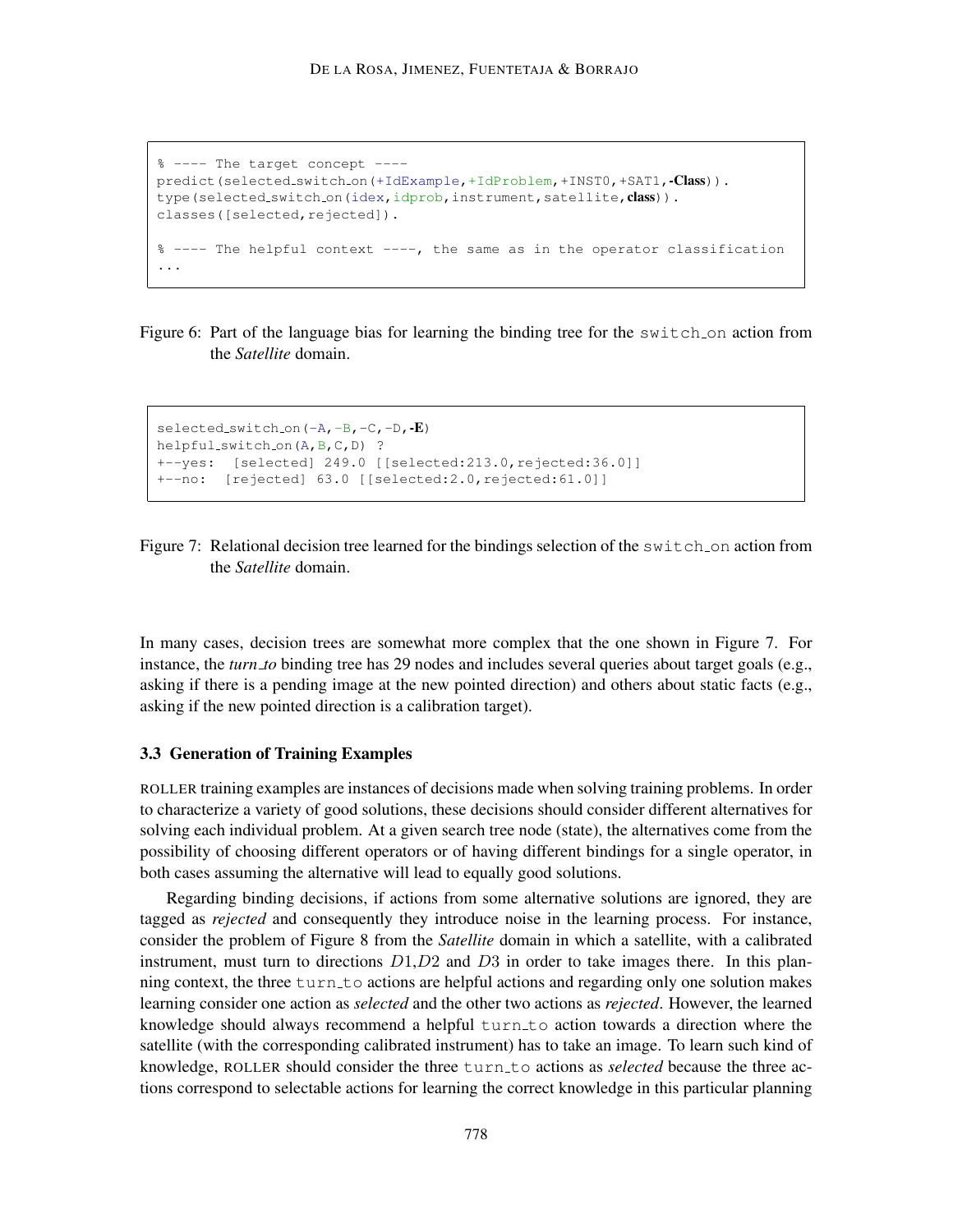```
% ---- The target concept ----
predict(selected_switch_on(+IdExample,+IdProblem,+INST0,+SAT1,-Class)).
type(selected_switch_on(idex,idprob,instrument,satellite,class)).
classes([selected,rejected]).

% ---- The helpful context ----, the same as in the operator classification
...
```

Figure 6: Part of the language bias for learning the binding tree for the switch_on action from the *Satellite* domain.

```
selected_switch_on(-A,-B,-C,-D,-E)
helpful_switch_on(A,B,C,D) ?
+--yes:  [selected] 249.0 [[selected:213.0,rejected:36.0]]
+--no:  [rejected] 63.0 [[selected:2.0,rejected:61.0]]
```

Figure 7: Relational decision tree learned for the bindings selection of the switch_on action from the *Satellite* domain.

In many cases, decision trees are somewhat more complex that the one shown in Figure 7. For instance, the *turn_to* binding tree has 29 nodes and includes several queries about target goals (e.g., asking if there is a pending image at the new pointed direction) and others about static facts (e.g., asking if the new pointed direction is a calibration target).

### 3.3 Generation of Training Examples

ROLLER training examples are instances of decisions made when solving training problems. In order to characterize a variety of good solutions, these decisions should consider different alternatives for solving each individual problem. At a given search tree node (state), the alternatives come from the possibility of choosing different operators or of having different bindings for a single operator, in both cases assuming the alternative will lead to equally good solutions.

Regarding binding decisions, if actions from some alternative solutions are ignored, they are tagged as *rejected* and consequently they introduce noise in the learning process. For instance, consider the problem of Figure 8 from the *Satellite* domain in which a satellite, with a calibrated instrument, must turn to directions $D1$,$D2$ and $D3$ in order to take images there. In this planning context, the three turn_to actions are helpful actions and regarding only one solution makes learning consider one action as *selected* and the other two actions as *rejected*. However, the learned knowledge should always recommend a helpful turn_to action towards a direction where the satellite (with the corresponding calibrated instrument) has to take an image. To learn such kind of knowledge, ROLLER should consider the three turn_to actions as *selected* because the three actions correspond to selectable actions for learning the correct knowledge in this particular planning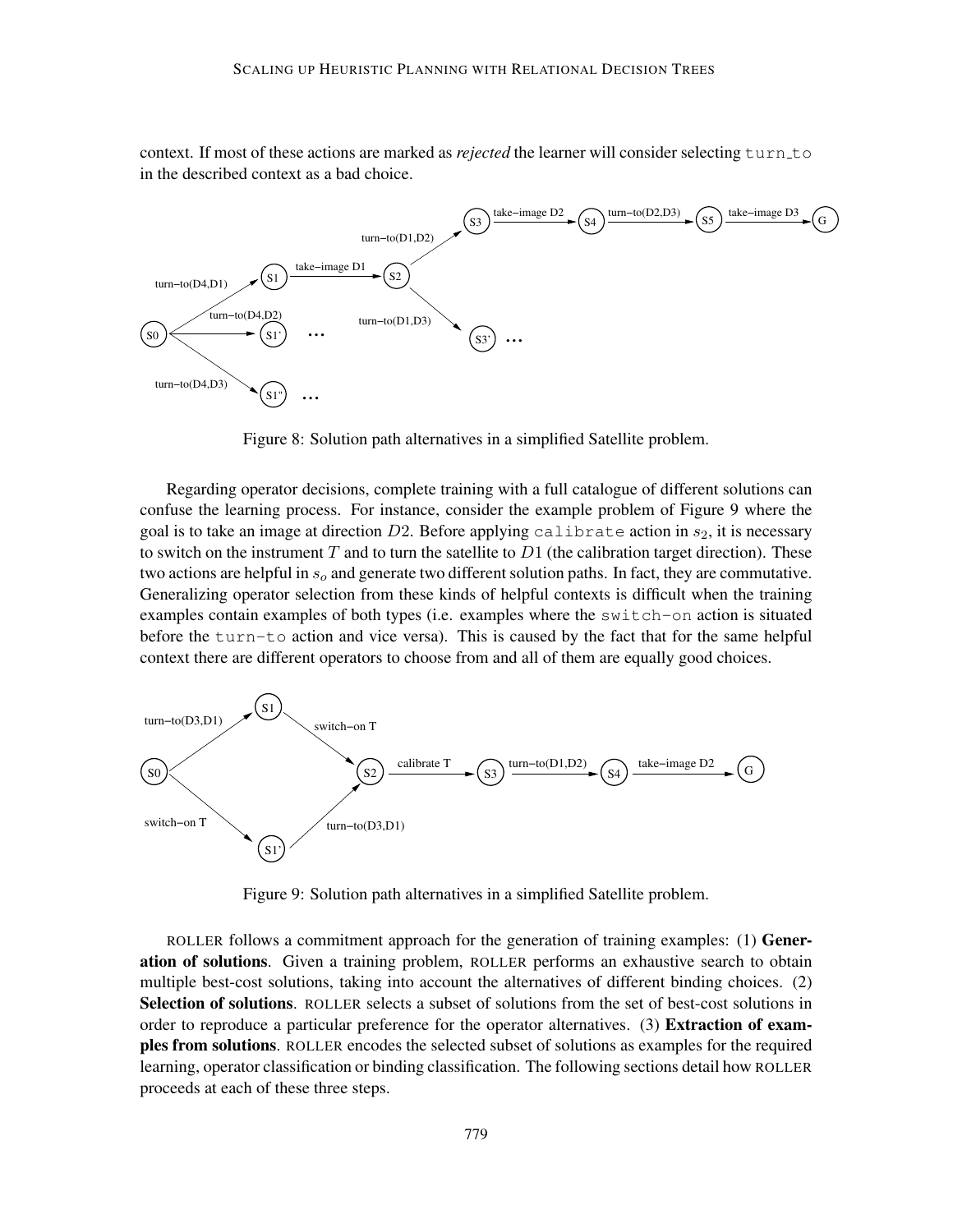context. If most of these actions are marked as *rejected* the learner will consider selecting `turn_to` in the described context as a bad choice.

Figure 8: Solution path alternatives in a simplified Satellite problem.

Regarding operator decisions, complete training with a full catalogue of different solutions can confuse the learning process. For instance, consider the example problem of Figure 9 where the goal is to take an image at direction $D2$. Before applying `calibrate` action in $s_2$, it is necessary to switch on the instrument $T$ and to turn the satellite to $D1$ (the calibration target direction). These two actions are helpful in $s_o$ and generate two different solution paths. In fact, they are commutative. Generalizing operator selection from these kinds of helpful contexts is difficult when the training examples contain examples of both types (i.e. examples where the `switch-on` action is situated before the `turn-to` action and vice versa). This is caused by the fact that for the same helpful context there are different operators to choose from and all of them are equally good choices.

Figure 9: Solution path alternatives in a simplified Satellite problem.

ROLLER follows a commitment approach for the generation of training examples: (1) **Generation of solutions**. Given a training problem, ROLLER performs an exhaustive search to obtain multiple best-cost solutions, taking into account the alternatives of different binding choices. (2) **Selection of solutions**. ROLLER selects a subset of solutions from the set of best-cost solutions in order to reproduce a particular preference for the operator alternatives. (3) **Extraction of examples from solutions**. ROLLER encodes the selected subset of solutions as examples for the required learning, operator classification or binding classification. The following sections detail how ROLLER proceeds at each of these three steps.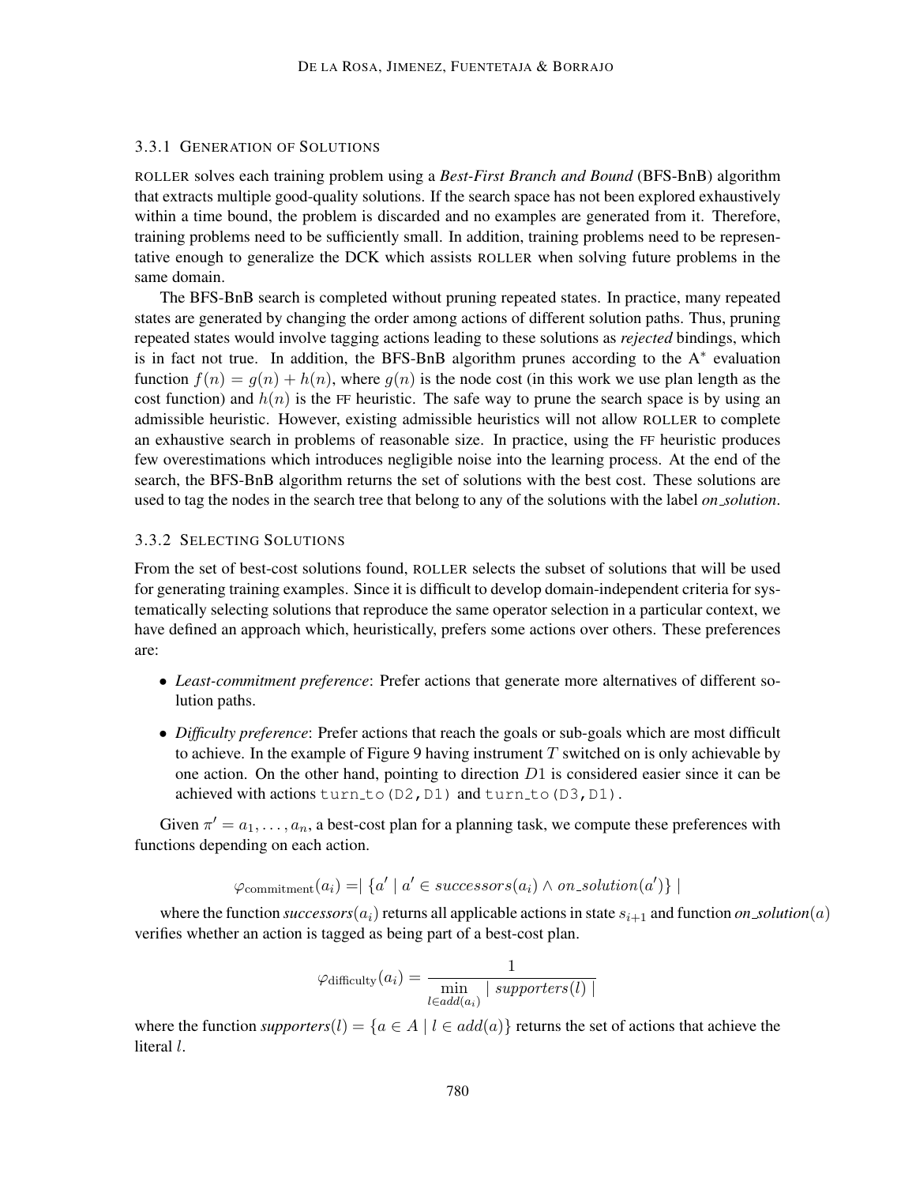### 3.3.1 Generation of Solutions

ROLLER solves each training problem using a ***Best-First Branch and Bound*** (BFS-BnB) algorithm that extracts multiple good-quality solutions. If the search space has not been explored exhaustively within a time bound, the problem is discarded and no examples are generated from it. Therefore, training problems need to be sufficiently small. In addition, training problems need to be representative enough to generalize the DCK which assists ROLLER when solving future problems in the same domain.

The BFS-BnB search is completed without pruning repeated states. In practice, many repeated states are generated by changing the order among actions of different solution paths. Thus, pruning repeated states would involve tagging actions leading to these solutions as *rejected* bindings, which is in fact not true. In addition, the BFS-BnB algorithm prunes according to the A$^*$ evaluation function $f(n) = g(n) + h(n)$, where $g(n)$ is the node cost (in this work we use plan length as the cost function) and $h(n)$ is the FF heuristic. The safe way to prune the search space is by using an admissible heuristic. However, existing admissible heuristics will not allow ROLLER to complete an exhaustive search in problems of reasonable size. In practice, using the FF heuristic produces few overestimations which introduces negligible noise into the learning process. At the end of the search, the BFS-BnB algorithm returns the set of solutions with the best cost. These solutions are used to tag the nodes in the search tree that belong to any of the solutions with the label *on_solution*.

### 3.3.2 Selecting Solutions

From the set of best-cost solutions found, ROLLER selects the subset of solutions that will be used for generating training examples. Since it is difficult to develop domain-independent criteria for systematically selecting solutions that reproduce the same operator selection in a particular context, we have defined an approach which, heuristically, prefers some actions over others. These preferences are:

- *Least-commitment preference*: Prefer actions that generate more alternatives of different solution paths.
- *Difficulty preference*: Prefer actions that reach the goals or sub-goals which are most difficult to achieve. In the example of Figure 9 having instrument $T$ switched on is only achievable by one action. On the other hand, pointing to direction $D1$ is considered easier since it can be achieved with actions `turn_to(D2,D1)` and `turn_to(D3,D1)`.

Given $\pi' = a_1, \ldots, a_n$, a best-cost plan for a planning task, we compute these preferences with functions depending on each action.

$$\varphi_{\text{commitment}}(a_i) = \mid \{a' \mid a' \in \mathit{successors}(a_i) \wedge \mathit{on\_solution}(a')\} \mid$$

where the function ***successors***$(a_i)$ returns all applicable actions in state $s_{i+1}$ and function ***on_solution***$(a)$ verifies whether an action is tagged as being part of a best-cost plan.

$$\varphi_{\text{difficulty}}(a_i) = \frac{1}{\min\limits_{l \in add(a_i)} \mid \mathit{supporters}(l) \mid}$$

where the function ***supporters***$(l) = \{a \in A \mid l \in add(a)\}$ returns the set of actions that achieve the literal $l$.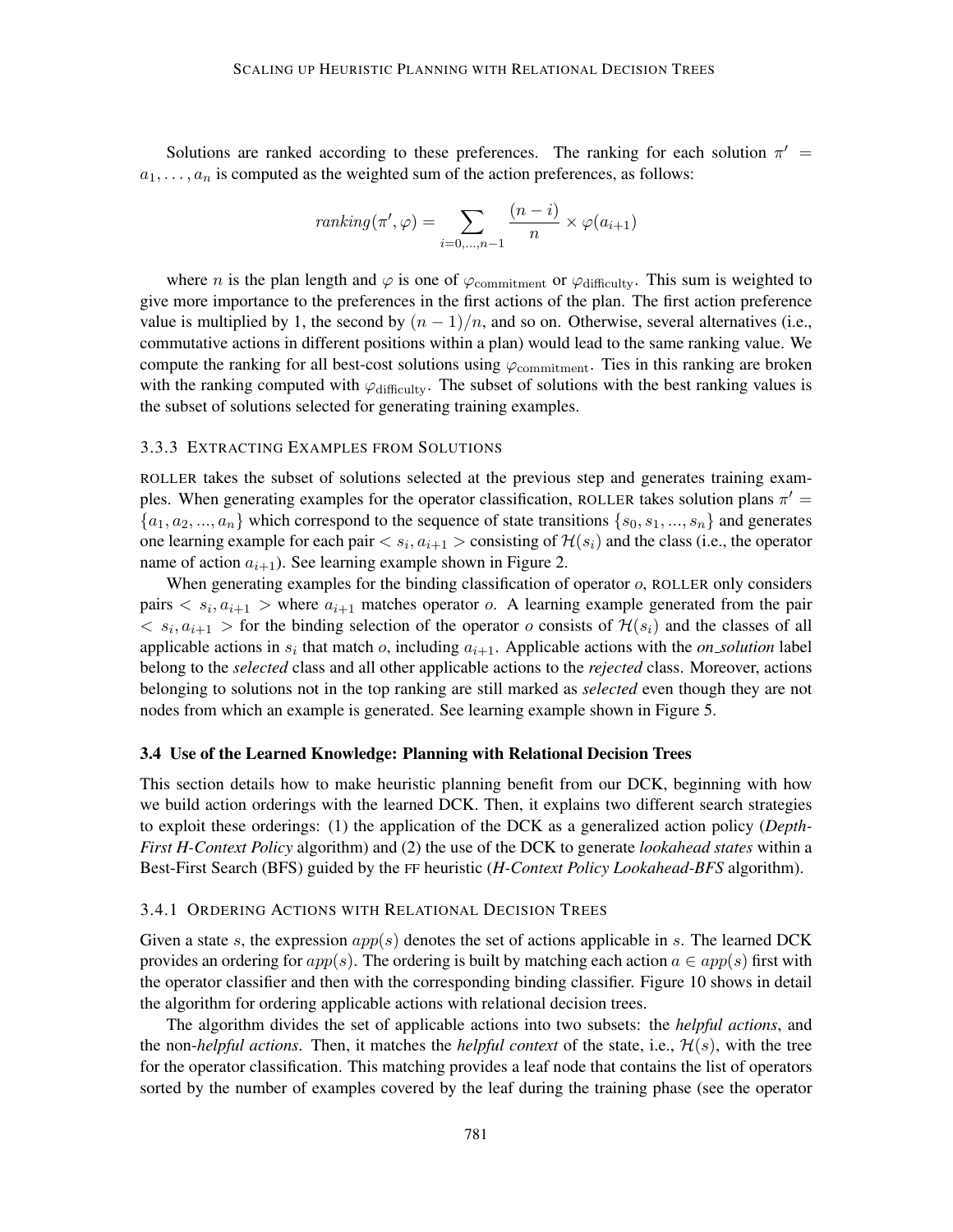Solutions are ranked according to these preferences. The ranking for each solution $\pi' = a_1, \ldots, a_n$ is computed as the weighted sum of the action preferences, as follows:

$$ranking(\pi', \varphi) = \sum_{i=0,\ldots,n-1} \frac{(n-i)}{n} \times \varphi(a_{i+1})$$

where $n$ is the plan length and $\varphi$ is one of $\varphi_{\text{commitment}}$ or $\varphi_{\text{difficulty}}$. This sum is weighted to give more importance to the preferences in the first actions of the plan. The first action preference value is multiplied by 1, the second by $(n-1)/n$, and so on. Otherwise, several alternatives (i.e., commutative actions in different positions within a plan) would lead to the same ranking value. We compute the ranking for all best-cost solutions using $\varphi_{\text{commitment}}$. Ties in this ranking are broken with the ranking computed with $\varphi_{\text{difficulty}}$. The subset of solutions with the best ranking values is the subset of solutions selected for generating training examples.

### 3.3.3 Extracting Examples from Solutions

ROLLER takes the subset of solutions selected at the previous step and generates training examples. When generating examples for the operator classification, ROLLER takes solution plans $\pi' = \{a_1, a_2, ..., a_n\}$ which correspond to the sequence of state transitions $\{s_0, s_1, ..., s_n\}$ and generates one learning example for each pair $< s_i, a_{i+1} >$ consisting of $\mathcal{H}(s_i)$ and the class (i.e., the operator name of action $a_{i+1}$). See learning example shown in Figure 2.

When generating examples for the binding classification of operator $o$, ROLLER only considers pairs $< s_i, a_{i+1} >$ where $a_{i+1}$ matches operator $o$. A learning example generated from the pair $< s_i, a_{i+1} >$ for the binding selection of the operator $o$ consists of $\mathcal{H}(s_i)$ and the classes of all applicable actions in $s_i$ that match $o$, including $a_{i+1}$. Applicable actions with the *on_solution* label belong to the *selected* class and all other applicable actions to the *rejected* class. Moreover, actions belonging to solutions not in the top ranking are still marked as *selected* even though they are not nodes from which an example is generated. See learning example shown in Figure 5.

## 3.4 Use of the Learned Knowledge: Planning with Relational Decision Trees

This section details how to make heuristic planning benefit from our DCK, beginning with how we build action orderings with the learned DCK. Then, it explains two different search strategies to exploit these orderings: (1) the application of the DCK as a generalized action policy (*Depth-First H-Context Policy* algorithm) and (2) the use of the DCK to generate *lookahead states* within a Best-First Search (BFS) guided by the FF heuristic (*H-Context Policy Lookahead-BFS* algorithm).

### 3.4.1 Ordering Actions with Relational Decision Trees

Given a state $s$, the expression $app(s)$ denotes the set of actions applicable in $s$. The learned DCK provides an ordering for $app(s)$. The ordering is built by matching each action $a \in app(s)$ first with the operator classifier and then with the corresponding binding classifier. Figure 10 shows in detail the algorithm for ordering applicable actions with relational decision trees.

The algorithm divides the set of applicable actions into two subsets: the *helpful actions*, and the non-*helpful actions*. Then, it matches the *helpful context* of the state, i.e., $\mathcal{H}(s)$, with the tree for the operator classification. This matching provides a leaf node that contains the list of operators sorted by the number of examples covered by the leaf during the training phase (see the operator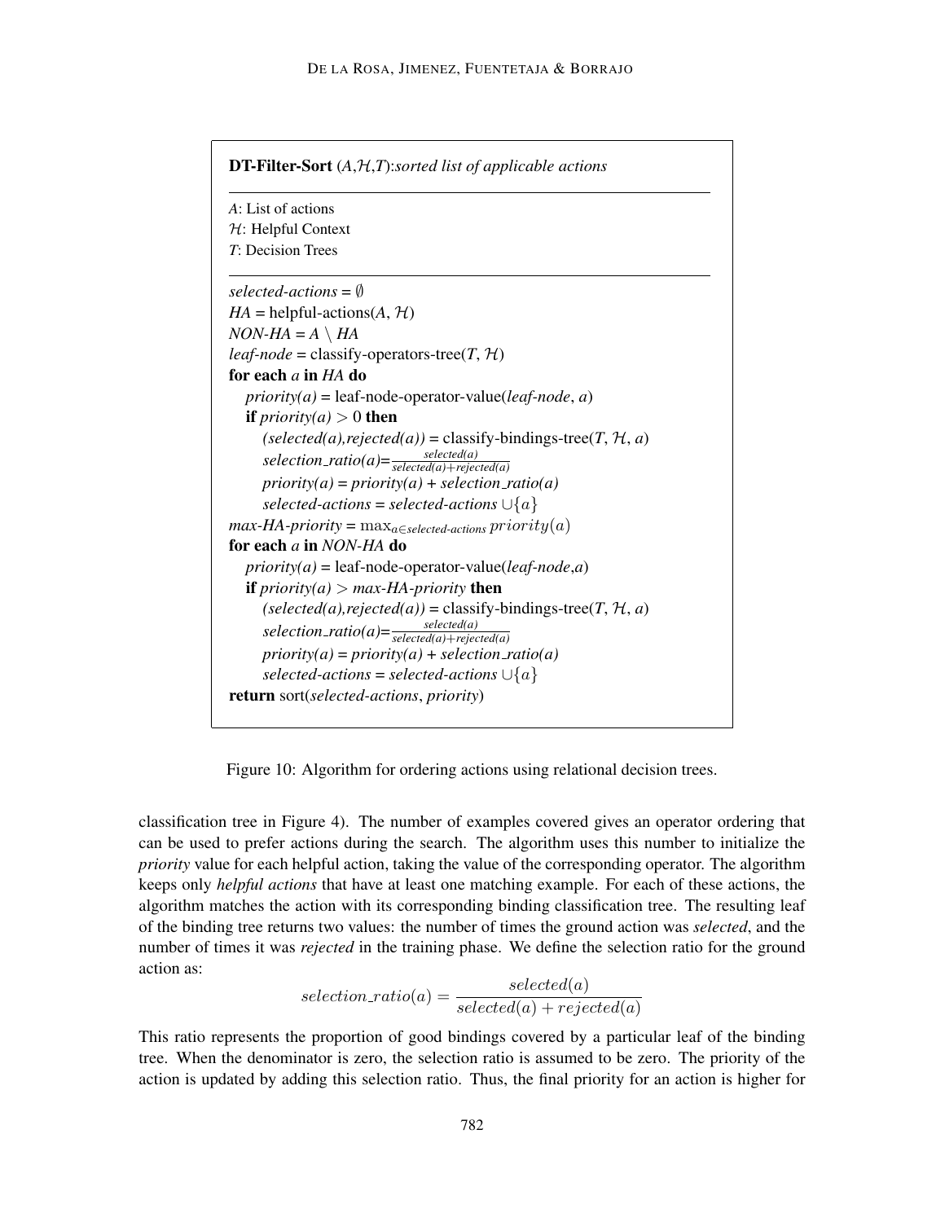```
DT-Filter-Sort (A,H,T):sorted list of applicable actions
---------------------------------------------------------
A: List of actions
H: Helpful Context
T: Decision Trees
---------------------------------------------------------
selected-actions = ∅
HA = helpful-actions(A, H)
NON-HA = A \ HA
leaf-node = classify-operators-tree(T, H)
for each a in HA do
   priority(a) = leaf-node-operator-value(leaf-node, a)
   if priority(a) > 0 then
      (selected(a),rejected(a)) = classify-bindings-tree(T, H, a)
      selection_ratio(a) = selected(a) / (selected(a)+rejected(a))
      priority(a) = priority(a) + selection_ratio(a)
      selected-actions = selected-actions ∪ {a}
max-HA-priority = max_{a ∈ selected-actions} priority(a)
for each a in NON-HA do
   priority(a) = leaf-node-operator-value(leaf-node,a)
   if priority(a) > max-HA-priority then
      (selected(a),rejected(a)) = classify-bindings-tree(T, H, a)
      selection_ratio(a) = selected(a) / (selected(a)+rejected(a))
      priority(a) = priority(a) + selection_ratio(a)
      selected-actions = selected-actions ∪ {a}
return sort(selected-actions, priority)
```

Figure 10: Algorithm for ordering actions using relational decision trees.

classification tree in Figure 4). The number of examples covered gives an operator ordering that can be used to prefer actions during the search. The algorithm uses this number to initialize the *priority* value for each helpful action, taking the value of the corresponding operator. The algorithm keeps only *helpful actions* that have at least one matching example. For each of these actions, the algorithm matches the action with its corresponding binding classification tree. The resulting leaf of the binding tree returns two values: the number of times the ground action was *selected*, and the number of times it was *rejected* in the training phase. We define the selection ratio for the ground action as:

$$selection\_ratio(a) = \frac{selected(a)}{selected(a) + rejected(a)}$$

This ratio represents the proportion of good bindings covered by a particular leaf of the binding tree. When the denominator is zero, the selection ratio is assumed to be zero. The priority of the action is updated by adding this selection ratio. Thus, the final priority for an action is higher for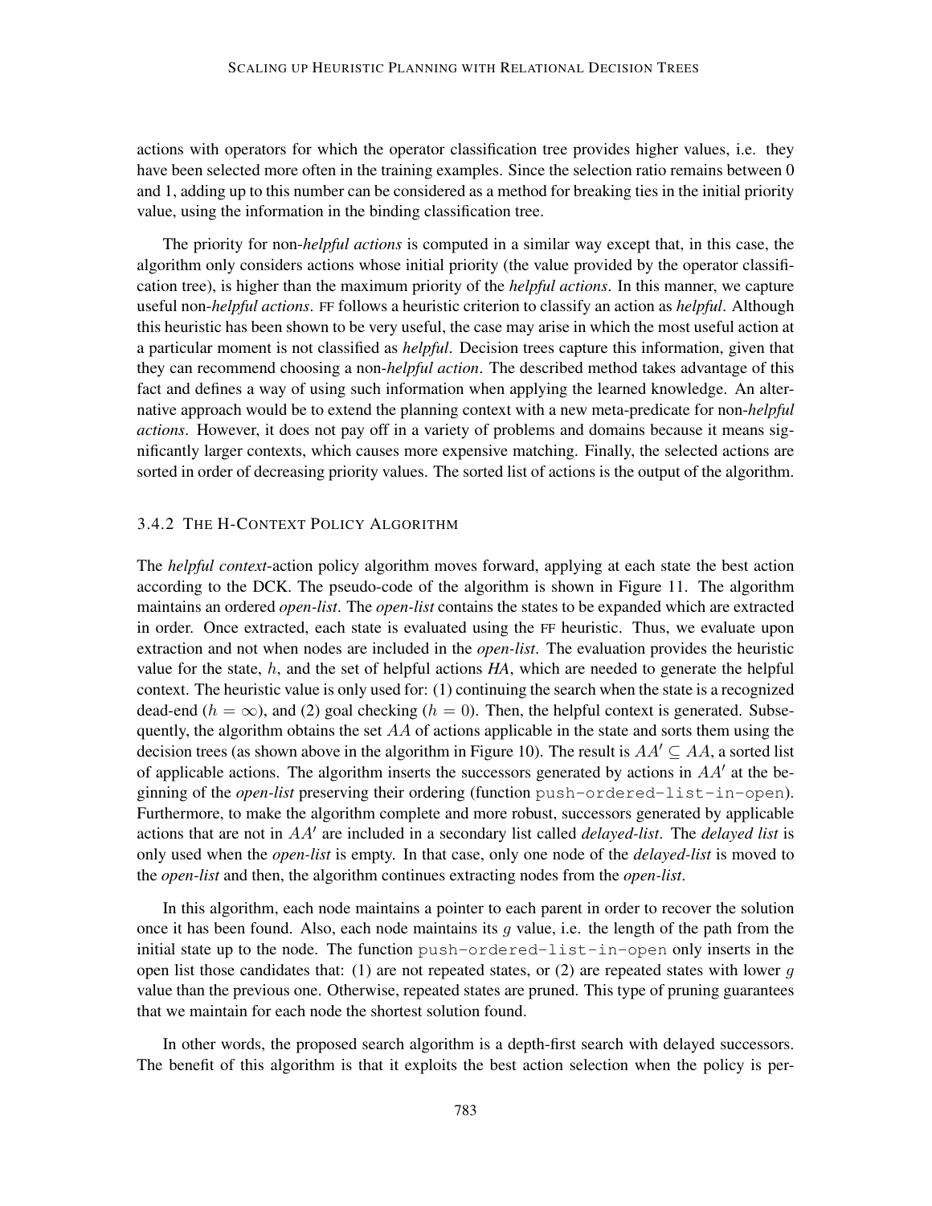actions with operators for which the operator classification tree provides higher values, i.e. they have been selected more often in the training examples. Since the selection ratio remains between 0 and 1, adding up to this number can be considered as a method for breaking ties in the initial priority value, using the information in the binding classification tree.

The priority for non-*helpful actions* is computed in a similar way except that, in this case, the algorithm only considers actions whose initial priority (the value provided by the operator classification tree), is higher than the maximum priority of the *helpful actions*. In this manner, we capture useful non-*helpful actions*. FF follows a heuristic criterion to classify an action as *helpful*. Although this heuristic has been shown to be very useful, the case may arise in which the most useful action at a particular moment is not classified as *helpful*. Decision trees capture this information, given that they can recommend choosing a non-*helpful action*. The described method takes advantage of this fact and defines a way of using such information when applying the learned knowledge. An alternative approach would be to extend the planning context with a new meta-predicate for non-*helpful actions*. However, it does not pay off in a variety of problems and domains because it means significantly larger contexts, which causes more expensive matching. Finally, the selected actions are sorted in order of decreasing priority values. The sorted list of actions is the output of the algorithm.

### 3.4.2 The H-Context Policy Algorithm

The *helpful context*-action policy algorithm moves forward, applying at each state the best action according to the DCK. The pseudo-code of the algorithm is shown in Figure 11. The algorithm maintains an ordered *open-list*. The *open-list* contains the states to be expanded which are extracted in order. Once extracted, each state is evaluated using the FF heuristic. Thus, we evaluate upon extraction and not when nodes are included in the *open-list*. The evaluation provides the heuristic value for the state, $h$, and the set of helpful actions *HA*, which are needed to generate the helpful context. The heuristic value is only used for: (1) continuing the search when the state is a recognized dead-end ($h = \infty$), and (2) goal checking ($h = 0$). Then, the helpful context is generated. Subsequently, the algorithm obtains the set $AA$ of actions applicable in the state and sorts them using the decision trees (as shown above in the algorithm in Figure 10). The result is $AA' \subseteq AA$, a sorted list of applicable actions. The algorithm inserts the successors generated by actions in $AA'$ at the beginning of the *open-list* preserving their ordering (function `push-ordered-list-in-open`). Furthermore, to make the algorithm complete and more robust, successors generated by applicable actions that are not in $AA'$ are included in a secondary list called *delayed-list*. The *delayed list* is only used when the *open-list* is empty. In that case, only one node of the *delayed-list* is moved to the *open-list* and then, the algorithm continues extracting nodes from the *open-list*.

In this algorithm, each node maintains a pointer to each parent in order to recover the solution once it has been found. Also, each node maintains its $g$ value, i.e. the length of the path from the initial state up to the node. The function `push-ordered-list-in-open` only inserts in the open list those candidates that: (1) are not repeated states, or (2) are repeated states with lower $g$ value than the previous one. Otherwise, repeated states are pruned. This type of pruning guarantees that we maintain for each node the shortest solution found.

In other words, the proposed search algorithm is a depth-first search with delayed successors. The benefit of this algorithm is that it exploits the best action selection when the policy is per-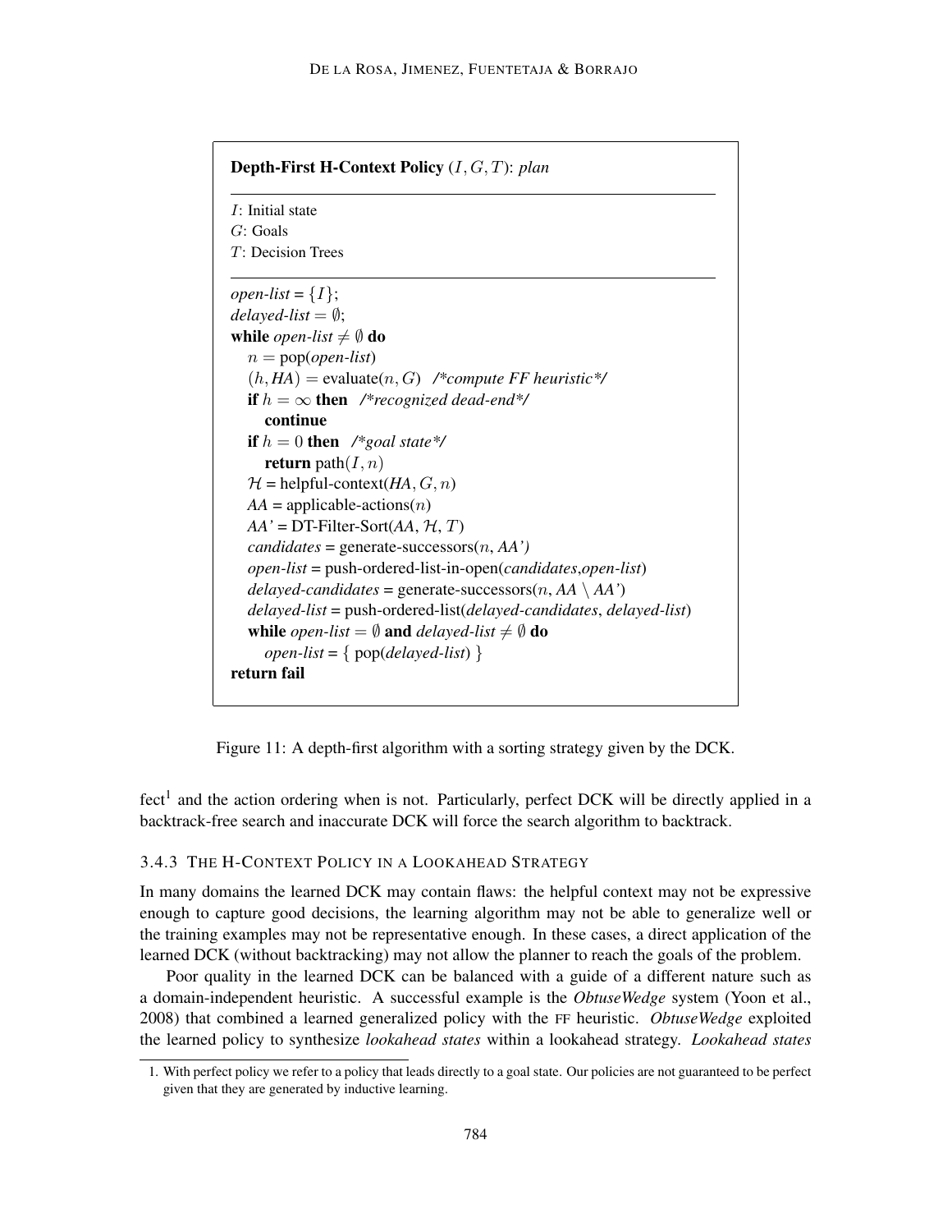```
Depth-First H-Context Policy (I, G, T): plan

I: Initial state
G: Goals
T: Decision Trees

open-list = {I};
delayed-list = ∅;
while open-list ≠ ∅ do
   n = pop(open-list)
   (h, HA) = evaluate(n, G)   /*compute FF heuristic*/
   if h = ∞ then   /*recognized dead-end*/
      continue
   if h = 0 then   /*goal state*/
      return path(I, n)
   H = helpful-context(HA, G, n)
   AA = applicable-actions(n)
   AA' = DT-Filter-Sort(AA, H, T)
   candidates = generate-successors(n, AA')
   open-list = push-ordered-list-in-open(candidates,open-list)
   delayed-candidates = generate-successors(n, AA \ AA')
   delayed-list = push-ordered-list(delayed-candidates, delayed-list)
   while open-list = ∅ and delayed-list ≠ ∅ do
      open-list = { pop(delayed-list) }
return fail
```

Figure 11: A depth-first algorithm with a sorting strategy given by the DCK.

fect[1] and the action ordering when is not. Particularly, perfect DCK will be directly applied in a backtrack-free search and inaccurate DCK will force the search algorithm to backtrack.

### 3.4.3 The H-Context Policy in a Lookahead Strategy

In many domains the learned DCK may contain flaws: the helpful context may not be expressive enough to capture good decisions, the learning algorithm may not be able to generalize well or the training examples may not be representative enough. In these cases, a direct application of the learned DCK (without backtracking) may not allow the planner to reach the goals of the problem.

Poor quality in the learned DCK can be balanced with a guide of a different nature such as a domain-independent heuristic. A successful example is the *ObtuseWedge* system (Yoon et al., 2008) that combined a learned generalized policy with the FF heuristic. *ObtuseWedge* exploited the learned policy to synthesize *lookahead states* within a lookahead strategy. *Lookahead states*

1. With perfect policy we refer to a policy that leads directly to a goal state. Our policies are not guaranteed to be perfect given that they are generated by inductive learning.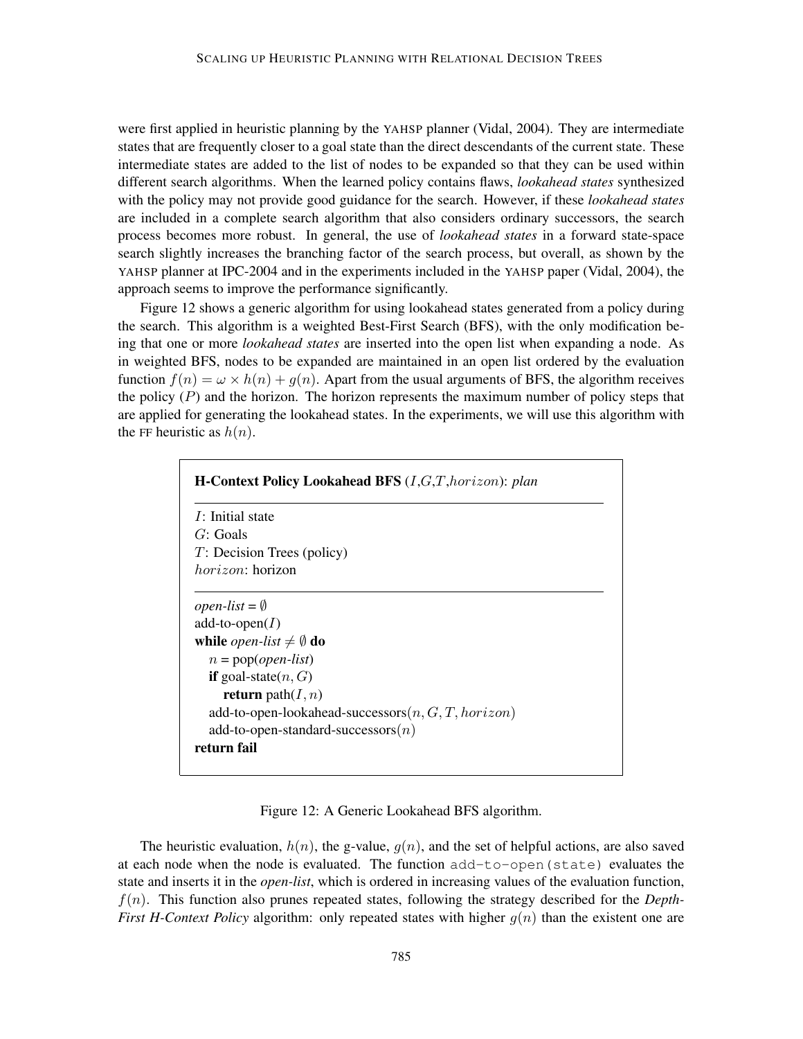were first applied in heuristic planning by the YAHSP planner (Vidal, 2004). They are intermediate states that are frequently closer to a goal state than the direct descendants of the current state. These intermediate states are added to the list of nodes to be expanded so that they can be used within different search algorithms. When the learned policy contains flaws, *lookahead states* synthesized with the policy may not provide good guidance for the search. However, if these *lookahead states* are included in a complete search algorithm that also considers ordinary successors, the search process becomes more robust. In general, the use of *lookahead states* in a forward state-space search slightly increases the branching factor of the search process, but overall, as shown by the YAHSP planner at IPC-2004 and in the experiments included in the YAHSP paper (Vidal, 2004), the approach seems to improve the performance significantly.

Figure 12 shows a generic algorithm for using lookahead states generated from a policy during the search. This algorithm is a weighted Best-First Search (BFS), with the only modification being that one or more *lookahead states* are inserted into the open list when expanding a node. As in weighted BFS, nodes to be expanded are maintained in an open list ordered by the evaluation function $f(n) = \omega \times h(n) + g(n)$. Apart from the usual arguments of BFS, the algorithm receives the policy ($P$) and the horizon. The horizon represents the maximum number of policy steps that are applied for generating the lookahead states. In the experiments, we will use this algorithm with the FF heuristic as $h(n)$.

```
H-Context Policy Lookahead BFS (I,G,T,horizon): plan
-----------------------------------------------------
I: Initial state
G: Goals
T: Decision Trees (policy)
horizon: horizon
-----------------------------------------------------
open-list = ∅
add-to-open(I)
while open-list ≠ ∅ do
   n = pop(open-list)
   if goal-state(n, G)
      return path(I, n)
   add-to-open-lookahead-successors(n, G, T, horizon)
   add-to-open-standard-successors(n)
return fail
```

Figure 12: A Generic Lookahead BFS algorithm.

The heuristic evaluation, $h(n)$, the g-value, $g(n)$, and the set of helpful actions, are also saved at each node when the node is evaluated. The function `add-to-open(state)` evaluates the state and inserts it in the *open-list*, which is ordered in increasing values of the evaluation function, $f(n)$. This function also prunes repeated states, following the strategy described for the *Depth-First H-Context Policy* algorithm: only repeated states with higher $g(n)$ than the existent one are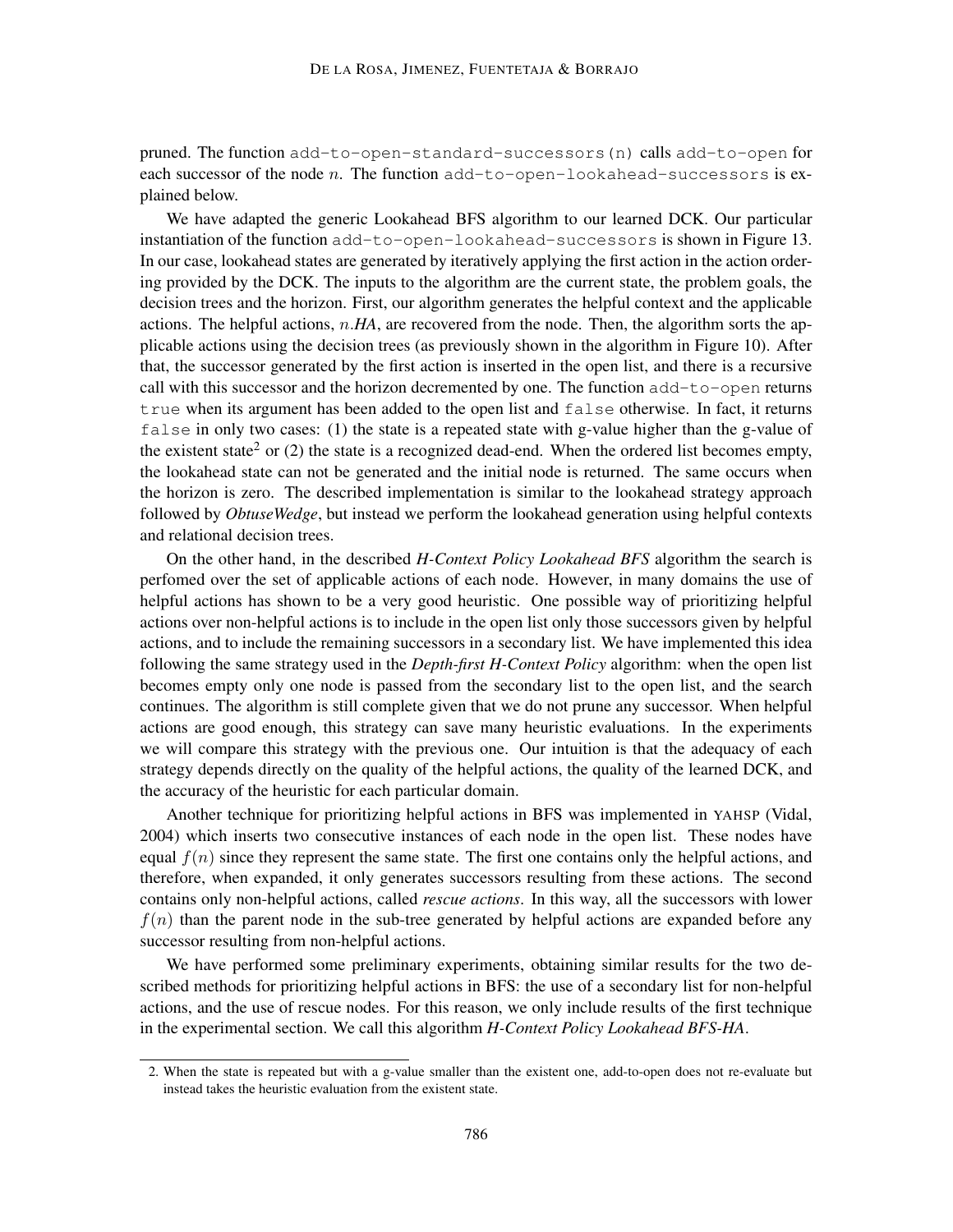pruned. The function `add-to-open-standard-successors(n)` calls `add-to-open` for each successor of the node $n$. The function `add-to-open-lookahead-successors` is explained below.

We have adapted the generic Lookahead BFS algorithm to our learned DCK. Our particular instantiation of the function `add-to-open-lookahead-successors` is shown in Figure 13. In our case, lookahead states are generated by iteratively applying the first action in the action ordering provided by the DCK. The inputs to the algorithm are the current state, the problem goals, the decision trees and the horizon. First, our algorithm generates the helpful context and the applicable actions. The helpful actions, $n$.*HA*, are recovered from the node. Then, the algorithm sorts the applicable actions using the decision trees (as previously shown in the algorithm in Figure 10). After that, the successor generated by the first action is inserted in the open list, and there is a recursive call with this successor and the horizon decremented by one. The function `add-to-open` returns `true` when its argument has been added to the open list and `false` otherwise. In fact, it returns `false` in only two cases: (1) the state is a repeated state with g-value higher than the g-value of the existent state[2] or (2) the state is a recognized dead-end. When the ordered list becomes empty, the lookahead state can not be generated and the initial node is returned. The same occurs when the horizon is zero. The described implementation is similar to the lookahead strategy approach followed by *ObtuseWedge*, but instead we perform the lookahead generation using helpful contexts and relational decision trees.

On the other hand, in the described *H-Context Policy Lookahead BFS* algorithm the search is perfomed over the set of applicable actions of each node. However, in many domains the use of helpful actions has shown to be a very good heuristic. One possible way of prioritizing helpful actions over non-helpful actions is to include in the open list only those successors given by helpful actions, and to include the remaining successors in a secondary list. We have implemented this idea following the same strategy used in the *Depth-first H-Context Policy* algorithm: when the open list becomes empty only one node is passed from the secondary list to the open list, and the search continues. The algorithm is still complete given that we do not prune any successor. When helpful actions are good enough, this strategy can save many heuristic evaluations. In the experiments we will compare this strategy with the previous one. Our intuition is that the adequacy of each strategy depends directly on the quality of the helpful actions, the quality of the learned DCK, and the accuracy of the heuristic for each particular domain.

Another technique for prioritizing helpful actions in BFS was implemented in YAHSP (Vidal, 2004) which inserts two consecutive instances of each node in the open list. These nodes have equal $f(n)$ since they represent the same state. The first one contains only the helpful actions, and therefore, when expanded, it only generates successors resulting from these actions. The second contains only non-helpful actions, called *rescue actions*. In this way, all the successors with lower $f(n)$ than the parent node in the sub-tree generated by helpful actions are expanded before any successor resulting from non-helpful actions.

We have performed some preliminary experiments, obtaining similar results for the two described methods for prioritizing helpful actions in BFS: the use of a secondary list for non-helpful actions, and the use of rescue nodes. For this reason, we only include results of the first technique in the experimental section. We call this algorithm *H-Context Policy Lookahead BFS-HA*.

2. When the state is repeated but with a g-value smaller than the existent one, add-to-open does not re-evaluate but instead takes the heuristic evaluation from the existent state.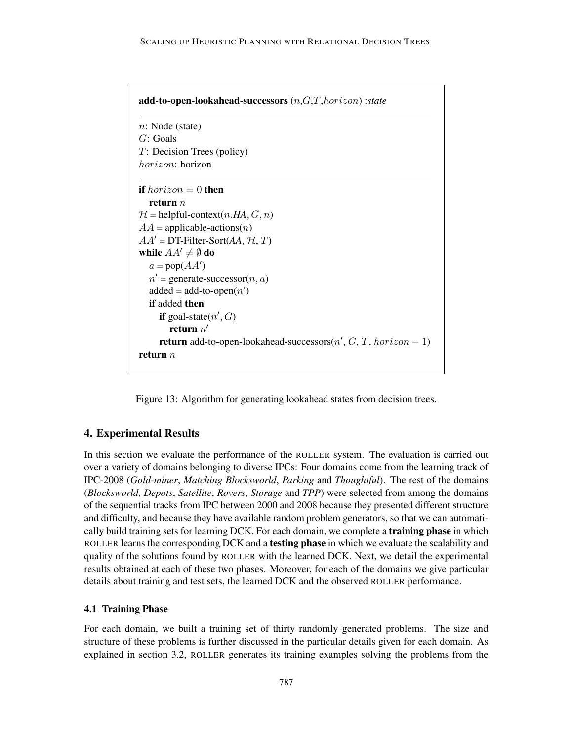```
add-to-open-lookahead-successors (n,G,T,horizon) :state
---------------------------------------------------------
n: Node (state)
G: Goals
T: Decision Trees (policy)
horizon: horizon
---------------------------------------------------------
if horizon = 0 then
   return n
H = helpful-context(n.HA, G, n)
AA = applicable-actions(n)
AA' = DT-Filter-Sort(AA, H, T)
while AA' ≠ ∅ do
   a = pop(AA')
   n' = generate-successor(n, a)
   added = add-to-open(n')
   if added then
      if goal-state(n', G)
         return n'
      return add-to-open-lookahead-successors(n', G, T, horizon − 1)
return n
```

Figure 13: Algorithm for generating lookahead states from decision trees.

## 4. Experimental Results

In this section we evaluate the performance of the ROLLER system. The evaluation is carried out over a variety of domains belonging to diverse IPCs: Four domains come from the learning track of IPC-2008 (*Gold-miner*, *Matching Blocksworld*, *Parking* and *Thoughtful*). The rest of the domains (*Blocksworld*, *Depots*, *Satellite*, *Rovers*, *Storage* and *TPP*) were selected from among the domains of the sequential tracks from IPC between 2000 and 2008 because they presented different structure and difficulty, and because they have available random problem generators, so that we can automatically build training sets for learning DCK. For each domain, we complete a **training phase** in which ROLLER learns the corresponding DCK and a **testing phase** in which we evaluate the scalability and quality of the solutions found by ROLLER with the learned DCK. Next, we detail the experimental results obtained at each of these two phases. Moreover, for each of the domains we give particular details about training and test sets, the learned DCK and the observed ROLLER performance.

### 4.1 Training Phase

For each domain, we built a training set of thirty randomly generated problems. The size and structure of these problems is further discussed in the particular details given for each domain. As explained in section 3.2, ROLLER generates its training examples solving the problems from the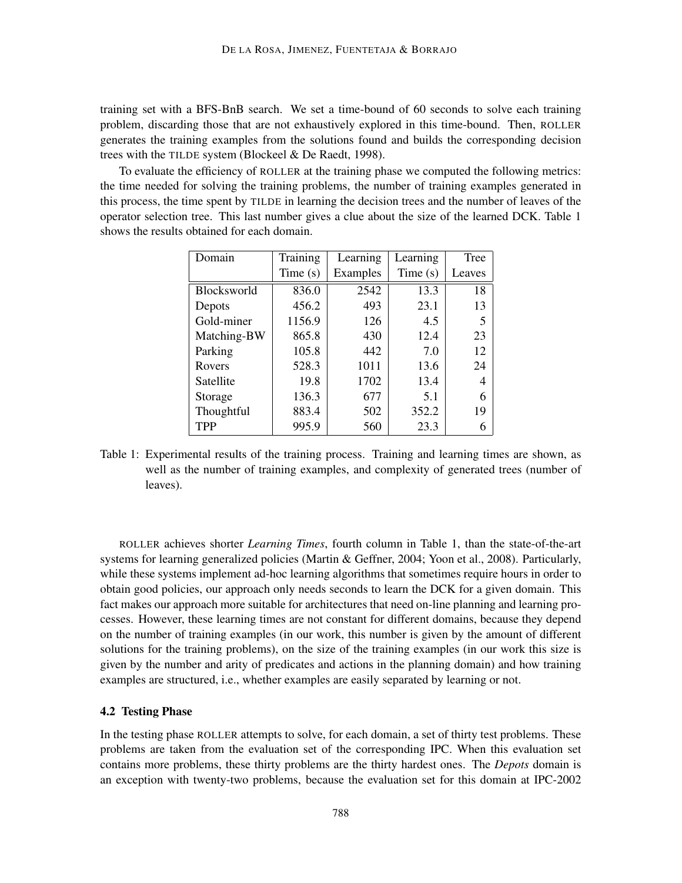training set with a BFS-BnB search. We set a time-bound of 60 seconds to solve each training problem, discarding those that are not exhaustively explored in this time-bound. Then, ROLLER generates the training examples from the solutions found and builds the corresponding decision trees with the TILDE system (Blockeel & De Raedt, 1998).

To evaluate the efficiency of ROLLER at the training phase we computed the following metrics: the time needed for solving the training problems, the number of training examples generated in this process, the time spent by TILDE in learning the decision trees and the number of leaves of the operator selection tree. This last number gives a clue about the size of the learned DCK. Table 1 shows the results obtained for each domain.

| Domain | Training Time (s) | Learning Examples | Learning Time (s) | Tree Leaves |
|---|---|---|---|---|
| Blocksworld | 836.0 | 2542 | 13.3 | 18 |
| Depots | 456.2 | 493 | 23.1 | 13 |
| Gold-miner | 1156.9 | 126 | 4.5 | 5 |
| Matching-BW | 865.8 | 430 | 12.4 | 23 |
| Parking | 105.8 | 442 | 7.0 | 12 |
| Rovers | 528.3 | 1011 | 13.6 | 24 |
| Satellite | 19.8 | 1702 | 13.4 | 4 |
| Storage | 136.3 | 677 | 5.1 | 6 |
| Thoughtful | 883.4 | 502 | 352.2 | 19 |
| TPP | 995.9 | 560 | 23.3 | 6 |

Table 1: Experimental results of the training process. Training and learning times are shown, as well as the number of training examples, and complexity of generated trees (number of leaves).

ROLLER achieves shorter *Learning Times*, fourth column in Table 1, than the state-of-the-art systems for learning generalized policies (Martin & Geffner, 2004; Yoon et al., 2008). Particularly, while these systems implement ad-hoc learning algorithms that sometimes require hours in order to obtain good policies, our approach only needs seconds to learn the DCK for a given domain. This fact makes our approach more suitable for architectures that need on-line planning and learning processes. However, these learning times are not constant for different domains, because they depend on the number of training examples (in our work, this number is given by the amount of different solutions for the training problems), on the size of the training examples (in our work this size is given by the number and arity of predicates and actions in the planning domain) and how training examples are structured, i.e., whether examples are easily separated by learning or not.

### 4.2 Testing Phase

In the testing phase ROLLER attempts to solve, for each domain, a set of thirty test problems. These problems are taken from the evaluation set of the corresponding IPC. When this evaluation set contains more problems, these thirty problems are the thirty hardest ones. The *Depots* domain is an exception with twenty-two problems, because the evaluation set for this domain at IPC-2002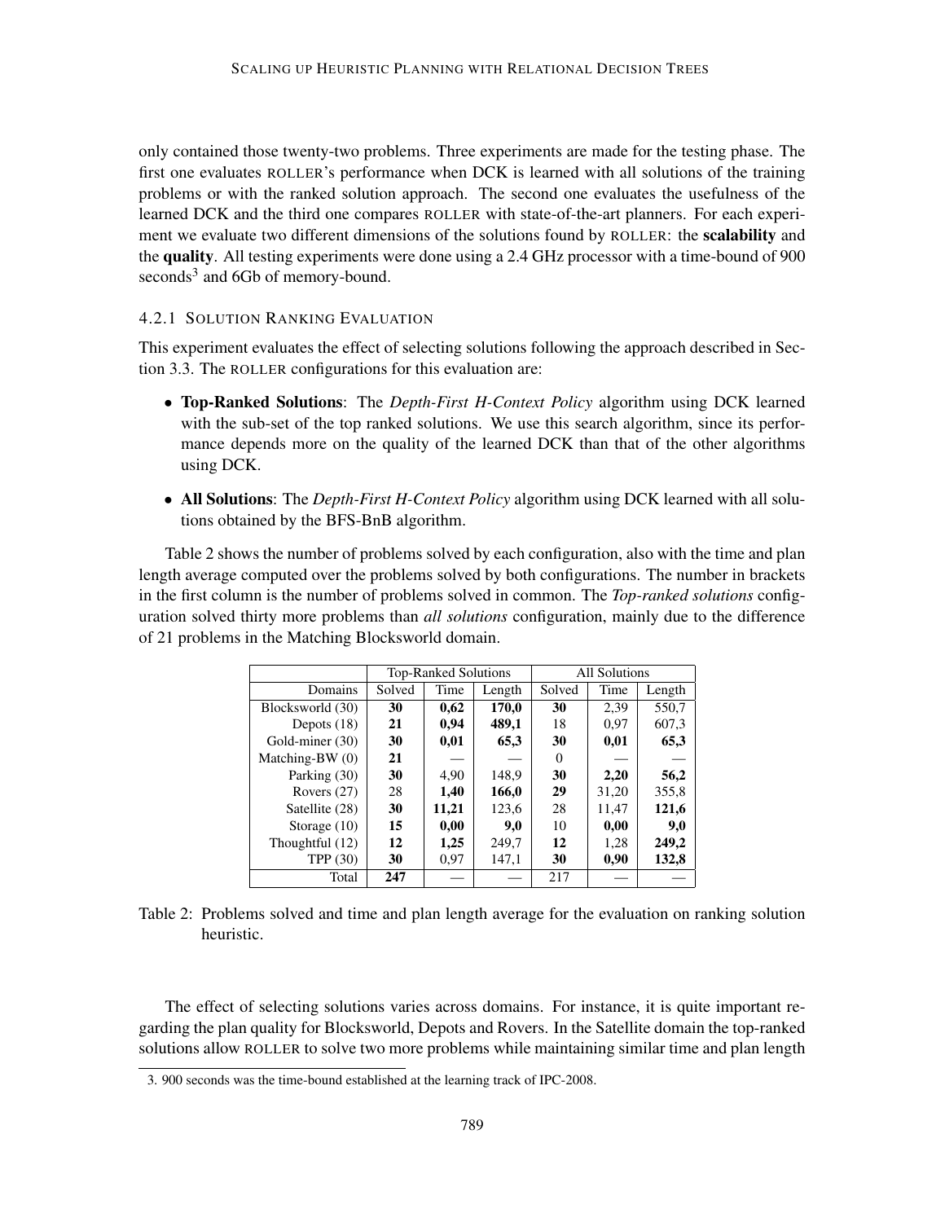only contained those twenty-two problems. Three experiments are made for the testing phase. The first one evaluates ROLLER's performance when DCK is learned with all solutions of the training problems or with the ranked solution approach. The second one evaluates the usefulness of the learned DCK and the third one compares ROLLER with state-of-the-art planners. For each experiment we evaluate two different dimensions of the solutions found by ROLLER: the **scalability** and the **quality**. All testing experiments were done using a 2.4 GHz processor with a time-bound of 900 seconds[3] and 6Gb of memory-bound.

#### 4.2.1 Solution Ranking Evaluation

This experiment evaluates the effect of selecting solutions following the approach described in Section 3.3. The ROLLER configurations for this evaluation are:

- **Top-Ranked Solutions**: The *Depth-First H-Context Policy* algorithm using DCK learned with the sub-set of the top ranked solutions. We use this search algorithm, since its performance depends more on the quality of the learned DCK than that of the other algorithms using DCK.
- **All Solutions**: The *Depth-First H-Context Policy* algorithm using DCK learned with all solutions obtained by the BFS-BnB algorithm.

Table 2 shows the number of problems solved by each configuration, also with the time and plan length average computed over the problems solved by both configurations. The number in brackets in the first column is the number of problems solved in common. The *Top-ranked solutions* configuration solved thirty more problems than *all solutions* configuration, mainly due to the difference of 21 problems in the Matching Blocksworld domain.

| | Top-Ranked Solutions | | | All Solutions | | |
|---|---|---|---|---|---|---|
| Domains | Solved | Time | Length | Solved | Time | Length |
| Blocksworld (30) | **30** | **0,62** | **170,0** | **30** | 2,39 | 550,7 |
| Depots (18) | **21** | **0,94** | **489,1** | 18 | 0,97 | 607,3 |
| Gold-miner (30) | **30** | **0,01** | **65,3** | **30** | **0,01** | **65,3** |
| Matching-BW (0) | **21** | — | — | 0 | — | — |
| Parking (30) | **30** | 4,90 | 148,9 | **30** | **2,20** | **56,2** |
| Rovers (27) | 28 | **1,40** | **166,0** | **29** | 31,20 | 355,8 |
| Satellite (28) | **30** | **11,21** | 123,6 | 28 | 11,47 | **121,6** |
| Storage (10) | **15** | **0,00** | **9,0** | 10 | **0,00** | **9,0** |
| Thoughtful (12) | **12** | **1,25** | 249,7 | **12** | 1,28 | **249,2** |
| TPP (30) | **30** | 0,97 | 147,1 | **30** | **0,90** | **132,8** |
| Total | **247** | — | — | 217 | — | — |

Table 2: Problems solved and time and plan length average for the evaluation on ranking solution heuristic.

The effect of selecting solutions varies across domains. For instance, it is quite important regarding the plan quality for Blocksworld, Depots and Rovers. In the Satellite domain the top-ranked solutions allow ROLLER to solve two more problems while maintaining similar time and plan length

3. 900 seconds was the time-bound established at the learning track of IPC-2008.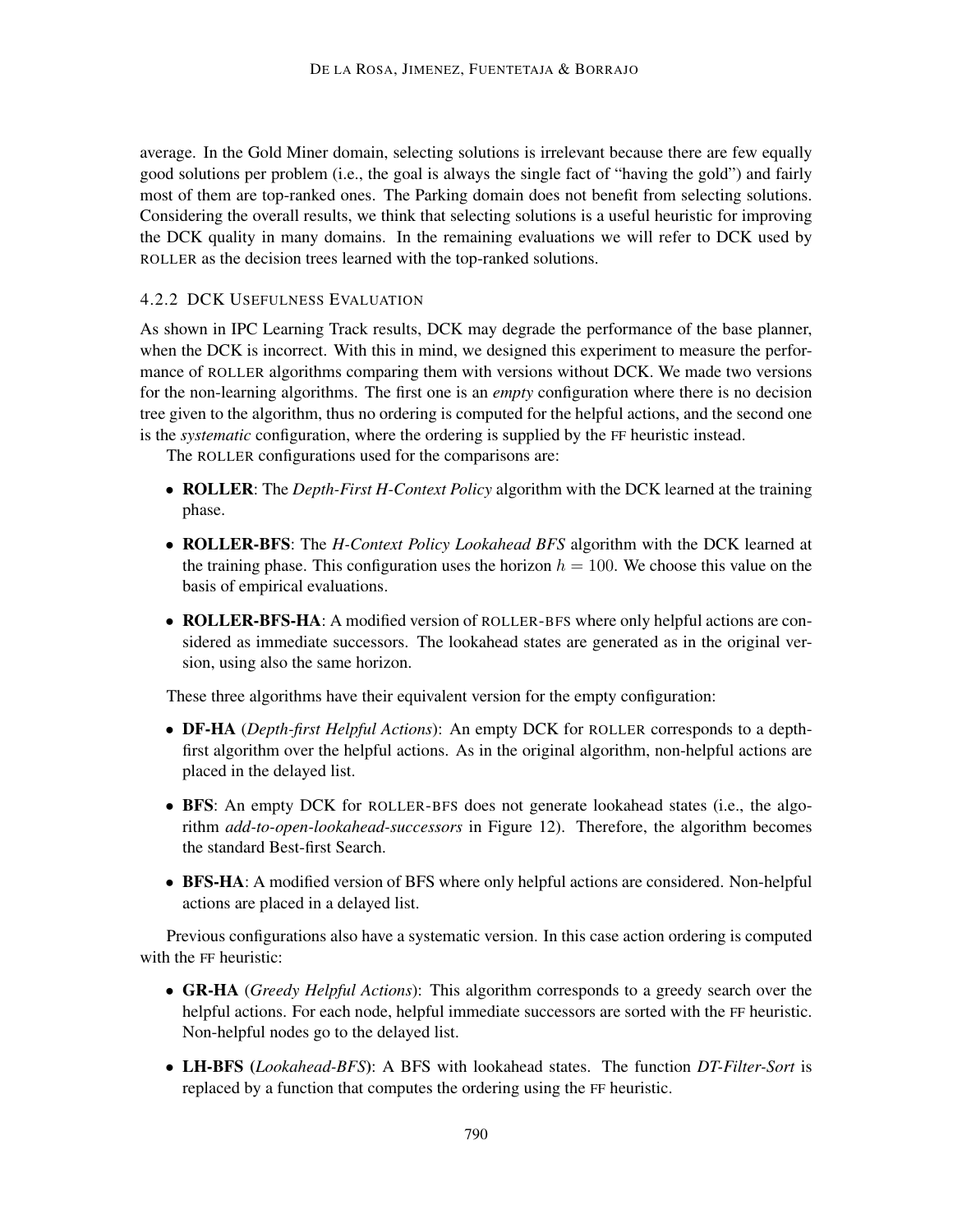average. In the Gold Miner domain, selecting solutions is irrelevant because there are few equally good solutions per problem (i.e., the goal is always the single fact of "having the gold") and fairly most of them are top-ranked ones. The Parking domain does not benefit from selecting solutions. Considering the overall results, we think that selecting solutions is a useful heuristic for improving the DCK quality in many domains. In the remaining evaluations we will refer to DCK used by ROLLER as the decision trees learned with the top-ranked solutions.

#### 4.2.2 DCK Usefulness Evaluation

As shown in IPC Learning Track results, DCK may degrade the performance of the base planner, when the DCK is incorrect. With this in mind, we designed this experiment to measure the performance of ROLLER algorithms comparing them with versions without DCK. We made two versions for the non-learning algorithms. The first one is an *empty* configuration where there is no decision tree given to the algorithm, thus no ordering is computed for the helpful actions, and the second one is the *systematic* configuration, where the ordering is supplied by the FF heuristic instead.

The ROLLER configurations used for the comparisons are:

- **ROLLER**: The *Depth-First H-Context Policy* algorithm with the DCK learned at the training phase.
- **ROLLER-BFS**: The *H-Context Policy Lookahead BFS* algorithm with the DCK learned at the training phase. This configuration uses the horizon $h = 100$. We choose this value on the basis of empirical evaluations.
- **ROLLER-BFS-HA**: A modified version of ROLLER-BFS where only helpful actions are considered as immediate successors. The lookahead states are generated as in the original version, using also the same horizon.

These three algorithms have their equivalent version for the empty configuration:

- **DF-HA** (*Depth-first Helpful Actions*): An empty DCK for ROLLER corresponds to a depth-first algorithm over the helpful actions. As in the original algorithm, non-helpful actions are placed in the delayed list.
- **BFS**: An empty DCK for ROLLER-BFS does not generate lookahead states (i.e., the algorithm *add-to-open-lookahead-successors* in Figure 12). Therefore, the algorithm becomes the standard Best-first Search.
- **BFS-HA**: A modified version of BFS where only helpful actions are considered. Non-helpful actions are placed in a delayed list.

Previous configurations also have a systematic version. In this case action ordering is computed with the FF heuristic:

- **GR-HA** (*Greedy Helpful Actions*): This algorithm corresponds to a greedy search over the helpful actions. For each node, helpful immediate successors are sorted with the FF heuristic. Non-helpful nodes go to the delayed list.
- **LH-BFS (***Lookahead-BFS***)**: A BFS with lookahead states. The function *DT-Filter-Sort* is replaced by a function that computes the ordering using the FF heuristic.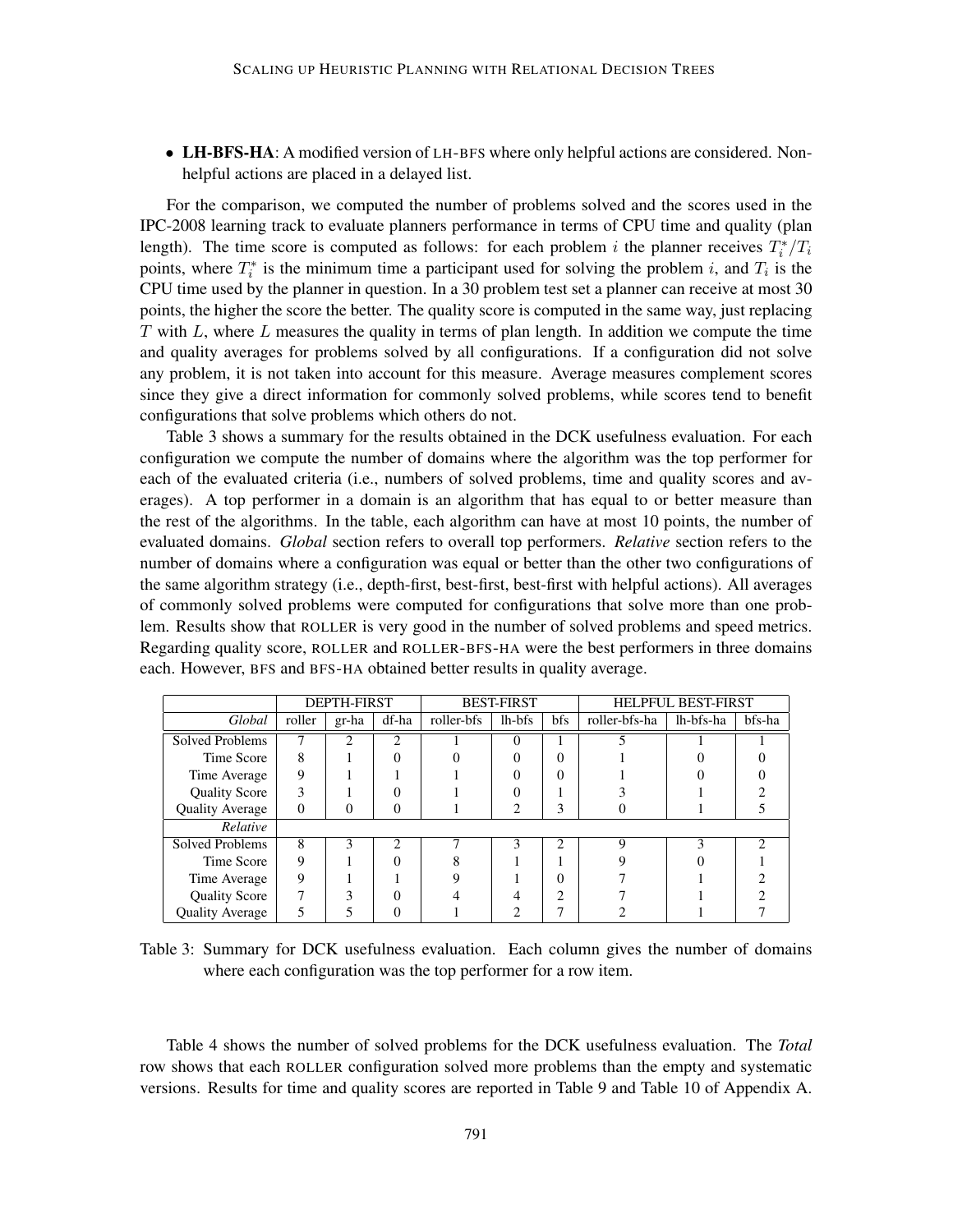- **LH-BFS-HA**: A modified version of LH-BFS where only helpful actions are considered. Non-helpful actions are placed in a delayed list.

For the comparison, we computed the number of problems solved and the scores used in the IPC-2008 learning track to evaluate planners performance in terms of CPU time and quality (plan length). The time score is computed as follows: for each problem $i$ the planner receives $T_i^*/T_i$ points, where $T_i^*$ is the minimum time a participant used for solving the problem $i$, and $T_i$ is the CPU time used by the planner in question. In a 30 problem test set a planner can receive at most 30 points, the higher the score the better. The quality score is computed in the same way, just replacing $T$ with $L$, where $L$ measures the quality in terms of plan length. In addition we compute the time and quality averages for problems solved by all configurations. If a configuration did not solve any problem, it is not taken into account for this measure. Average measures complement scores since they give a direct information for commonly solved problems, while scores tend to benefit configurations that solve problems which others do not.

Table 3 shows a summary for the results obtained in the DCK usefulness evaluation. For each configuration we compute the number of domains where the algorithm was the top performer for each of the evaluated criteria (i.e., numbers of solved problems, time and quality scores and averages). A top performer in a domain is an algorithm that has equal to or better measure than the rest of the algorithms. In the table, each algorithm can have at most 10 points, the number of evaluated domains. *Global* section refers to overall top performers. *Relative* section refers to the number of domains where a configuration was equal or better than the other two configurations of the same algorithm strategy (i.e., depth-first, best-first, best-first with helpful actions). All averages of commonly solved problems were computed for configurations that solve more than one problem. Results show that ROLLER is very good in the number of solved problems and speed metrics. Regarding quality score, ROLLER and ROLLER-BFS-HA were the best performers in three domains each. However, BFS and BFS-HA obtained better results in quality average.

| | DEPTH-FIRST | | | BEST-FIRST | | | HELPFUL BEST-FIRST | | |
|---|---|---|---|---|---|---|---|---|---|
| *Global* | roller | gr-ha | df-ha | roller-bfs | lh-bfs | bfs | roller-bfs-ha | lh-bfs-ha | bfs-ha |
| Solved Problems | 7 | 2 | 2 | 1 | 0 | 1 | 5 | 1 | 1 |
| Time Score | 8 | 1 | 0 | 0 | 0 | 0 | 1 | 0 | 0 |
| Time Average | 9 | 1 | 1 | 1 | 0 | 0 | 1 | 0 | 0 |
| Quality Score | 3 | 1 | 0 | 1 | 0 | 1 | 3 | 1 | 2 |
| Quality Average | 0 | 0 | 0 | 1 | 2 | 3 | 0 | 1 | 5 |
| *Relative* | | | | | | | | | |
| Solved Problems | 8 | 3 | 2 | 7 | 3 | 2 | 9 | 3 | 2 |
| Time Score | 9 | 1 | 0 | 8 | 1 | 1 | 9 | 0 | 1 |
| Time Average | 9 | 1 | 1 | 9 | 1 | 0 | 7 | 1 | 2 |
| Quality Score | 7 | 3 | 0 | 4 | 4 | 2 | 7 | 1 | 2 |
| Quality Average | 5 | 5 | 0 | 1 | 2 | 7 | 2 | 1 | 7 |

Table 3: Summary for DCK usefulness evaluation. Each column gives the number of domains where each configuration was the top performer for a row item.

Table 4 shows the number of solved problems for the DCK usefulness evaluation. The *Total* row shows that each ROLLER configuration solved more problems than the empty and systematic versions. Results for time and quality scores are reported in Table 9 and Table 10 of Appendix A.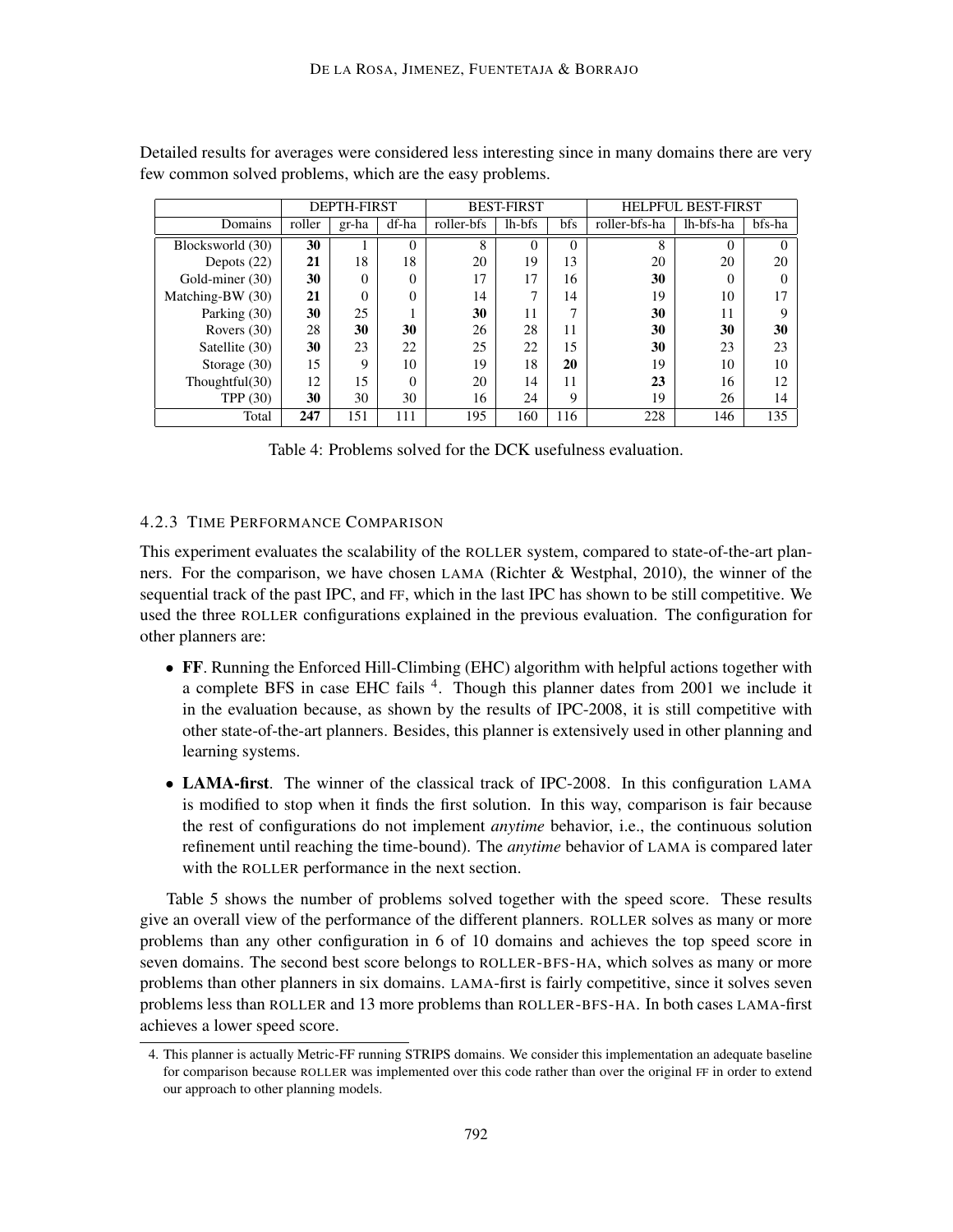Detailed results for averages were considered less interesting since in many domains there are very few common solved problems, which are the easy problems.

| | DEPTH-FIRST | | | BEST-FIRST | | | HELPFUL BEST-FIRST | | |
|---|---|---|---|---|---|---|---|---|---|
| Domains | roller | gr-ha | df-ha | roller-bfs | lh-bfs | bfs | roller-bfs-ha | lh-bfs-ha | bfs-ha |
| Blocksworld (30) | **30** | 1 | 0 | 8 | 0 | 0 | 8 | 0 | 0 |
| Depots (22) | **21** | 18 | 18 | 20 | 19 | 13 | 20 | 20 | 20 |
| Gold-miner (30) | **30** | 0 | 0 | 17 | 17 | 16 | **30** | 0 | 0 |
| Matching-BW (30) | **21** | 0 | 0 | 14 | 7 | 14 | 19 | 10 | 17 |
| Parking (30) | **30** | 25 | 1 | **30** | 11 | 7 | **30** | 11 | 9 |
| Rovers (30) | 28 | **30** | **30** | 26 | 28 | 11 | **30** | **30** | **30** |
| Satellite (30) | **30** | 23 | 22 | 25 | 22 | 15 | **30** | 23 | 23 |
| Storage (30) | 15 | 9 | 10 | 19 | 18 | **20** | 19 | 10 | 10 |
| Thoughtful(30) | 12 | 15 | 0 | 20 | 14 | 11 | **23** | 16 | 12 |
| TPP (30) | **30** | 30 | 30 | 16 | 24 | 9 | 19 | 26 | 14 |
| Total | **247** | 151 | 111 | 195 | 160 | 116 | 228 | 146 | 135 |

Table 4: Problems solved for the DCK usefulness evaluation.

### 4.2.3 Time Performance Comparison

This experiment evaluates the scalability of the ROLLER system, compared to state-of-the-art planners. For the comparison, we have chosen LAMA (Richter & Westphal, 2010), the winner of the sequential track of the past IPC, and FF, which in the last IPC has shown to be still competitive. We used the three ROLLER configurations explained in the previous evaluation. The configuration for other planners are:

- **FF**. Running the Enforced Hill-Climbing (EHC) algorithm with helpful actions together with a complete BFS in case EHC fails [4]. Though this planner dates from 2001 we include it in the evaluation because, as shown by the results of IPC-2008, it is still competitive with other state-of-the-art planners. Besides, this planner is extensively used in other planning and learning systems.
- **LAMA-first**. The winner of the classical track of IPC-2008. In this configuration LAMA is modified to stop when it finds the first solution. In this way, comparison is fair because the rest of configurations do not implement *anytime* behavior, i.e., the continuous solution refinement until reaching the time-bound). The *anytime* behavior of LAMA is compared later with the ROLLER performance in the next section.

Table 5 shows the number of problems solved together with the speed score. These results give an overall view of the performance of the different planners. ROLLER solves as many or more problems than any other configuration in 6 of 10 domains and achieves the top speed score in seven domains. The second best score belongs to ROLLER-BFS-HA, which solves as many or more problems than other planners in six domains. LAMA-first is fairly competitive, since it solves seven problems less than ROLLER and 13 more problems than ROLLER-BFS-HA. In both cases LAMA-first achieves a lower speed score.

4. This planner is actually Metric-FF running STRIPS domains. We consider this implementation an adequate baseline for comparison because ROLLER was implemented over this code rather than over the original FF in order to extend our approach to other planning models.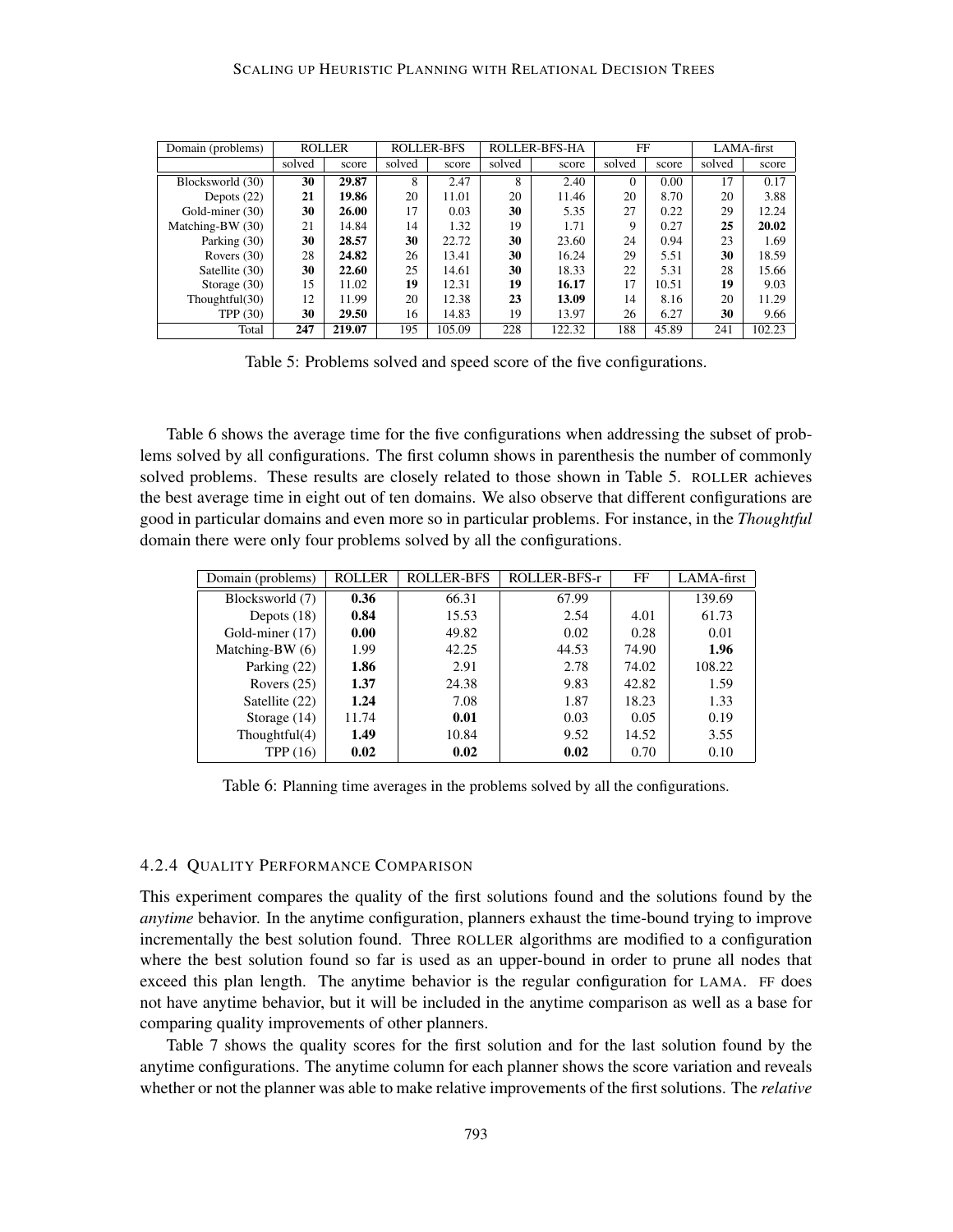| Domain (problems) | ROLLER | | ROLLER-BFS | | ROLLER-BFS-HA | | FF | | LAMA-first | |
|---|---|---|---|---|---|---|---|---|---|---|
| | solved | score | solved | score | solved | score | solved | score | solved | score |
| Blocksworld (30) | **30** | **29.87** | 8 | 2.47 | 8 | 2.40 | 0 | 0.00 | 17 | 0.17 |
| Depots (22) | **21** | **19.86** | 20 | 11.01 | 20 | 11.46 | 20 | 8.70 | 20 | 3.88 |
| Gold-miner (30) | **30** | **26.00** | 17 | 0.03 | **30** | 5.35 | 27 | 0.22 | 29 | 12.24 |
| Matching-BW (30) | 21 | 14.84 | 14 | 1.32 | 19 | 1.71 | 9 | 0.27 | **25** | **20.02** |
| Parking (30) | **30** | **28.57** | **30** | 22.72 | **30** | 23.60 | 24 | 0.94 | 23 | 1.69 |
| Rovers (30) | 28 | **24.82** | 26 | 13.41 | **30** | 16.24 | 29 | 5.51 | **30** | 18.59 |
| Satellite (30) | **30** | **22.60** | 25 | 14.61 | **30** | 18.33 | 22 | 5.31 | 28 | 15.66 |
| Storage (30) | 15 | 11.02 | **19** | 12.31 | **19** | **16.17** | 17 | 10.51 | **19** | 9.03 |
| Thoughtful(30) | 12 | 11.99 | 20 | 12.38 | **23** | **13.09** | 14 | 8.16 | 20 | 11.29 |
| TPP (30) | **30** | **29.50** | 16 | 14.83 | 19 | 13.97 | 26 | 6.27 | **30** | 9.66 |
| Total | **247** | **219.07** | 195 | 105.09 | 228 | 122.32 | 188 | 45.89 | 241 | 102.23 |

Table 5: Problems solved and speed score of the five configurations.

Table 6 shows the average time for the five configurations when addressing the subset of problems solved by all configurations. The first column shows in parenthesis the number of commonly solved problems. These results are closely related to those shown in Table 5. ROLLER achieves the best average time in eight out of ten domains. We also observe that different configurations are good in particular domains and even more so in particular problems. For instance, in the *Thoughtful* domain there were only four problems solved by all the configurations.

| Domain (problems) | ROLLER | ROLLER-BFS | ROLLER-BFS-r | FF | LAMA-first |
|---|---|---|---|---|---|
| Blocksworld (7) | **0.36** | 66.31 | 67.99 | | 139.69 |
| Depots (18) | **0.84** | 15.53 | 2.54 | 4.01 | 61.73 |
| Gold-miner (17) | **0.00** | 49.82 | 0.02 | 0.28 | 0.01 |
| Matching-BW (6) | 1.99 | 42.25 | 44.53 | 74.90 | **1.96** |
| Parking (22) | **1.86** | 2.91 | 2.78 | 74.02 | 108.22 |
| Rovers (25) | **1.37** | 24.38 | 9.83 | 42.82 | 1.59 |
| Satellite (22) | **1.24** | 7.08 | 1.87 | 18.23 | 1.33 |
| Storage (14) | 11.74 | **0.01** | 0.03 | 0.05 | 0.19 |
| Thoughtful(4) | **1.49** | 10.84 | 9.52 | 14.52 | 3.55 |
| TPP (16) | **0.02** | **0.02** | **0.02** | 0.70 | 0.10 |

Table 6: Planning time averages in the problems solved by all the configurations.

#### 4.2.4 Quality Performance Comparison

This experiment compares the quality of the first solutions found and the solutions found by the *anytime* behavior. In the anytime configuration, planners exhaust the time-bound trying to improve incrementally the best solution found. Three ROLLER algorithms are modified to a configuration where the best solution found so far is used as an upper-bound in order to prune all nodes that exceed this plan length. The anytime behavior is the regular configuration for LAMA. FF does not have anytime behavior, but it will be included in the anytime comparison as well as a base for comparing quality improvements of other planners.

Table 7 shows the quality scores for the first solution and for the last solution found by the anytime configurations. The anytime column for each planner shows the score variation and reveals whether or not the planner was able to make relative improvements of the first solutions. The *relative*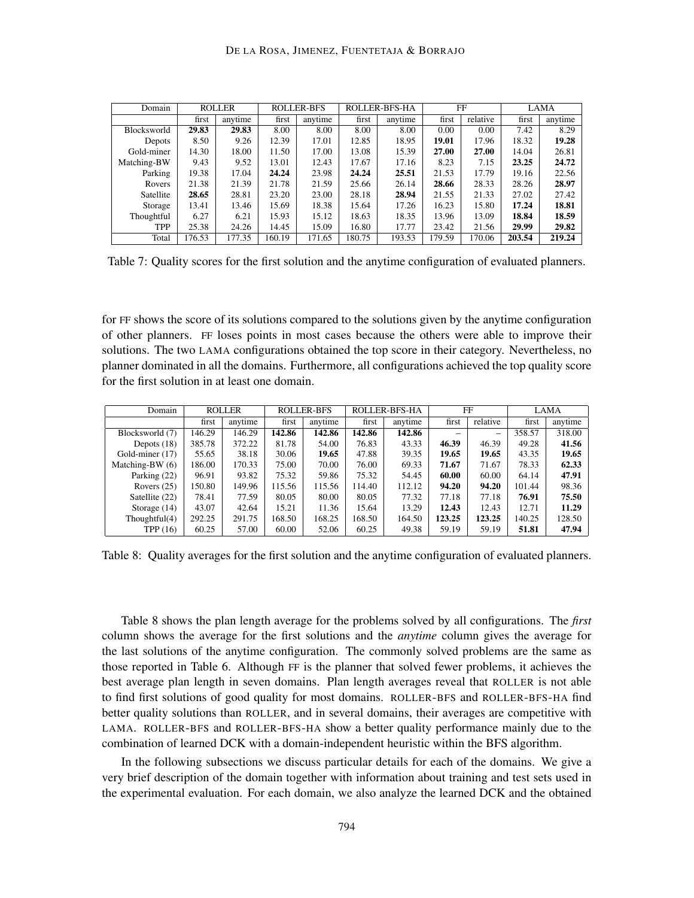| Domain | ROLLER | | ROLLER-BFS | | ROLLER-BFS-HA | | FF | | LAMA | |
|---|---|---|---|---|---|---|---|---|---|---|
| | first | anytime | first | anytime | first | anytime | first | relative | first | anytime |
| Blocksworld | **29.83** | **29.83** | 8.00 | 8.00 | 8.00 | 8.00 | 0.00 | 0.00 | 7.42 | 8.29 |
| Depots | 8.50 | 9.26 | 12.39 | 17.01 | 12.85 | 18.95 | **19.01** | 17.96 | 18.32 | **19.28** |
| Gold-miner | 14.30 | 18.00 | 11.50 | 17.00 | 13.08 | 15.39 | **27.00** | **27.00** | 14.04 | 26.81 |
| Matching-BW | 9.43 | 9.52 | 13.01 | 12.43 | 17.67 | 17.16 | 8.23 | 7.15 | **23.25** | **24.72** |
| Parking | 19.38 | 17.04 | **24.24** | 23.98 | **24.24** | **25.51** | 21.53 | 17.79 | 19.16 | 22.56 |
| Rovers | 21.38 | 21.39 | 21.78 | 21.59 | 25.66 | 26.14 | **28.66** | 28.33 | 28.26 | **28.97** |
| Satellite | **28.65** | 28.81 | 23.20 | 23.00 | 28.18 | **28.94** | 21.55 | 21.33 | 27.02 | 27.42 |
| Storage | 13.41 | 13.46 | 15.69 | 18.38 | 15.64 | 17.26 | 16.23 | 15.80 | **17.24** | **18.81** |
| Thoughtful | 6.27 | 6.21 | 15.93 | 15.12 | 18.63 | 18.35 | 13.96 | 13.09 | **18.84** | **18.59** |
| TPP | 25.38 | 24.26 | 14.45 | 15.09 | 16.80 | 17.77 | 23.42 | 21.56 | **29.99** | **29.82** |
| Total | 176.53 | 177.35 | 160.19 | 171.65 | 180.75 | 193.53 | 179.59 | 170.06 | **203.54** | **219.24** |

Table 7: Quality scores for the first solution and the anytime configuration of evaluated planners.

for FF shows the score of its solutions compared to the solutions given by the anytime configuration of other planners. FF loses points in most cases because the others were able to improve their solutions. The two LAMA configurations obtained the top score in their category. Nevertheless, no planner dominated in all the domains. Furthermore, all configurations achieved the top quality score for the first solution in at least one domain.

| Domain | ROLLER | | ROLLER-BFS | | ROLLER-BFS-HA | | FF | | LAMA | |
|---|---|---|---|---|---|---|---|---|---|---|
| | first | anytime | first | anytime | first | anytime | first | relative | first | anytime |
| Blocksworld (7) | 146.29 | 146.29 | **142.86** | **142.86** | **142.86** | **142.86** | – | – | 358.57 | 318.00 |
| Depots (18) | 385.78 | 372.22 | 81.78 | 54.00 | 76.83 | 43.33 | **46.39** | 46.39 | 49.28 | **41.56** |
| Gold-miner (17) | 55.65 | 38.18 | 30.06 | **19.65** | 47.88 | 39.35 | **19.65** | **19.65** | 43.35 | **19.65** |
| Matching-BW (6) | 186.00 | 170.33 | 75.00 | 70.00 | 76.00 | 69.33 | **71.67** | 71.67 | 78.33 | **62.33** |
| Parking (22) | 96.91 | 93.82 | 75.32 | 59.86 | 75.32 | 54.45 | **60.00** | 60.00 | 64.14 | **47.91** |
| Rovers (25) | 150.80 | 149.96 | 115.56 | 115.56 | 114.40 | 112.12 | **94.20** | **94.20** | 101.44 | 98.36 |
| Satellite (22) | 78.41 | 77.59 | 80.05 | 80.00 | 80.05 | 77.32 | 77.18 | 77.18 | **76.91** | **75.50** |
| Storage (14) | 43.07 | 42.64 | 15.21 | 11.36 | 15.64 | 13.29 | **12.43** | 12.43 | 12.71 | **11.29** |
| Thoughtful(4) | 292.25 | 291.75 | 168.50 | 168.25 | 168.50 | 164.50 | **123.25** | **123.25** | 140.25 | 128.50 |
| TPP (16) | 60.25 | 57.00 | 60.00 | 52.06 | 60.25 | 49.38 | 59.19 | 59.19 | **51.81** | **47.94** |

Table 8: Quality averages for the first solution and the anytime configuration of evaluated planners.

Table 8 shows the plan length average for the problems solved by all configurations. The *first* column shows the average for the first solutions and the *anytime* column gives the average for the last solutions of the anytime configuration. The commonly solved problems are the same as those reported in Table 6. Although FF is the planner that solved fewer problems, it achieves the best average plan length in seven domains. Plan length averages reveal that ROLLER is not able to find first solutions of good quality for most domains. ROLLER-BFS and ROLLER-BFS-HA find better quality solutions than ROLLER, and in several domains, their averages are competitive with LAMA. ROLLER-BFS and ROLLER-BFS-HA show a better quality performance mainly due to the combination of learned DCK with a domain-independent heuristic within the BFS algorithm.

In the following subsections we discuss particular details for each of the domains. We give a very brief description of the domain together with information about training and test sets used in the experimental evaluation. For each domain, we also analyze the learned DCK and the obtained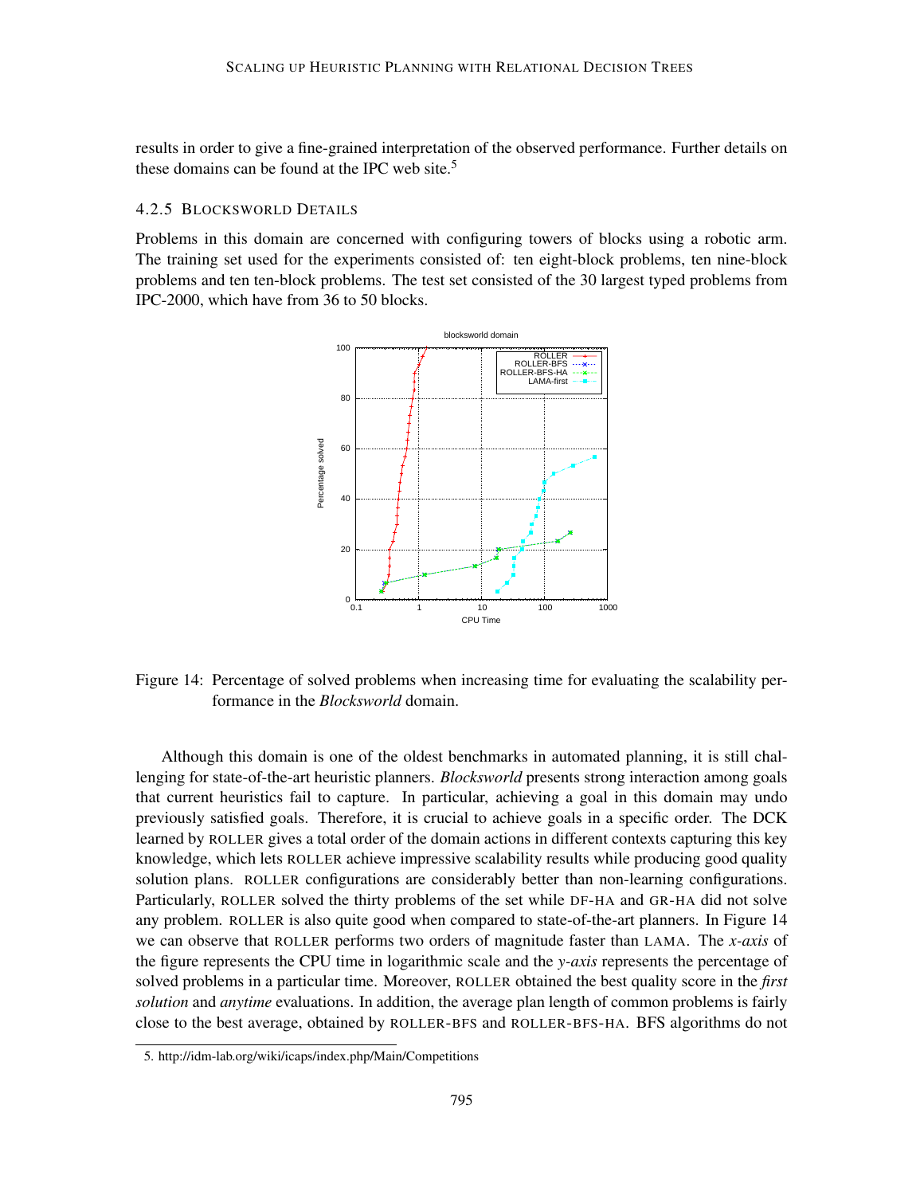results in order to give a fine-grained interpretation of the observed performance. Further details on these domains can be found at the IPC web site.[5]

### 4.2.5 BLOCKSWORLD DETAILS

Problems in this domain are concerned with configuring towers of blocks using a robotic arm. The training set used for the experiments consisted of: ten eight-block problems, ten nine-block problems and ten ten-block problems. The test set consisted of the 30 largest typed problems from IPC-2000, which have from 36 to 50 blocks.

Figure 14: Percentage of solved problems when increasing time for evaluating the scalability performance in the *Blocksworld* domain.

Although this domain is one of the oldest benchmarks in automated planning, it is still challenging for state-of-the-art heuristic planners. *Blocksworld* presents strong interaction among goals that current heuristics fail to capture. In particular, achieving a goal in this domain may undo previously satisfied goals. Therefore, it is crucial to achieve goals in a specific order. The DCK learned by ROLLER gives a total order of the domain actions in different contexts capturing this key knowledge, which lets ROLLER achieve impressive scalability results while producing good quality solution plans. ROLLER configurations are considerably better than non-learning configurations. Particularly, ROLLER solved the thirty problems of the set while DF-HA and GR-HA did not solve any problem. ROLLER is also quite good when compared to state-of-the-art planners. In Figure 14 we can observe that ROLLER performs two orders of magnitude faster than LAMA. The *x-axis* of the figure represents the CPU time in logarithmic scale and the *y-axis* represents the percentage of solved problems in a particular time. Moreover, ROLLER obtained the best quality score in the *first solution* and *anytime* evaluations. In addition, the average plan length of common problems is fairly close to the best average, obtained by ROLLER-BFS and ROLLER-BFS-HA. BFS algorithms do not

5. http://idm-lab.org/wiki/icaps/index.php/Main/Competitions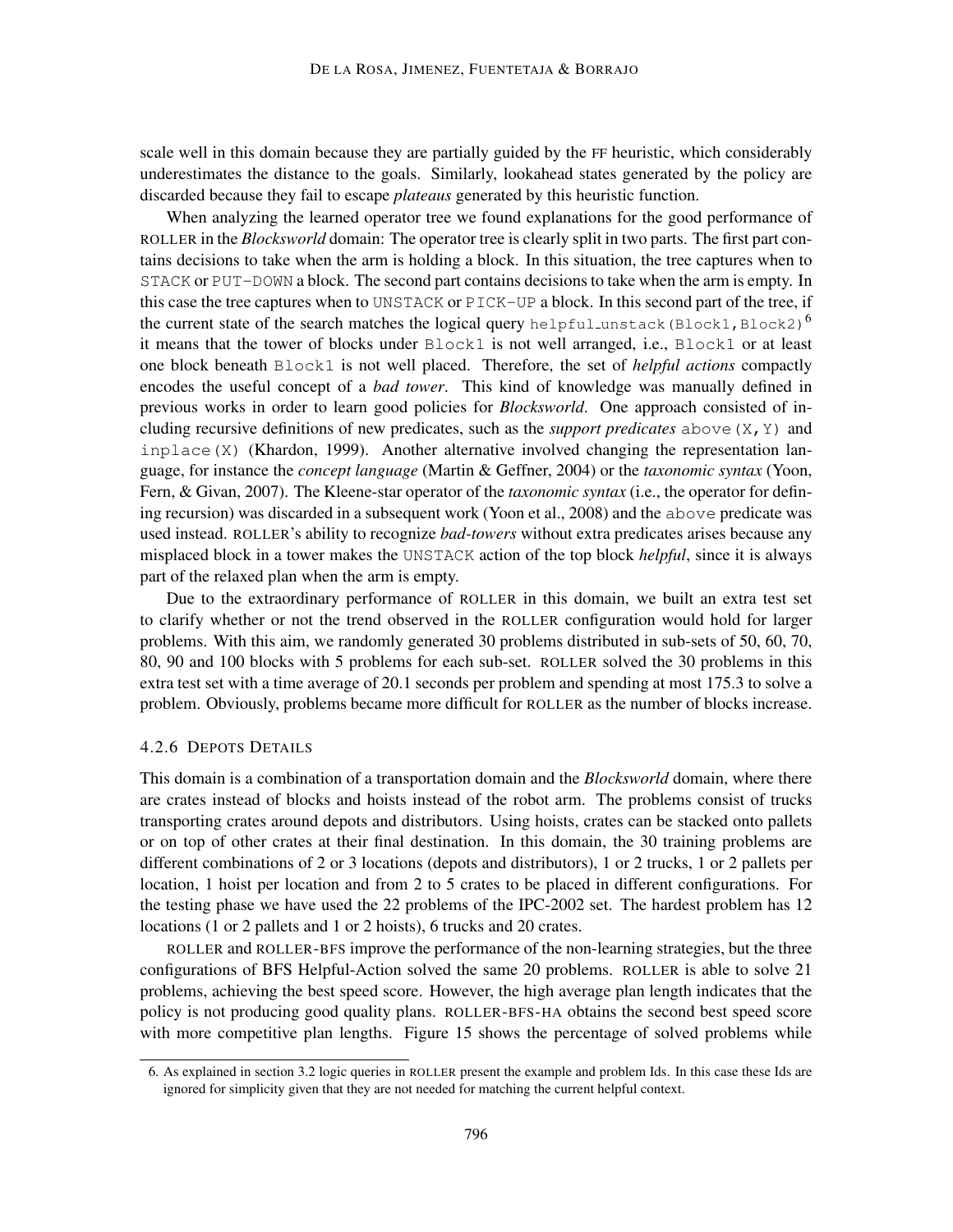scale well in this domain because they are partially guided by the FF heuristic, which considerably underestimates the distance to the goals. Similarly, lookahead states generated by the policy are discarded because they fail to escape *plateaus* generated by this heuristic function.

When analyzing the learned operator tree we found explanations for the good performance of ROLLER in the *Blocksworld* domain: The operator tree is clearly split in two parts. The first part contains decisions to take when the arm is holding a block. In this situation, the tree captures when to `STACK` or `PUT-DOWN` a block. The second part contains decisions to take when the arm is empty. In this case the tree captures when to `UNSTACK` or `PICK-UP` a block. In this second part of the tree, if the current state of the search matches the logical query `helpful_unstack(Block1,Block2)`[6] it means that the tower of blocks under `Block1` is not well arranged, i.e., `Block1` or at least one block beneath `Block1` is not well placed. Therefore, the set of *helpful actions* compactly encodes the useful concept of a *bad tower*. This kind of knowledge was manually defined in previous works in order to learn good policies for *Blocksworld*. One approach consisted of including recursive definitions of new predicates, such as the *support predicates* `above(X,Y)` and `inplace(X)` (Khardon, 1999). Another alternative involved changing the representation language, for instance the *concept language* (Martin & Geffner, 2004) or the *taxonomic syntax* (Yoon, Fern, & Givan, 2007). The Kleene-star operator of the *taxonomic syntax* (i.e., the operator for defining recursion) was discarded in a subsequent work (Yoon et al., 2008) and the `above` predicate was used instead. ROLLER's ability to recognize *bad-towers* without extra predicates arises because any misplaced block in a tower makes the `UNSTACK` action of the top block *helpful*, since it is always part of the relaxed plan when the arm is empty.

Due to the extraordinary performance of ROLLER in this domain, we built an extra test set to clarify whether or not the trend observed in the ROLLER configuration would hold for larger problems. With this aim, we randomly generated 30 problems distributed in sub-sets of 50, 60, 70, 80, 90 and 100 blocks with 5 problems for each sub-set. ROLLER solved the 30 problems in this extra test set with a time average of 20.1 seconds per problem and spending at most 175.3 to solve a problem. Obviously, problems became more difficult for ROLLER as the number of blocks increase.

#### 4.2.6 DEPOTS DETAILS

This domain is a combination of a transportation domain and the *Blocksworld* domain, where there are crates instead of blocks and hoists instead of the robot arm. The problems consist of trucks transporting crates around depots and distributors. Using hoists, crates can be stacked onto pallets or on top of other crates at their final destination. In this domain, the 30 training problems are different combinations of 2 or 3 locations (depots and distributors), 1 or 2 trucks, 1 or 2 pallets per location, 1 hoist per location and from 2 to 5 crates to be placed in different configurations. For the testing phase we have used the 22 problems of the IPC-2002 set. The hardest problem has 12 locations (1 or 2 pallets and 1 or 2 hoists), 6 trucks and 20 crates.

ROLLER and ROLLER-BFS improve the performance of the non-learning strategies, but the three configurations of BFS Helpful-Action solved the same 20 problems. ROLLER is able to solve 21 problems, achieving the best speed score. However, the high average plan length indicates that the policy is not producing good quality plans. ROLLER-BFS-HA obtains the second best speed score with more competitive plan lengths. Figure 15 shows the percentage of solved problems while

6. As explained in section 3.2 logic queries in ROLLER present the example and problem Ids. In this case these Ids are ignored for simplicity given that they are not needed for matching the current helpful context.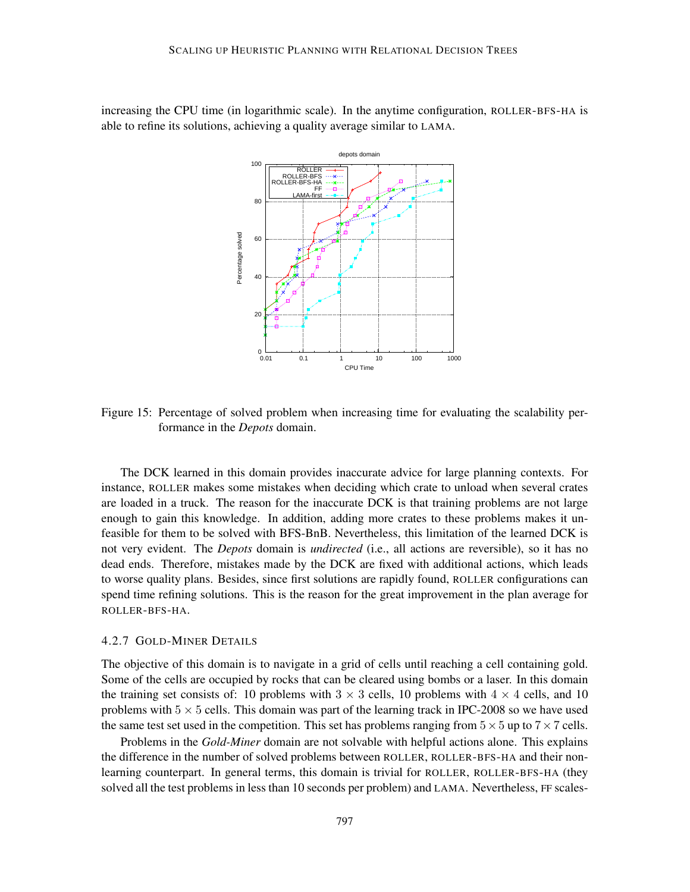increasing the CPU time (in logarithmic scale). In the anytime configuration, ROLLER-BFS-HA is able to refine its solutions, achieving a quality average similar to LAMA.

Figure 15: Percentage of solved problem when increasing time for evaluating the scalability performance in the *Depots* domain.

The DCK learned in this domain provides inaccurate advice for large planning contexts. For instance, ROLLER makes some mistakes when deciding which crate to unload when several crates are loaded in a truck. The reason for the inaccurate DCK is that training problems are not large enough to gain this knowledge. In addition, adding more crates to these problems makes it unfeasible for them to be solved with BFS-BnB. Nevertheless, this limitation of the learned DCK is not very evident. The *Depots* domain is *undirected* (i.e., all actions are reversible), so it has no dead ends. Therefore, mistakes made by the DCK are fixed with additional actions, which leads to worse quality plans. Besides, since first solutions are rapidly found, ROLLER configurations can spend time refining solutions. This is the reason for the great improvement in the plan average for ROLLER-BFS-HA.

### 4.2.7 GOLD-MINER DETAILS

The objective of this domain is to navigate in a grid of cells until reaching a cell containing gold. Some of the cells are occupied by rocks that can be cleared using bombs or a laser. In this domain the training set consists of: 10 problems with $3 \times 3$ cells, 10 problems with $4 \times 4$ cells, and 10 problems with $5 \times 5$ cells. This domain was part of the learning track in IPC-2008 so we have used the same test set used in the competition. This set has problems ranging from $5 \times 5$ up to $7 \times 7$ cells.

Problems in the *Gold-Miner* domain are not solvable with helpful actions alone. This explains the difference in the number of solved problems between ROLLER, ROLLER-BFS-HA and their non-learning counterpart. In general terms, this domain is trivial for ROLLER, ROLLER-BFS-HA (they solved all the test problems in less than 10 seconds per problem) and LAMA. Nevertheless, FF scales-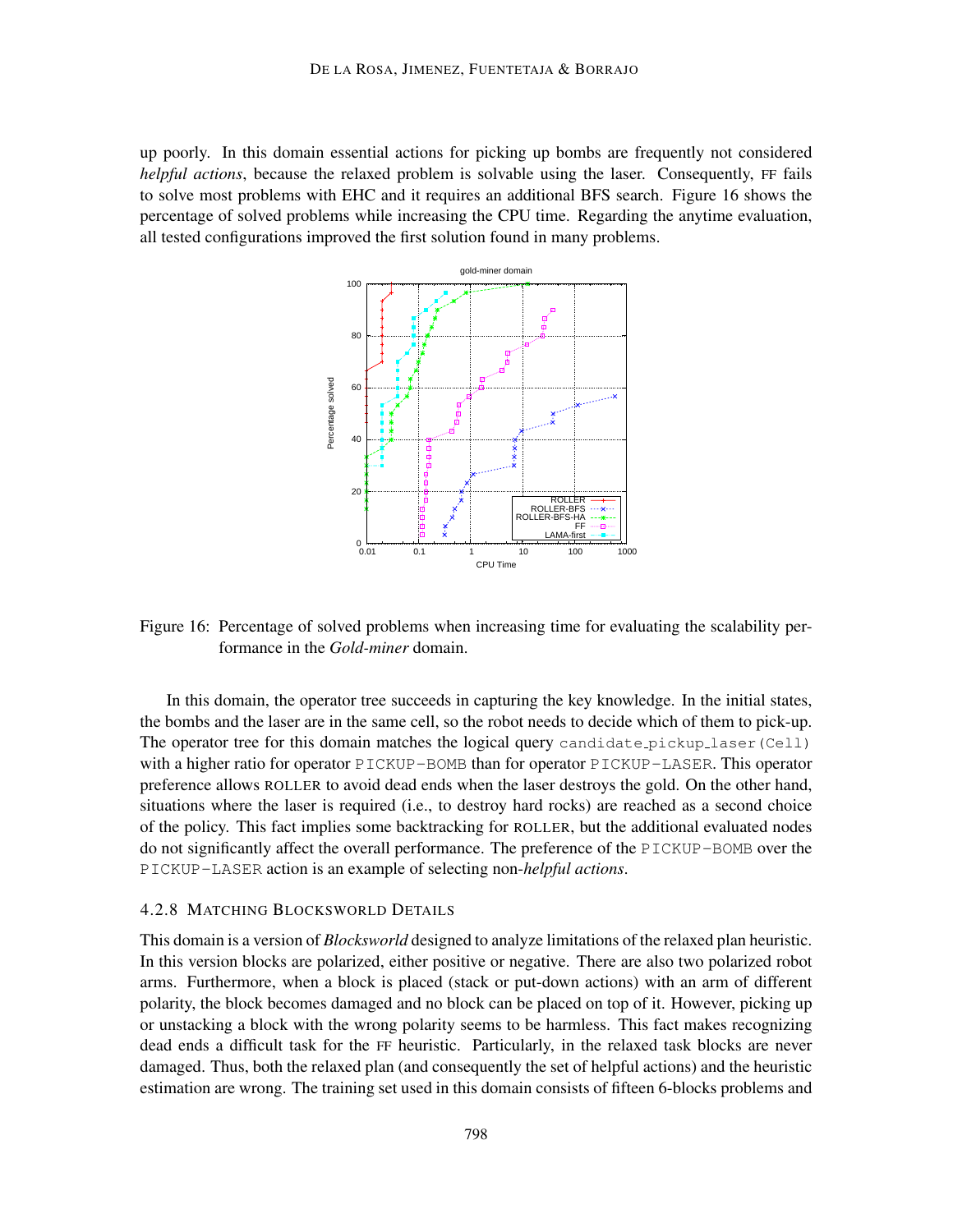up poorly. In this domain essential actions for picking up bombs are frequently not considered *helpful actions*, because the relaxed problem is solvable using the laser. Consequently, FF fails to solve most problems with EHC and it requires an additional BFS search. Figure 16 shows the percentage of solved problems while increasing the CPU time. Regarding the anytime evaluation, all tested configurations improved the first solution found in many problems.

Figure 16: Percentage of solved problems when increasing time for evaluating the scalability performance in the *Gold-miner* domain.

In this domain, the operator tree succeeds in capturing the key knowledge. In the initial states, the bombs and the laser are in the same cell, so the robot needs to decide which of them to pick-up. The operator tree for this domain matches the logical query `candidate_pickup_laser(Cell)` with a higher ratio for operator `PICKUP-BOMB` than for operator `PICKUP-LASER`. This operator preference allows ROLLER to avoid dead ends when the laser destroys the gold. On the other hand, situations where the laser is required (i.e., to destroy hard rocks) are reached as a second choice of the policy. This fact implies some backtracking for ROLLER, but the additional evaluated nodes do not significantly affect the overall performance. The preference of the `PICKUP-BOMB` over the `PICKUP-LASER` action is an example of selecting non-*helpful actions*.

#### 4.2.8 Matching Blocksworld Details

This domain is a version of *Blocksworld* designed to analyze limitations of the relaxed plan heuristic. In this version blocks are polarized, either positive or negative. There are also two polarized robot arms. Furthermore, when a block is placed (stack or put-down actions) with an arm of different polarity, the block becomes damaged and no block can be placed on top of it. However, picking up or unstacking a block with the wrong polarity seems to be harmless. This fact makes recognizing dead ends a difficult task for the FF heuristic. Particularly, in the relaxed task blocks are never damaged. Thus, both the relaxed plan (and consequently the set of helpful actions) and the heuristic estimation are wrong. The training set used in this domain consists of fifteen 6-blocks problems and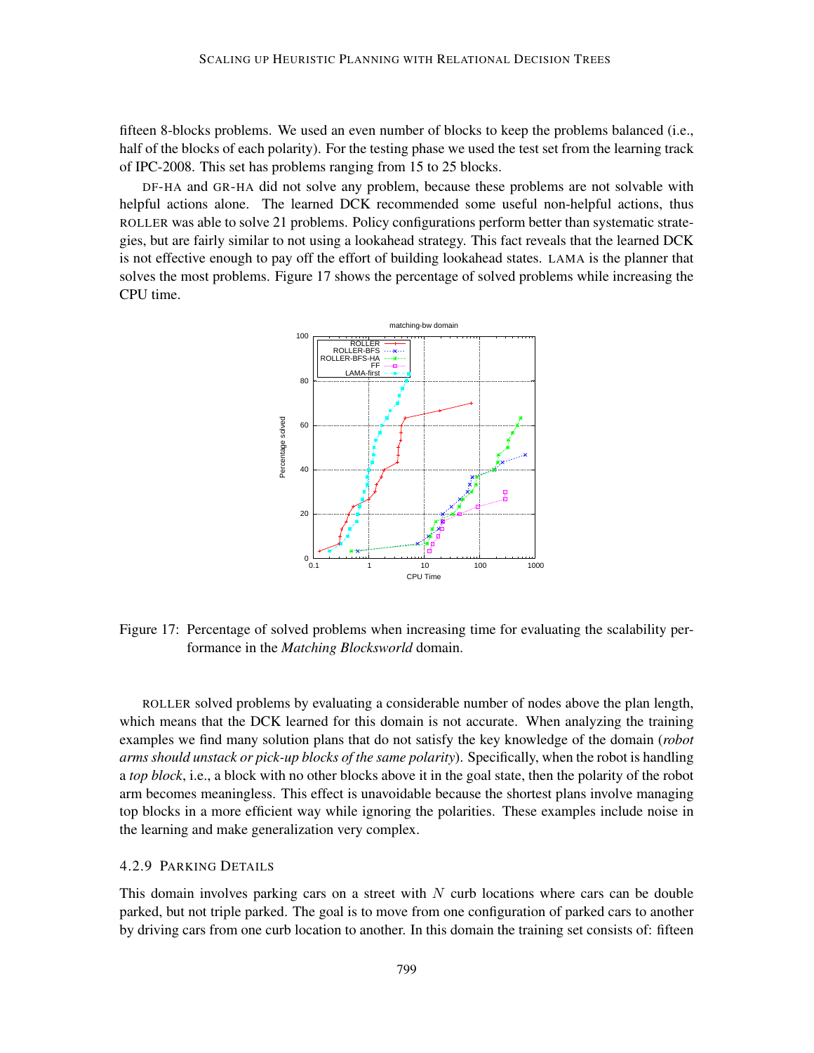fifteen 8-blocks problems. We used an even number of blocks to keep the problems balanced (i.e., half of the blocks of each polarity). For the testing phase we used the test set from the learning track of IPC-2008. This set has problems ranging from 15 to 25 blocks.

DF-HA and GR-HA did not solve any problem, because these problems are not solvable with helpful actions alone. The learned DCK recommended some useful non-helpful actions, thus ROLLER was able to solve 21 problems. Policy configurations perform better than systematic strategies, but are fairly similar to not using a lookahead strategy. This fact reveals that the learned DCK is not effective enough to pay off the effort of building lookahead states. LAMA is the planner that solves the most problems. Figure 17 shows the percentage of solved problems while increasing the CPU time.

Figure 17: Percentage of solved problems when increasing time for evaluating the scalability performance in the *Matching Blocksworld* domain.

ROLLER solved problems by evaluating a considerable number of nodes above the plan length, which means that the DCK learned for this domain is not accurate. When analyzing the training examples we find many solution plans that do not satisfy the key knowledge of the domain (*robot arms should unstack or pick-up blocks of the same polarity*). Specifically, when the robot is handling a *top block*, i.e., a block with no other blocks above it in the goal state, then the polarity of the robot arm becomes meaningless. This effect is unavoidable because the shortest plans involve managing top blocks in a more efficient way while ignoring the polarities. These examples include noise in the learning and make generalization very complex.

#### 4.2.9 Parking Details

This domain involves parking cars on a street with $N$ curb locations where cars can be double parked, but not triple parked. The goal is to move from one configuration of parked cars to another by driving cars from one curb location to another. In this domain the training set consists of: fifteen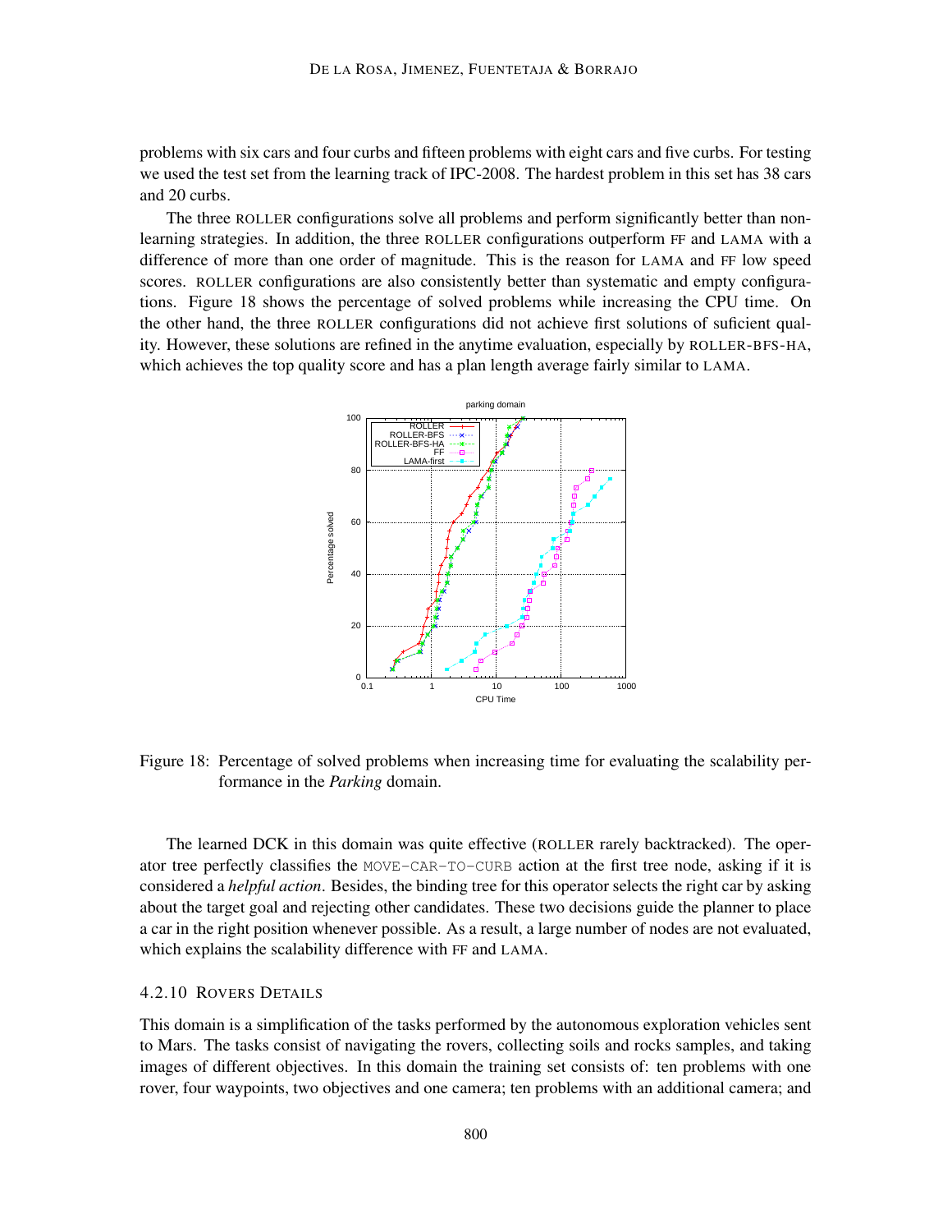problems with six cars and four curbs and fifteen problems with eight cars and five curbs. For testing we used the test set from the learning track of IPC-2008. The hardest problem in this set has 38 cars and 20 curbs.

The three ROLLER configurations solve all problems and perform significantly better than non-learning strategies. In addition, the three ROLLER configurations outperform FF and LAMA with a difference of more than one order of magnitude. This is the reason for LAMA and FF low speed scores. ROLLER configurations are also consistently better than systematic and empty configurations. Figure 18 shows the percentage of solved problems while increasing the CPU time. On the other hand, the three ROLLER configurations did not achieve first solutions of suficient quality. However, these solutions are refined in the anytime evaluation, especially by ROLLER-BFS-HA, which achieves the top quality score and has a plan length average fairly similar to LAMA.

Figure 18: Percentage of solved problems when increasing time for evaluating the scalability performance in the *Parking* domain.

The learned DCK in this domain was quite effective (ROLLER rarely backtracked). The operator tree perfectly classifies the MOVE-CAR-TO-CURB action at the first tree node, asking if it is considered a *helpful action*. Besides, the binding tree for this operator selects the right car by asking about the target goal and rejecting other candidates. These two decisions guide the planner to place a car in the right position whenever possible. As a result, a large number of nodes are not evaluated, which explains the scalability difference with FF and LAMA.

### 4.2.10 Rovers Details

This domain is a simplification of the tasks performed by the autonomous exploration vehicles sent to Mars. The tasks consist of navigating the rovers, collecting soils and rocks samples, and taking images of different objectives. In this domain the training set consists of: ten problems with one rover, four waypoints, two objectives and one camera; ten problems with an additional camera; and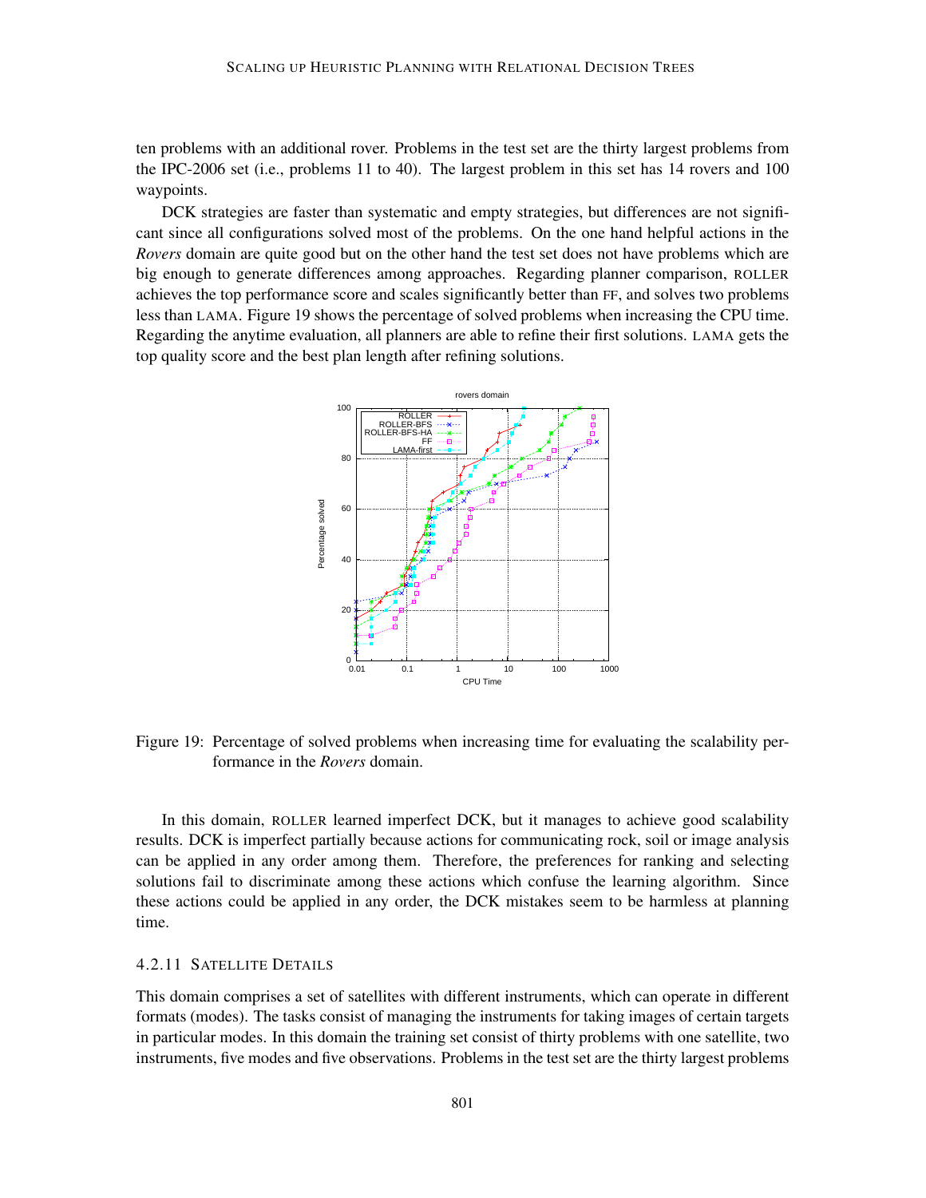ten problems with an additional rover. Problems in the test set are the thirty largest problems from the IPC-2006 set (i.e., problems 11 to 40). The largest problem in this set has 14 rovers and 100 waypoints.

DCK strategies are faster than systematic and empty strategies, but differences are not significant since all configurations solved most of the problems. On the one hand helpful actions in the *Rovers* domain are quite good but on the other hand the test set does not have problems which are big enough to generate differences among approaches. Regarding planner comparison, ROLLER achieves the top performance score and scales significantly better than FF, and solves two problems less than LAMA. Figure 19 shows the percentage of solved problems when increasing the CPU time. Regarding the anytime evaluation, all planners are able to refine their first solutions. LAMA gets the top quality score and the best plan length after refining solutions.

Figure 19: Percentage of solved problems when increasing time for evaluating the scalability performance in the *Rovers* domain.

In this domain, ROLLER learned imperfect DCK, but it manages to achieve good scalability results. DCK is imperfect partially because actions for communicating rock, soil or image analysis can be applied in any order among them. Therefore, the preferences for ranking and selecting solutions fail to discriminate among these actions which confuse the learning algorithm. Since these actions could be applied in any order, the DCK mistakes seem to be harmless at planning time.

#### 4.2.11 SATELLITE DETAILS

This domain comprises a set of satellites with different instruments, which can operate in different formats (modes). The tasks consist of managing the instruments for taking images of certain targets in particular modes. In this domain the training set consist of thirty problems with one satellite, two instruments, five modes and five observations. Problems in the test set are the thirty largest problems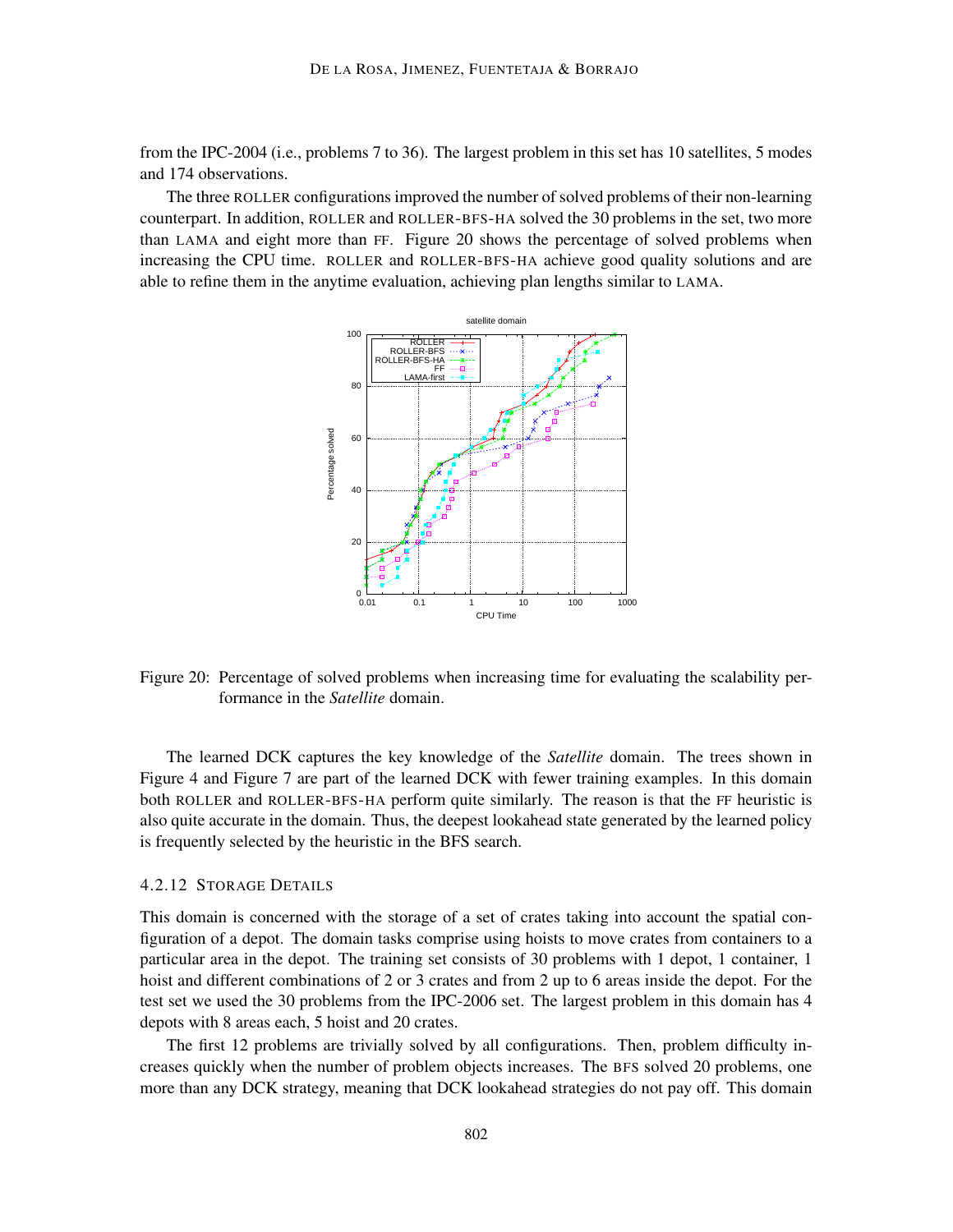from the IPC-2004 (i.e., problems 7 to 36). The largest problem in this set has 10 satellites, 5 modes and 174 observations.

The three ROLLER configurations improved the number of solved problems of their non-learning counterpart. In addition, ROLLER and ROLLER-BFS-HA solved the 30 problems in the set, two more than LAMA and eight more than FF. Figure 20 shows the percentage of solved problems when increasing the CPU time. ROLLER and ROLLER-BFS-HA achieve good quality solutions and are able to refine them in the anytime evaluation, achieving plan lengths similar to LAMA.

Figure 20: Percentage of solved problems when increasing time for evaluating the scalability performance in the *Satellite* domain.

The learned DCK captures the key knowledge of the *Satellite* domain. The trees shown in Figure 4 and Figure 7 are part of the learned DCK with fewer training examples. In this domain both ROLLER and ROLLER-BFS-HA perform quite similarly. The reason is that the FF heuristic is also quite accurate in the domain. Thus, the deepest lookahead state generated by the learned policy is frequently selected by the heuristic in the BFS search.

#### 4.2.12 Storage Details

This domain is concerned with the storage of a set of crates taking into account the spatial configuration of a depot. The domain tasks comprise using hoists to move crates from containers to a particular area in the depot. The training set consists of 30 problems with 1 depot, 1 container, 1 hoist and different combinations of 2 or 3 crates and from 2 up to 6 areas inside the depot. For the test set we used the 30 problems from the IPC-2006 set. The largest problem in this domain has 4 depots with 8 areas each, 5 hoist and 20 crates.

The first 12 problems are trivially solved by all configurations. Then, problem difficulty increases quickly when the number of problem objects increases. The BFS solved 20 problems, one more than any DCK strategy, meaning that DCK lookahead strategies do not pay off. This domain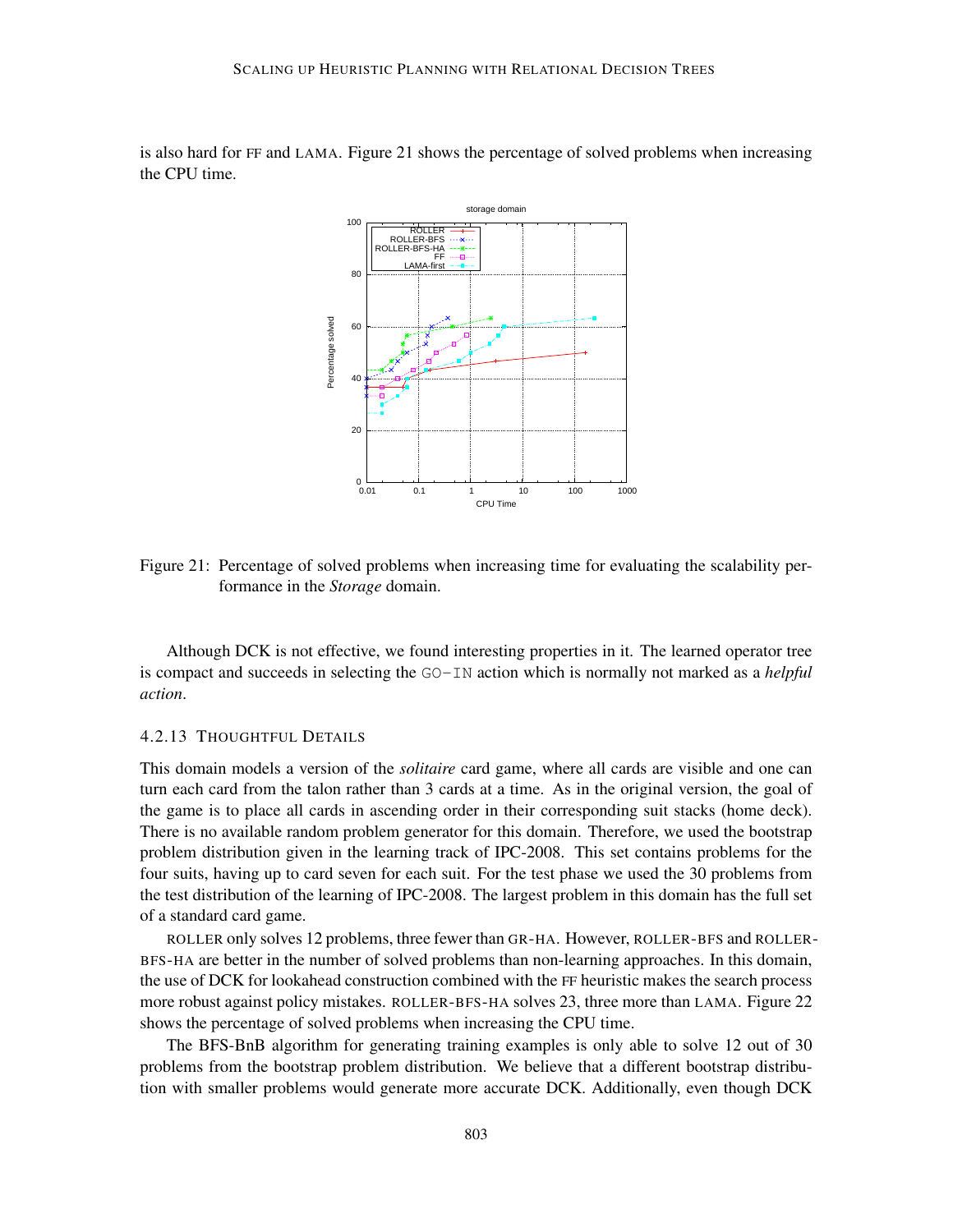is also hard for FF and LAMA. Figure 21 shows the percentage of solved problems when increasing the CPU time.

Figure 21: Percentage of solved problems when increasing time for evaluating the scalability performance in the *Storage* domain.

Although DCK is not effective, we found interesting properties in it. The learned operator tree is compact and succeeds in selecting the GO-IN action which is normally not marked as a *helpful action*.

#### 4.2.13 Thoughtful Details

This domain models a version of the *solitaire* card game, where all cards are visible and one can turn each card from the talon rather than 3 cards at a time. As in the original version, the goal of the game is to place all cards in ascending order in their corresponding suit stacks (home deck). There is no available random problem generator for this domain. Therefore, we used the bootstrap problem distribution given in the learning track of IPC-2008. This set contains problems for the four suits, having up to card seven for each suit. For the test phase we used the 30 problems from the test distribution of the learning of IPC-2008. The largest problem in this domain has the full set of a standard card game.

ROLLER only solves 12 problems, three fewer than GR-HA. However, ROLLER-BFS and ROLLER-BFS-HA are better in the number of solved problems than non-learning approaches. In this domain, the use of DCK for lookahead construction combined with the FF heuristic makes the search process more robust against policy mistakes. ROLLER-BFS-HA solves 23, three more than LAMA. Figure 22 shows the percentage of solved problems when increasing the CPU time.

The BFS-BnB algorithm for generating training examples is only able to solve 12 out of 30 problems from the bootstrap problem distribution. We believe that a different bootstrap distribution with smaller problems would generate more accurate DCK. Additionally, even though DCK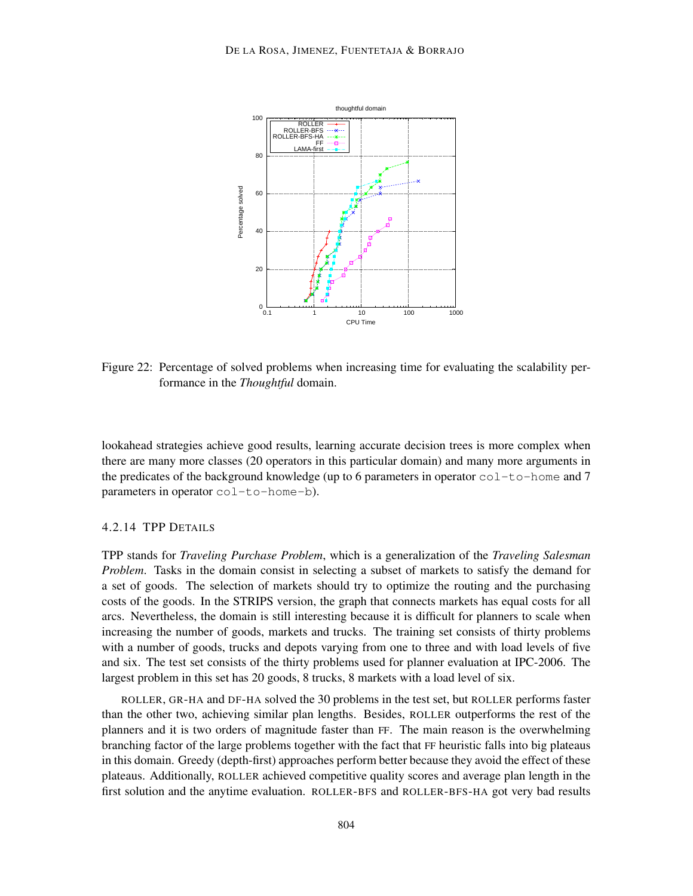Figure 22: Percentage of solved problems when increasing time for evaluating the scalability performance in the *Thoughtful* domain.

lookahead strategies achieve good results, learning accurate decision trees is more complex when there are many more classes (20 operators in this particular domain) and many more arguments in the predicates of the background knowledge (up to 6 parameters in operator `col-to-home` and 7 parameters in operator `col-to-home-b`).

#### 4.2.14 TPP DETAILS

TPP stands for *Traveling Purchase Problem*, which is a generalization of the *Traveling Salesman Problem*. Tasks in the domain consist in selecting a subset of markets to satisfy the demand for a set of goods. The selection of markets should try to optimize the routing and the purchasing costs of the goods. In the STRIPS version, the graph that connects markets has equal costs for all arcs. Nevertheless, the domain is still interesting because it is difficult for planners to scale when increasing the number of goods, markets and trucks. The training set consists of thirty problems with a number of goods, trucks and depots varying from one to three and with load levels of five and six. The test set consists of the thirty problems used for planner evaluation at IPC-2006. The largest problem in this set has 20 goods, 8 trucks, 8 markets with a load level of six.

ROLLER, GR-HA and DF-HA solved the 30 problems in the test set, but ROLLER performs faster than the other two, achieving similar plan lengths. Besides, ROLLER outperforms the rest of the planners and it is two orders of magnitude faster than FF. The main reason is the overwhelming branching factor of the large problems together with the fact that FF heuristic falls into big plateaus in this domain. Greedy (depth-first) approaches perform better because they avoid the effect of these plateaus. Additionally, ROLLER achieved competitive quality scores and average plan length in the first solution and the anytime evaluation. ROLLER-BFS and ROLLER-BFS-HA got very bad results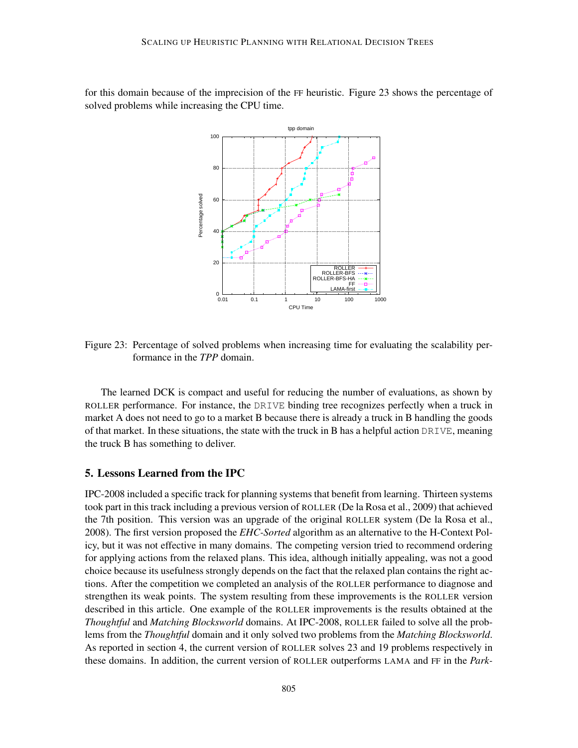for this domain because of the imprecision of the FF heuristic. Figure 23 shows the percentage of solved problems while increasing the CPU time.

Figure 23: Percentage of solved problems when increasing time for evaluating the scalability performance in the *TPP* domain.

The learned DCK is compact and useful for reducing the number of evaluations, as shown by ROLLER performance. For instance, the DRIVE binding tree recognizes perfectly when a truck in market A does not need to go to a market B because there is already a truck in B handling the goods of that market. In these situations, the state with the truck in B has a helpful action DRIVE, meaning the truck B has something to deliver.

## 5. Lessons Learned from the IPC

IPC-2008 included a specific track for planning systems that benefit from learning. Thirteen systems took part in this track including a previous version of ROLLER (De la Rosa et al., 2009) that achieved the 7th position. This version was an upgrade of the original ROLLER system (De la Rosa et al., 2008). The first version proposed the *EHC-Sorted* algorithm as an alternative to the H-Context Policy, but it was not effective in many domains. The competing version tried to recommend ordering for applying actions from the relaxed plans. This idea, although initially appealing, was not a good choice because its usefulness strongly depends on the fact that the relaxed plan contains the right actions. After the competition we completed an analysis of the ROLLER performance to diagnose and strengthen its weak points. The system resulting from these improvements is the ROLLER version described in this article. One example of the ROLLER improvements is the results obtained at the *Thoughtful* and *Matching Blocksworld* domains. At IPC-2008, ROLLER failed to solve all the problems from the *Thoughtful* domain and it only solved two problems from the *Matching Blocksworld*. As reported in section 4, the current version of ROLLER solves 23 and 19 problems respectively in these domains. In addition, the current version of ROLLER outperforms LAMA and FF in the *Park-*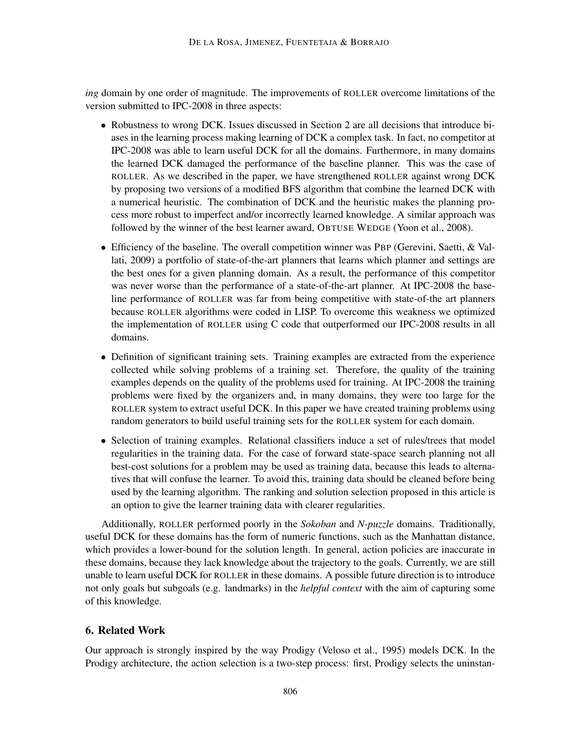*ing* domain by one order of magnitude. The improvements of ROLLER overcome limitations of the version submitted to IPC-2008 in three aspects:

- Robustness to wrong DCK. Issues discussed in Section 2 are all decisions that introduce biases in the learning process making learning of DCK a complex task. In fact, no competitor at IPC-2008 was able to learn useful DCK for all the domains. Furthermore, in many domains the learned DCK damaged the performance of the baseline planner. This was the case of ROLLER. As we described in the paper, we have strengthened ROLLER against wrong DCK by proposing two versions of a modified BFS algorithm that combine the learned DCK with a numerical heuristic. The combination of DCK and the heuristic makes the planning process more robust to imperfect and/or incorrectly learned knowledge. A similar approach was followed by the winner of the best learner award, OBTUSE WEDGE (Yoon et al., 2008).
- Efficiency of the baseline. The overall competition winner was PBP (Gerevini, Saetti, & Vallati, 2009) a portfolio of state-of-the-art planners that learns which planner and settings are the best ones for a given planning domain. As a result, the performance of this competitor was never worse than the performance of a state-of-the-art planner. At IPC-2008 the baseline performance of ROLLER was far from being competitive with state-of-the art planners because ROLLER algorithms were coded in LISP. To overcome this weakness we optimized the implementation of ROLLER using C code that outperformed our IPC-2008 results in all domains.
- Definition of significant training sets. Training examples are extracted from the experience collected while solving problems of a training set. Therefore, the quality of the training examples depends on the quality of the problems used for training. At IPC-2008 the training problems were fixed by the organizers and, in many domains, they were too large for the ROLLER system to extract useful DCK. In this paper we have created training problems using random generators to build useful training sets for the ROLLER system for each domain.
- Selection of training examples. Relational classifiers induce a set of rules/trees that model regularities in the training data. For the case of forward state-space search planning not all best-cost solutions for a problem may be used as training data, because this leads to alternatives that will confuse the learner. To avoid this, training data should be cleaned before being used by the learning algorithm. The ranking and solution selection proposed in this article is an option to give the learner training data with clearer regularities.

Additionally, ROLLER performed poorly in the *Sokoban* and *N-puzzle* domains. Traditionally, useful DCK for these domains has the form of numeric functions, such as the Manhattan distance, which provides a lower-bound for the solution length. In general, action policies are inaccurate in these domains, because they lack knowledge about the trajectory to the goals. Currently, we are still unable to learn useful DCK for ROLLER in these domains. A possible future direction is to introduce not only goals but subgoals (e.g. landmarks) in the *helpful context* with the aim of capturing some of this knowledge.

## 6. Related Work

Our approach is strongly inspired by the way Prodigy (Veloso et al., 1995) models DCK. In the Prodigy architecture, the action selection is a two-step process: first, Prodigy selects the uninstan-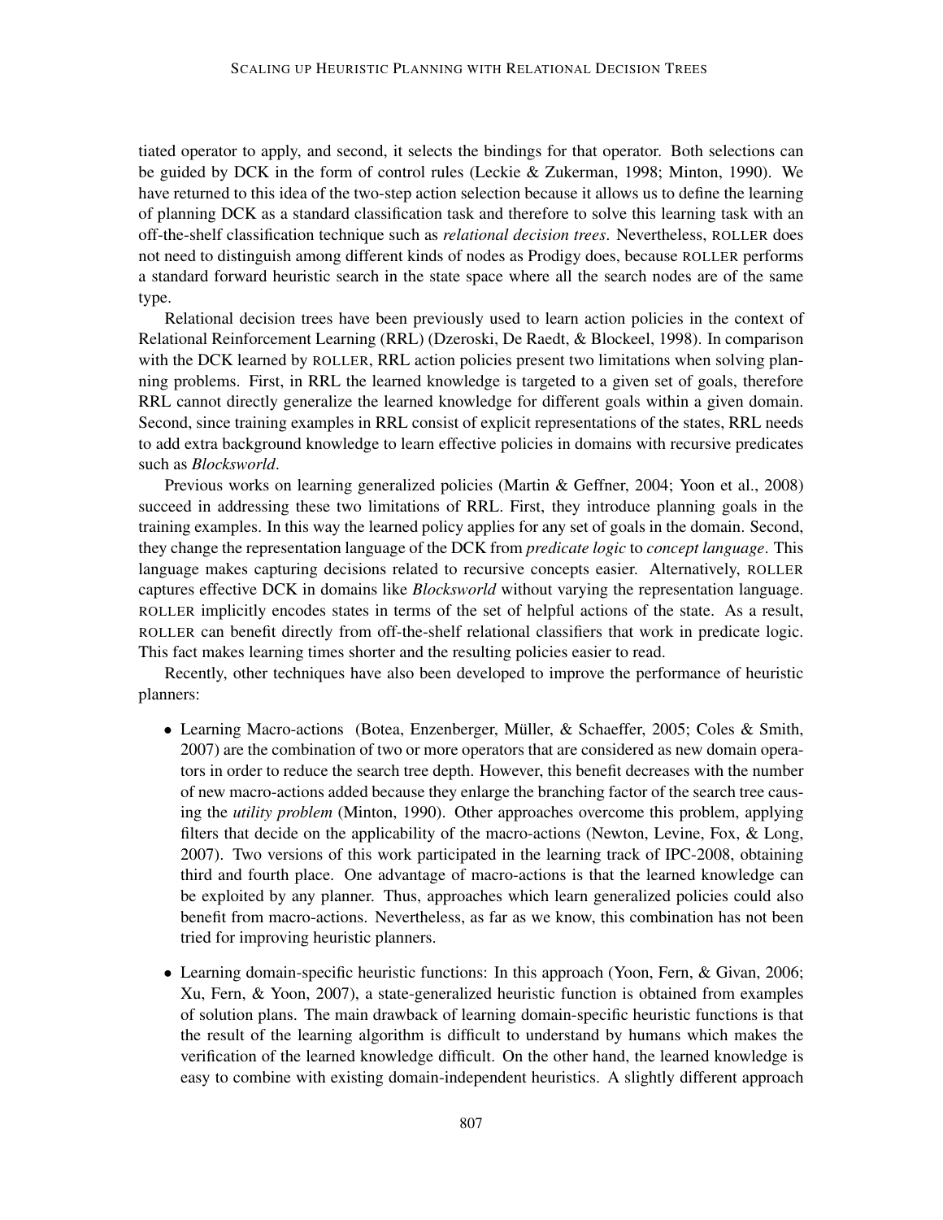tiated operator to apply, and second, it selects the bindings for that operator. Both selections can be guided by DCK in the form of control rules (Leckie & Zukerman, 1998; Minton, 1990). We have returned to this idea of the two-step action selection because it allows us to define the learning of planning DCK as a standard classification task and therefore to solve this learning task with an off-the-shelf classification technique such as *relational decision trees*. Nevertheless, ROLLER does not need to distinguish among different kinds of nodes as Prodigy does, because ROLLER performs a standard forward heuristic search in the state space where all the search nodes are of the same type.

Relational decision trees have been previously used to learn action policies in the context of Relational Reinforcement Learning (RRL) (Dzeroski, De Raedt, & Blockeel, 1998). In comparison with the DCK learned by ROLLER, RRL action policies present two limitations when solving planning problems. First, in RRL the learned knowledge is targeted to a given set of goals, therefore RRL cannot directly generalize the learned knowledge for different goals within a given domain. Second, since training examples in RRL consist of explicit representations of the states, RRL needs to add extra background knowledge to learn effective policies in domains with recursive predicates such as *Blocksworld*.

Previous works on learning generalized policies (Martin & Geffner, 2004; Yoon et al., 2008) succeed in addressing these two limitations of RRL. First, they introduce planning goals in the training examples. In this way the learned policy applies for any set of goals in the domain. Second, they change the representation language of the DCK from *predicate logic* to *concept language*. This language makes capturing decisions related to recursive concepts easier. Alternatively, ROLLER captures effective DCK in domains like *Blocksworld* without varying the representation language. ROLLER implicitly encodes states in terms of the set of helpful actions of the state. As a result, ROLLER can benefit directly from off-the-shelf relational classifiers that work in predicate logic. This fact makes learning times shorter and the resulting policies easier to read.

Recently, other techniques have also been developed to improve the performance of heuristic planners:

- Learning Macro-actions (Botea, Enzenberger, Müller, & Schaeffer, 2005; Coles & Smith, 2007) are the combination of two or more operators that are considered as new domain operators in order to reduce the search tree depth. However, this benefit decreases with the number of new macro-actions added because they enlarge the branching factor of the search tree causing the *utility problem* (Minton, 1990). Other approaches overcome this problem, applying filters that decide on the applicability of the macro-actions (Newton, Levine, Fox, & Long, 2007). Two versions of this work participated in the learning track of IPC-2008, obtaining third and fourth place. One advantage of macro-actions is that the learned knowledge can be exploited by any planner. Thus, approaches which learn generalized policies could also benefit from macro-actions. Nevertheless, as far as we know, this combination has not been tried for improving heuristic planners.

- Learning domain-specific heuristic functions: In this approach (Yoon, Fern, & Givan, 2006; Xu, Fern, & Yoon, 2007), a state-generalized heuristic function is obtained from examples of solution plans. The main drawback of learning domain-specific heuristic functions is that the result of the learning algorithm is difficult to understand by humans which makes the verification of the learned knowledge difficult. On the other hand, the learned knowledge is easy to combine with existing domain-independent heuristics. A slightly different approach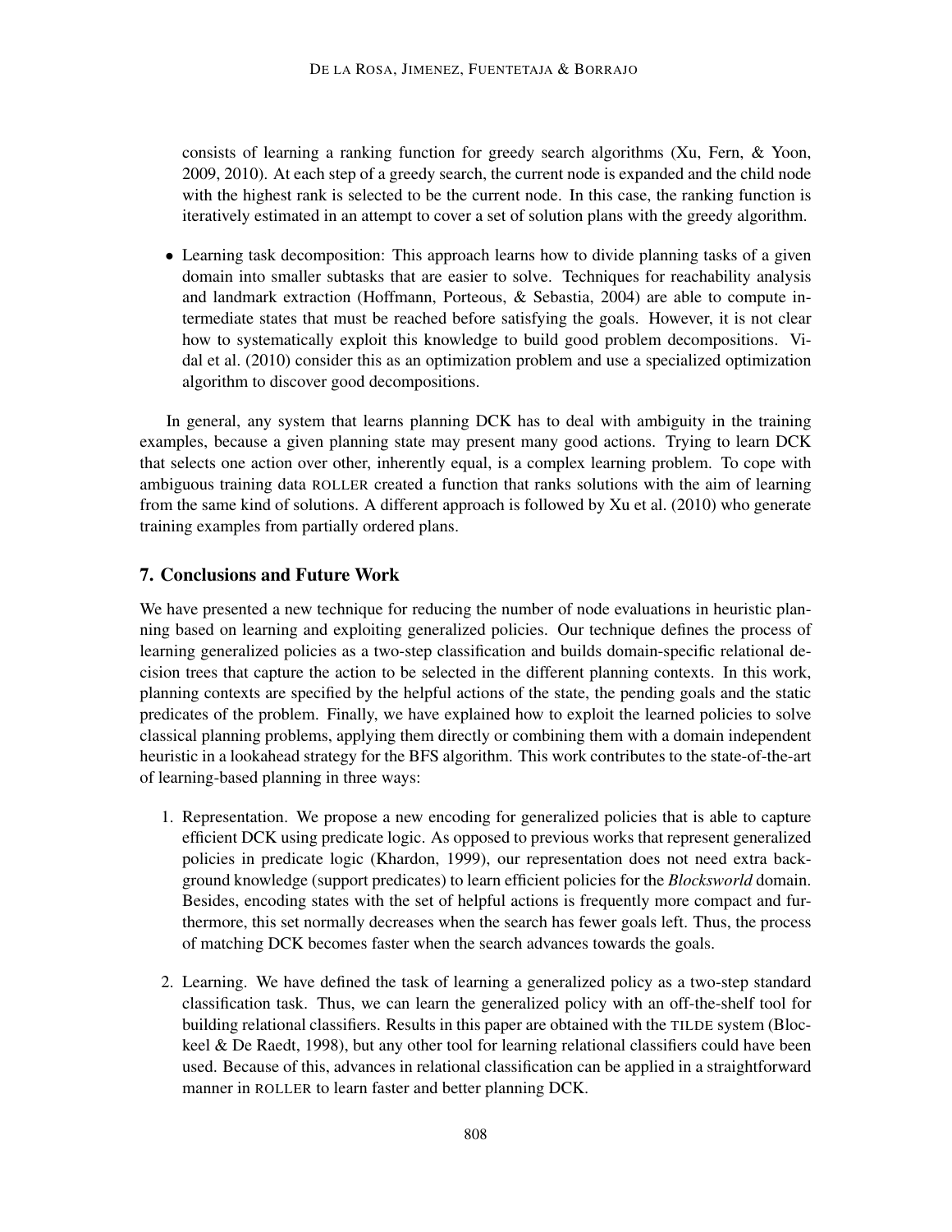consists of learning a ranking function for greedy search algorithms (Xu, Fern, & Yoon, 2009, 2010). At each step of a greedy search, the current node is expanded and the child node with the highest rank is selected to be the current node. In this case, the ranking function is iteratively estimated in an attempt to cover a set of solution plans with the greedy algorithm.

- Learning task decomposition: This approach learns how to divide planning tasks of a given domain into smaller subtasks that are easier to solve. Techniques for reachability analysis and landmark extraction (Hoffmann, Porteous, & Sebastia, 2004) are able to compute intermediate states that must be reached before satisfying the goals. However, it is not clear how to systematically exploit this knowledge to build good problem decompositions. Vidal et al. (2010) consider this as an optimization problem and use a specialized optimization algorithm to discover good decompositions.

In general, any system that learns planning DCK has to deal with ambiguity in the training examples, because a given planning state may present many good actions. Trying to learn DCK that selects one action over other, inherently equal, is a complex learning problem. To cope with ambiguous training data ROLLER created a function that ranks solutions with the aim of learning from the same kind of solutions. A different approach is followed by Xu et al. (2010) who generate training examples from partially ordered plans.

## 7. Conclusions and Future Work

We have presented a new technique for reducing the number of node evaluations in heuristic planning based on learning and exploiting generalized policies. Our technique defines the process of learning generalized policies as a two-step classification and builds domain-specific relational decision trees that capture the action to be selected in the different planning contexts. In this work, planning contexts are specified by the helpful actions of the state, the pending goals and the static predicates of the problem. Finally, we have explained how to exploit the learned policies to solve classical planning problems, applying them directly or combining them with a domain independent heuristic in a lookahead strategy for the BFS algorithm. This work contributes to the state-of-the-art of learning-based planning in three ways:

1. Representation. We propose a new encoding for generalized policies that is able to capture efficient DCK using predicate logic. As opposed to previous works that represent generalized policies in predicate logic (Khardon, 1999), our representation does not need extra background knowledge (support predicates) to learn efficient policies for the *Blocksworld* domain. Besides, encoding states with the set of helpful actions is frequently more compact and furthermore, this set normally decreases when the search has fewer goals left. Thus, the process of matching DCK becomes faster when the search advances towards the goals.

2. Learning. We have defined the task of learning a generalized policy as a two-step standard classification task. Thus, we can learn the generalized policy with an off-the-shelf tool for building relational classifiers. Results in this paper are obtained with the TILDE system (Blockeel & De Raedt, 1998), but any other tool for learning relational classifiers could have been used. Because of this, advances in relational classification can be applied in a straightforward manner in ROLLER to learn faster and better planning DCK.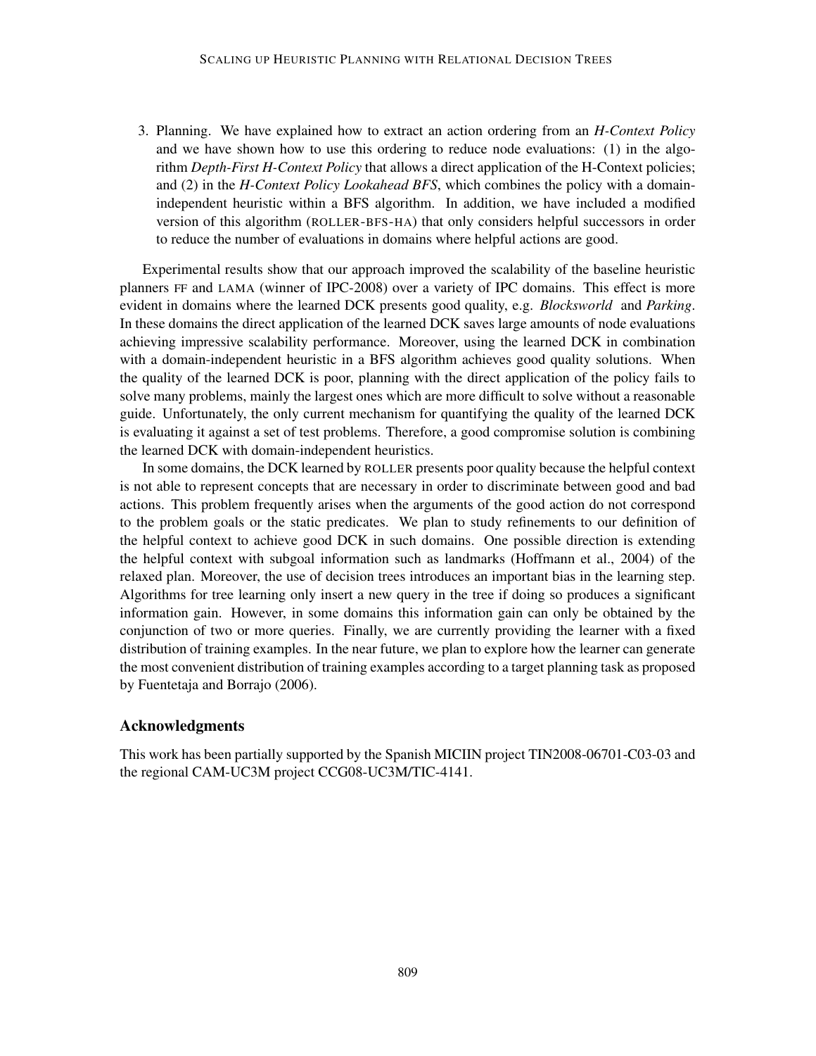3. Planning. We have explained how to extract an action ordering from an *H-Context Policy* and we have shown how to use this ordering to reduce node evaluations: (1) in the algorithm *Depth-First H-Context Policy* that allows a direct application of the H-Context policies; and (2) in the *H-Context Policy Lookahead BFS*, which combines the policy with a domain-independent heuristic within a BFS algorithm. In addition, we have included a modified version of this algorithm (ROLLER-BFS-HA) that only considers helpful successors in order to reduce the number of evaluations in domains where helpful actions are good.

Experimental results show that our approach improved the scalability of the baseline heuristic planners FF and LAMA (winner of IPC-2008) over a variety of IPC domains. This effect is more evident in domains where the learned DCK presents good quality, e.g. *Blocksworld* and *Parking*. In these domains the direct application of the learned DCK saves large amounts of node evaluations achieving impressive scalability performance. Moreover, using the learned DCK in combination with a domain-independent heuristic in a BFS algorithm achieves good quality solutions. When the quality of the learned DCK is poor, planning with the direct application of the policy fails to solve many problems, mainly the largest ones which are more difficult to solve without a reasonable guide. Unfortunately, the only current mechanism for quantifying the quality of the learned DCK is evaluating it against a set of test problems. Therefore, a good compromise solution is combining the learned DCK with domain-independent heuristics.

In some domains, the DCK learned by ROLLER presents poor quality because the helpful context is not able to represent concepts that are necessary in order to discriminate between good and bad actions. This problem frequently arises when the arguments of the good action do not correspond to the problem goals or the static predicates. We plan to study refinements to our definition of the helpful context to achieve good DCK in such domains. One possible direction is extending the helpful context with subgoal information such as landmarks (Hoffmann et al., 2004) of the relaxed plan. Moreover, the use of decision trees introduces an important bias in the learning step. Algorithms for tree learning only insert a new query in the tree if doing so produces a significant information gain. However, in some domains this information gain can only be obtained by the conjunction of two or more queries. Finally, we are currently providing the learner with a fixed distribution of training examples. In the near future, we plan to explore how the learner can generate the most convenient distribution of training examples according to a target planning task as proposed by Fuentetaja and Borrajo (2006).

## Acknowledgments

This work has been partially supported by the Spanish MICIIN project TIN2008-06701-C03-03 and the regional CAM-UC3M project CCG08-UC3M/TIC-4141.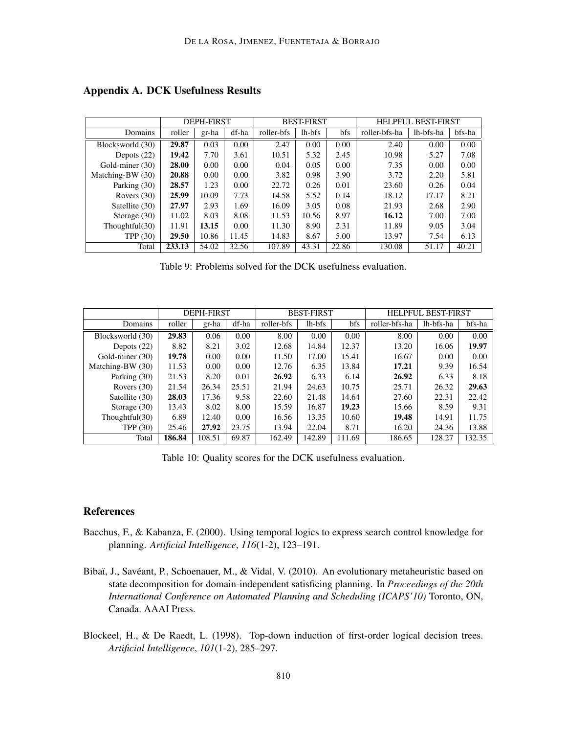## Appendix A. DCK Usefulness Results

| | DEPH-FIRST | | | BEST-FIRST | | | HELPFUL BEST-FIRST | | |
|---|---|---|---|---|---|---|---|---|---|
| Domains | roller | gr-ha | df-ha | roller-bfs | lh-bfs | bfs | roller-bfs-ha | lh-bfs-ha | bfs-ha |
| Blocksworld (30) | **29.87** | 0.03 | 0.00 | 2.47 | 0.00 | 0.00 | 2.40 | 0.00 | 0.00 |
| Depots (22) | **19.42** | 7.70 | 3.61 | 10.51 | 5.32 | 2.45 | 10.98 | 5.27 | 7.08 |
| Gold-miner (30) | **28.00** | 0.00 | 0.00 | 0.04 | 0.05 | 0.00 | 7.35 | 0.00 | 0.00 |
| Matching-BW (30) | **20.88** | 0.00 | 0.00 | 3.82 | 0.98 | 3.90 | 3.72 | 2.20 | 5.81 |
| Parking (30) | **28.57** | 1.23 | 0.00 | 22.72 | 0.26 | 0.01 | 23.60 | 0.26 | 0.04 |
| Rovers (30) | **25.99** | 10.09 | 7.73 | 14.58 | 5.52 | 0.14 | 18.12 | 17.17 | 8.21 |
| Satellite (30) | **27.97** | 2.93 | 1.69 | 16.09 | 3.05 | 0.08 | 21.93 | 2.68 | 2.90 |
| Storage (30) | 11.02 | 8.03 | 8.08 | 11.53 | 10.56 | 8.97 | **16.12** | 7.00 | 7.00 |
| Thoughtful(30) | 11.91 | **13.15** | 0.00 | 11.30 | 8.90 | 2.31 | 11.89 | 9.05 | 3.04 |
| TPP (30) | **29.50** | 10.86 | 11.45 | 14.83 | 8.67 | 5.00 | 13.97 | 7.54 | 6.13 |
| Total | **233.13** | 54.02 | 32.56 | 107.89 | 43.31 | 22.86 | 130.08 | 51.17 | 40.21 |

Table 9: Problems solved for the DCK usefulness evaluation.

| | DEPH-FIRST | | | BEST-FIRST | | | HELPFUL BEST-FIRST | | |
|---|---|---|---|---|---|---|---|---|---|
| Domains | roller | gr-ha | df-ha | roller-bfs | lh-bfs | bfs | roller-bfs-ha | lh-bfs-ha | bfs-ha |
| Blocksworld (30) | **29.83** | 0.06 | 0.00 | 8.00 | 0.00 | 0.00 | 8.00 | 0.00 | 0.00 |
| Depots (22) | 8.82 | 8.21 | 3.02 | 12.68 | 14.84 | 12.37 | 13.20 | 16.06 | **19.97** |
| Gold-miner (30) | **19.78** | 0.00 | 0.00 | 11.50 | 17.00 | 15.41 | 16.67 | 0.00 | 0.00 |
| Matching-BW (30) | 11.53 | 0.00 | 0.00 | 12.76 | 6.35 | 13.84 | **17.21** | 9.39 | 16.54 |
| Parking (30) | 21.53 | 8.20 | 0.01 | **26.92** | 6.33 | 6.14 | **26.92** | 6.33 | 8.18 |
| Rovers (30) | 21.54 | 26.34 | 25.51 | 21.94 | 24.63 | 10.75 | 25.71 | 26.32 | **29.63** |
| Satellite (30) | **28.03** | 17.36 | 9.58 | 22.60 | 21.48 | 14.64 | 27.60 | 22.31 | 22.42 |
| Storage (30) | 13.43 | 8.02 | 8.00 | 15.59 | 16.87 | **19.23** | 15.66 | 8.59 | 9.31 |
| Thoughtful(30) | 6.89 | 12.40 | 0.00 | 16.56 | 13.35 | 10.60 | **19.48** | 14.91 | 11.75 |
| TPP (30) | 25.46 | **27.92** | 23.75 | 13.94 | 22.04 | 8.71 | 16.20 | 24.36 | 13.88 |
| Total | **186.84** | 108.51 | 69.87 | 162.49 | 142.89 | 111.69 | 186.65 | 128.27 | 132.35 |

Table 10: Quality scores for the DCK usefulness evaluation.

## References

Bacchus, F., & Kabanza, F. (2000). Using temporal logics to express search control knowledge for planning. *Artificial Intelligence*, *116*(1-2), 123–191.

Bibaï, J., Savéant, P., Schoenauer, M., & Vidal, V. (2010). An evolutionary metaheuristic based on state decomposition for domain-independent satisficing planning. In *Proceedings of the 20th International Conference on Automated Planning and Scheduling (ICAPS'10)* Toronto, ON, Canada. AAAI Press.

Blockeel, H., & De Raedt, L. (1998). Top-down induction of first-order logical decision trees. *Artificial Intelligence*, *101*(1-2), 285–297.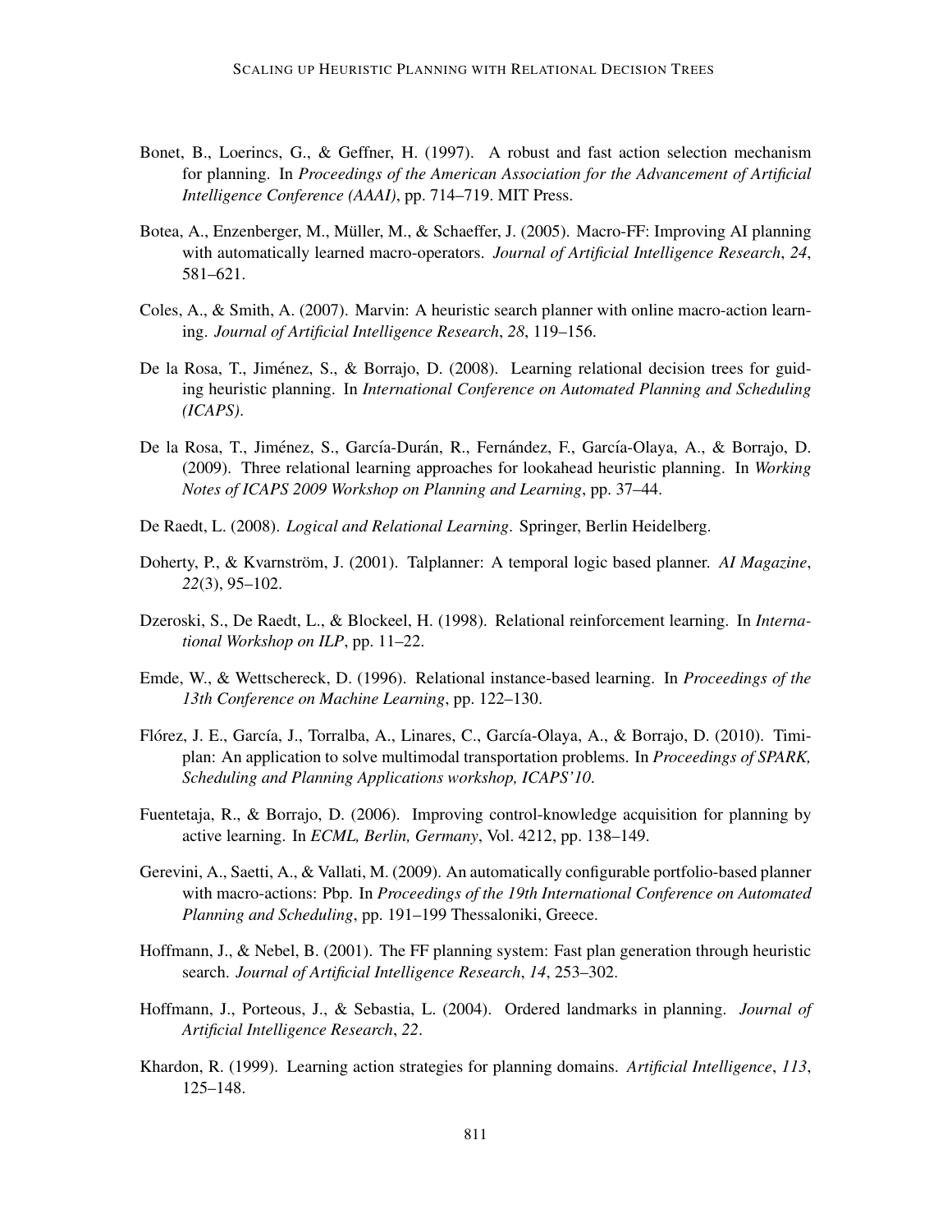Bonet, B., Loerincs, G., & Geffner, H. (1997). A robust and fast action selection mechanism for planning. In *Proceedings of the American Association for the Advancement of Artificial Intelligence Conference (AAAI)*, pp. 714–719. MIT Press.

Botea, A., Enzenberger, M., Müller, M., & Schaeffer, J. (2005). Macro-FF: Improving AI planning with automatically learned macro-operators. *Journal of Artificial Intelligence Research*, *24*, 581–621.

Coles, A., & Smith, A. (2007). Marvin: A heuristic search planner with online macro-action learning. *Journal of Artificial Intelligence Research*, *28*, 119–156.

De la Rosa, T., Jiménez, S., & Borrajo, D. (2008). Learning relational decision trees for guiding heuristic planning. In *International Conference on Automated Planning and Scheduling (ICAPS)*.

De la Rosa, T., Jiménez, S., García-Durán, R., Fernández, F., García-Olaya, A., & Borrajo, D. (2009). Three relational learning approaches for lookahead heuristic planning. In *Working Notes of ICAPS 2009 Workshop on Planning and Learning*, pp. 37–44.

De Raedt, L. (2008). *Logical and Relational Learning*. Springer, Berlin Heidelberg.

Doherty, P., & Kvarnström, J. (2001). Talplanner: A temporal logic based planner. *AI Magazine*, *22*(3), 95–102.

Dzeroski, S., De Raedt, L., & Blockeel, H. (1998). Relational reinforcement learning. In *International Workshop on ILP*, pp. 11–22.

Emde, W., & Wettschereck, D. (1996). Relational instance-based learning. In *Proceedings of the 13th Conference on Machine Learning*, pp. 122–130.

Flórez, J. E., García, J., Torralba, A., Linares, C., García-Olaya, A., & Borrajo, D. (2010). Timiplan: An application to solve multimodal transportation problems. In *Proceedings of SPARK, Scheduling and Planning Applications workshop, ICAPS'10*.

Fuentetaja, R., & Borrajo, D. (2006). Improving control-knowledge acquisition for planning by active learning. In *ECML, Berlin, Germany*, Vol. 4212, pp. 138–149.

Gerevini, A., Saetti, A., & Vallati, M. (2009). An automatically configurable portfolio-based planner with macro-actions: Pbp. In *Proceedings of the 19th International Conference on Automated Planning and Scheduling*, pp. 191–199 Thessaloniki, Greece.

Hoffmann, J., & Nebel, B. (2001). The FF planning system: Fast plan generation through heuristic search. *Journal of Artificial Intelligence Research*, *14*, 253–302.

Hoffmann, J., Porteous, J., & Sebastia, L. (2004). Ordered landmarks in planning. *Journal of Artificial Intelligence Research*, *22*.

Khardon, R. (1999). Learning action strategies for planning domains. *Artificial Intelligence*, *113*, 125–148.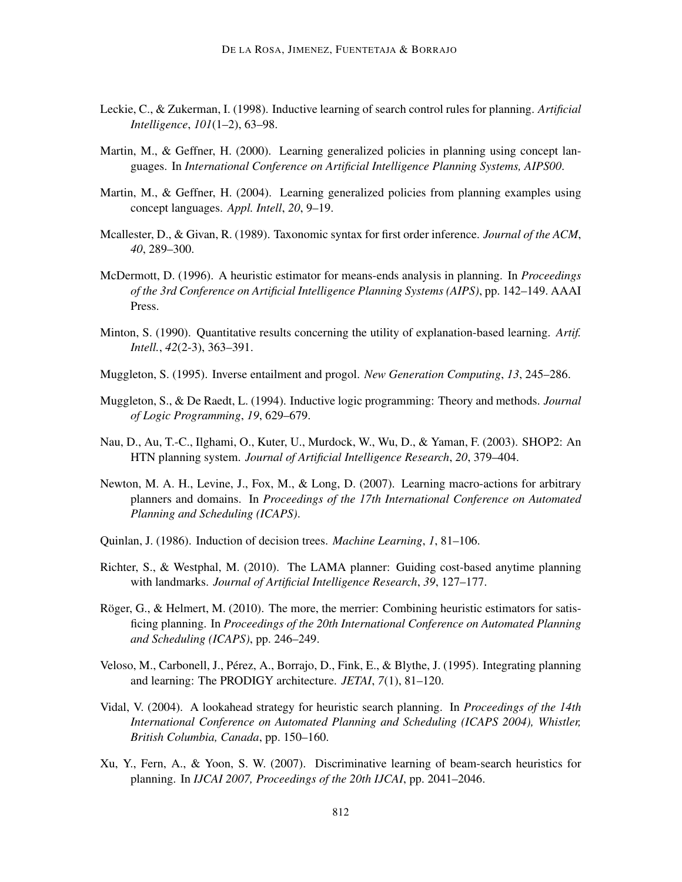Leckie, C., & Zukerman, I. (1998). Inductive learning of search control rules for planning. *Artificial Intelligence*, *101*(1–2), 63–98.

Martin, M., & Geffner, H. (2000). Learning generalized policies in planning using concept languages. In *International Conference on Artificial Intelligence Planning Systems, AIPS00*.

Martin, M., & Geffner, H. (2004). Learning generalized policies from planning examples using concept languages. *Appl. Intell*, *20*, 9–19.

Mcallester, D., & Givan, R. (1989). Taxonomic syntax for first order inference. *Journal of the ACM*, *40*, 289–300.

McDermott, D. (1996). A heuristic estimator for means-ends analysis in planning. In *Proceedings of the 3rd Conference on Artificial Intelligence Planning Systems (AIPS)*, pp. 142–149. AAAI Press.

Minton, S. (1990). Quantitative results concerning the utility of explanation-based learning. *Artif. Intell.*, *42*(2-3), 363–391.

Muggleton, S. (1995). Inverse entailment and progol. *New Generation Computing*, *13*, 245–286.

Muggleton, S., & De Raedt, L. (1994). Inductive logic programming: Theory and methods. *Journal of Logic Programming*, *19*, 629–679.

Nau, D., Au, T.-C., Ilghami, O., Kuter, U., Murdock, W., Wu, D., & Yaman, F. (2003). SHOP2: An HTN planning system. *Journal of Artificial Intelligence Research*, *20*, 379–404.

Newton, M. A. H., Levine, J., Fox, M., & Long, D. (2007). Learning macro-actions for arbitrary planners and domains. In *Proceedings of the 17th International Conference on Automated Planning and Scheduling (ICAPS)*.

Quinlan, J. (1986). Induction of decision trees. *Machine Learning*, *1*, 81–106.

Richter, S., & Westphal, M. (2010). The LAMA planner: Guiding cost-based anytime planning with landmarks. *Journal of Artificial Intelligence Research*, *39*, 127–177.

Röger, G., & Helmert, M. (2010). The more, the merrier: Combining heuristic estimators for satisficing planning. In *Proceedings of the 20th International Conference on Automated Planning and Scheduling (ICAPS)*, pp. 246–249.

Veloso, M., Carbonell, J., Pérez, A., Borrajo, D., Fink, E., & Blythe, J. (1995). Integrating planning and learning: The PRODIGY architecture. *JETAI*, *7*(1), 81–120.

Vidal, V. (2004). A lookahead strategy for heuristic search planning. In *Proceedings of the 14th International Conference on Automated Planning and Scheduling (ICAPS 2004), Whistler, British Columbia, Canada*, pp. 150–160.

Xu, Y., Fern, A., & Yoon, S. W. (2007). Discriminative learning of beam-search heuristics for planning. In *IJCAI 2007, Proceedings of the 20th IJCAI*, pp. 2041–2046.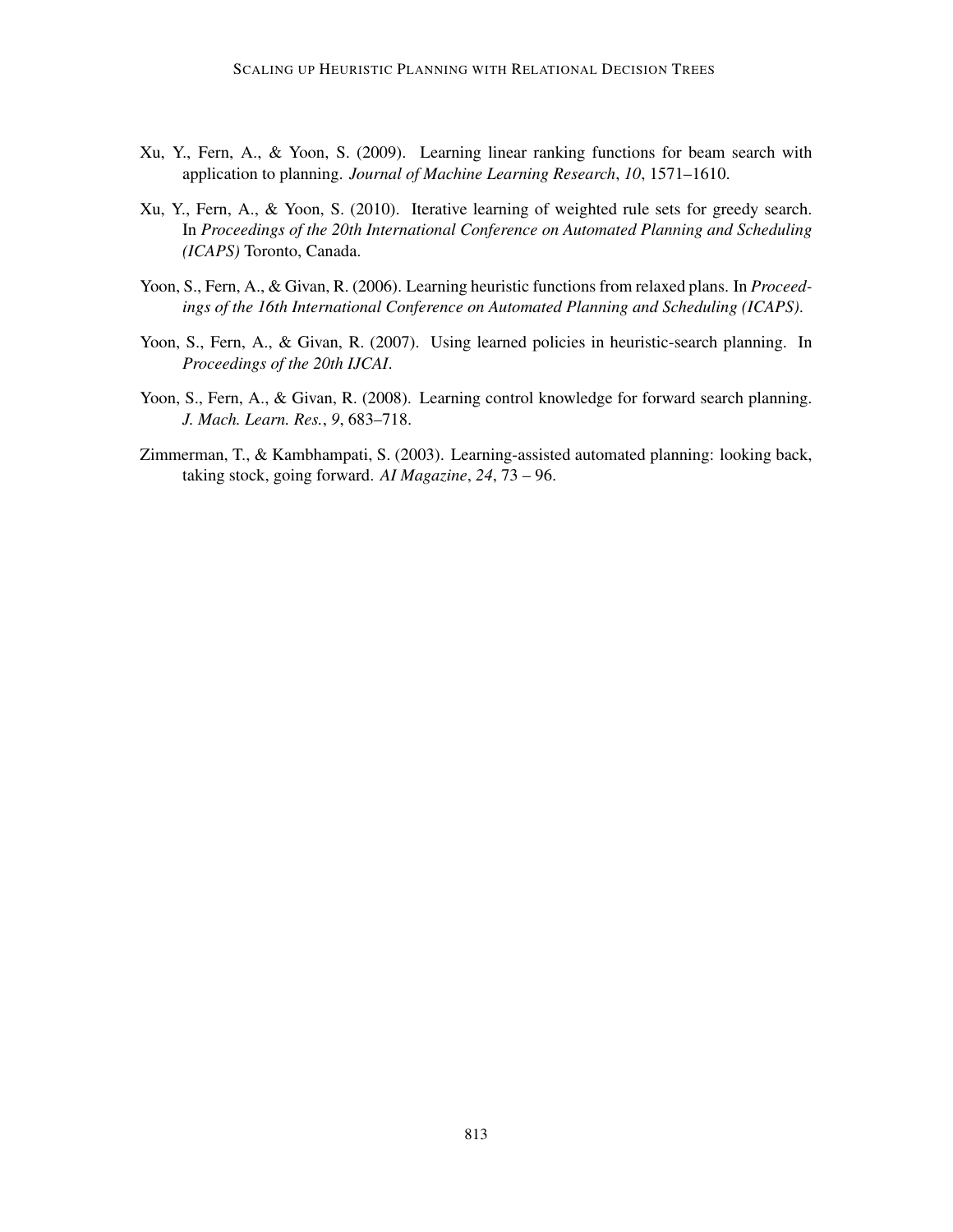Xu, Y., Fern, A., & Yoon, S. (2009). Learning linear ranking functions for beam search with application to planning. *Journal of Machine Learning Research*, *10*, 1571–1610.

Xu, Y., Fern, A., & Yoon, S. (2010). Iterative learning of weighted rule sets for greedy search. In *Proceedings of the 20th International Conference on Automated Planning and Scheduling (ICAPS)* Toronto, Canada.

Yoon, S., Fern, A., & Givan, R. (2006). Learning heuristic functions from relaxed plans. In *Proceedings of the 16th International Conference on Automated Planning and Scheduling (ICAPS)*.

Yoon, S., Fern, A., & Givan, R. (2007). Using learned policies in heuristic-search planning. In *Proceedings of the 20th IJCAI*.

Yoon, S., Fern, A., & Givan, R. (2008). Learning control knowledge for forward search planning. *J. Mach. Learn. Res.*, *9*, 683–718.

Zimmerman, T., & Kambhampati, S. (2003). Learning-assisted automated planning: looking back, taking stock, going forward. *AI Magazine*, *24*, 73 – 96.